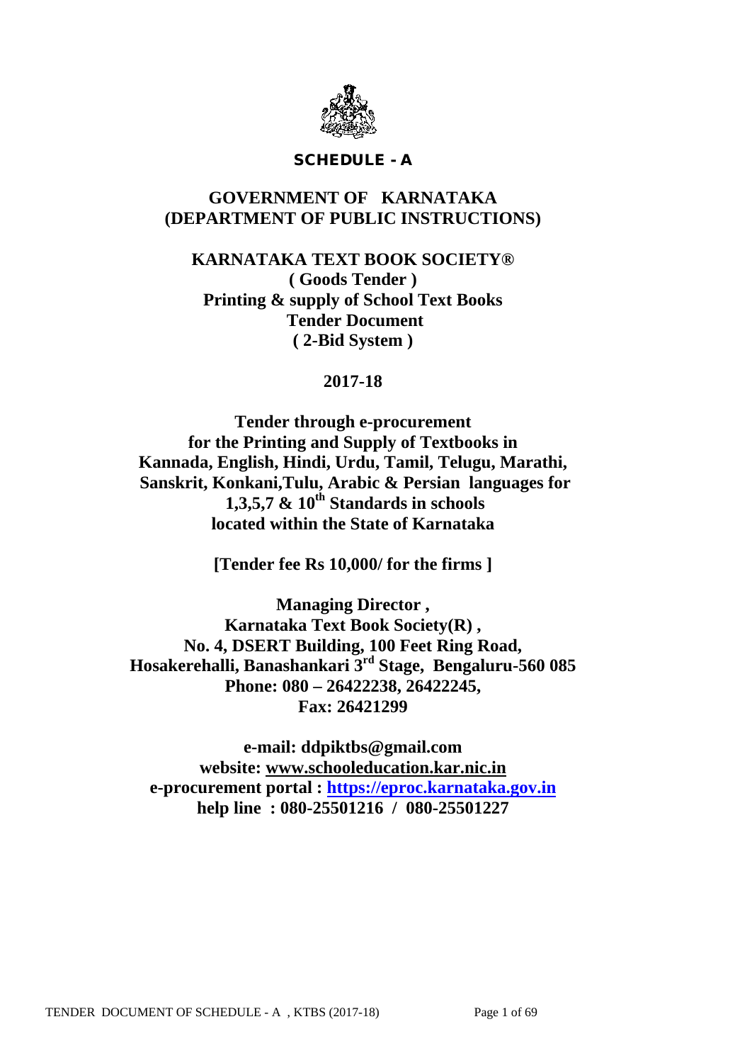## SCHEDULE - A

# GOVERNMENT OF KARNATAKA
# (DEPARTMENT OF PUBLIC INSTRUCTIONS)

## KARNATAKA TEXT BOOK SOCIETY®
## ( Goods Tender )
## Printing & supply of School Text Books
## Tender Document
## ( 2-Bid System )

**2017-18**

**Tender through e-procurement for the Printing and Supply of Textbooks in Kannada, English, Hindi, Urdu, Tamil, Telugu, Marathi, Sanskrit, Konkani,Tulu, Arabic & Persian languages for 1,3,5,7 & 10th Standards in schools located within the State of Karnataka**

**[Tender fee Rs 10,000/ for the firms ]**

**Managing Director ,**
**Karnataka Text Book Society(R) ,**
**No. 4, DSERT Building, 100 Feet Ring Road,**
**Hosakerehalli, Banashankari 3rd Stage, Bengaluru-560 085**
**Phone: 080 – 26422238, 26422245,**
**Fax: 26421299**

**e-mail: ddpiktbs@gmail.com**
**website: www.schooleducation.kar.nic.in**
**e-procurement portal : https://eproc.karnataka.gov.in**
**help line : 080-25501216 / 080-25501227**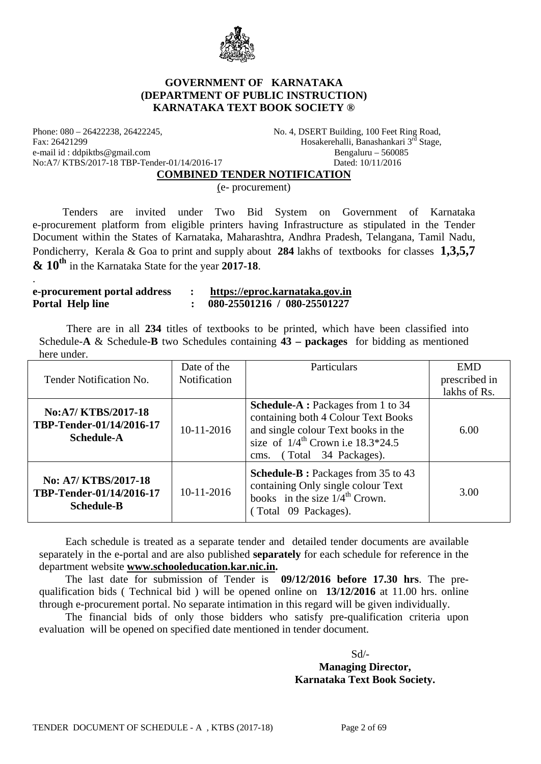**GOVERNMENT OF KARNATAKA**
**(DEPARTMENT OF PUBLIC INSTRUCTION)**
**KARNATAKA TEXT BOOK SOCIETY ®**

Phone: 080 – 26422238, 26422245,
Fax: 26421299
e-mail id : ddpiktbs@gmail.com
No:A7/ KTBS/2017-18 TBP-Tender-01/14/2016-17

No. 4, DSERT Building, 100 Feet Ring Road,
Hosakerehalli, Banashankari 3rd Stage,
Bengaluru – 560085
Dated: 10/11/2016

## COMBINED TENDER NOTIFICATION

(e- procurement)

Tenders are invited under Two Bid System on Government of Karnataka e-procurement platform from eligible printers having Infrastructure as stipulated in the Tender Document within the States of Karnataka, Maharashtra, Andhra Pradesh, Telangana, Tamil Nadu, Pondicherry, Kerala & Goa to print and supply about **284** lakhs of textbooks for classes **1,3,5,7 & 10th** in the Karnataka State for the year **2017-18**.

.

**e-procurement portal address : https://eproc.karnataka.gov.in**
**Portal Help line : 080-25501216 / 080-25501227**

There are in all **234** titles of textbooks to be printed, which have been classified into Schedule-**A** & Schedule-**B** two Schedules containing **43 – packages** for bidding as mentioned here under.

| Tender Notification No. | Date of the Notification | Particulars | EMD prescribed in lakhs of Rs. |
|---|---|---|---|
| **No:A7/ KTBS/2017-18 TBP-Tender-01/14/2016-17 Schedule-A** | 10-11-2016 | **Schedule-A :** Packages from 1 to 34 containing both 4 Colour Text Books and single colour Text books in the size of 1/4th Crown i.e 18.3*24.5 cms. ( Total 34 Packages). | 6.00 |
| **No: A7/ KTBS/2017-18 TBP-Tender-01/14/2016-17 Schedule-B** | 10-11-2016 | **Schedule-B :** Packages from 35 to 43 containing Only single colour Text books in the size 1/4th Crown. ( Total 09 Packages). | 3.00 |

Each schedule is treated as a separate tender and detailed tender documents are available separately in the e-portal and are also published **separately** for each schedule for reference in the department website **www.schooleducation.kar.nic.in.**

The last date for submission of Tender is **09/12/2016 before 17.30 hrs**. The pre-qualification bids ( Technical bid ) will be opened online on **13/12/2016** at 11.00 hrs. online through e-procurement portal. No separate intimation in this regard will be given individually.

The financial bids of only those bidders who satisfy pre-qualification criteria upon evaluation will be opened on specified date mentioned in tender document.

Sd/-
**Managing Director,**
**Karnataka Text Book Society.**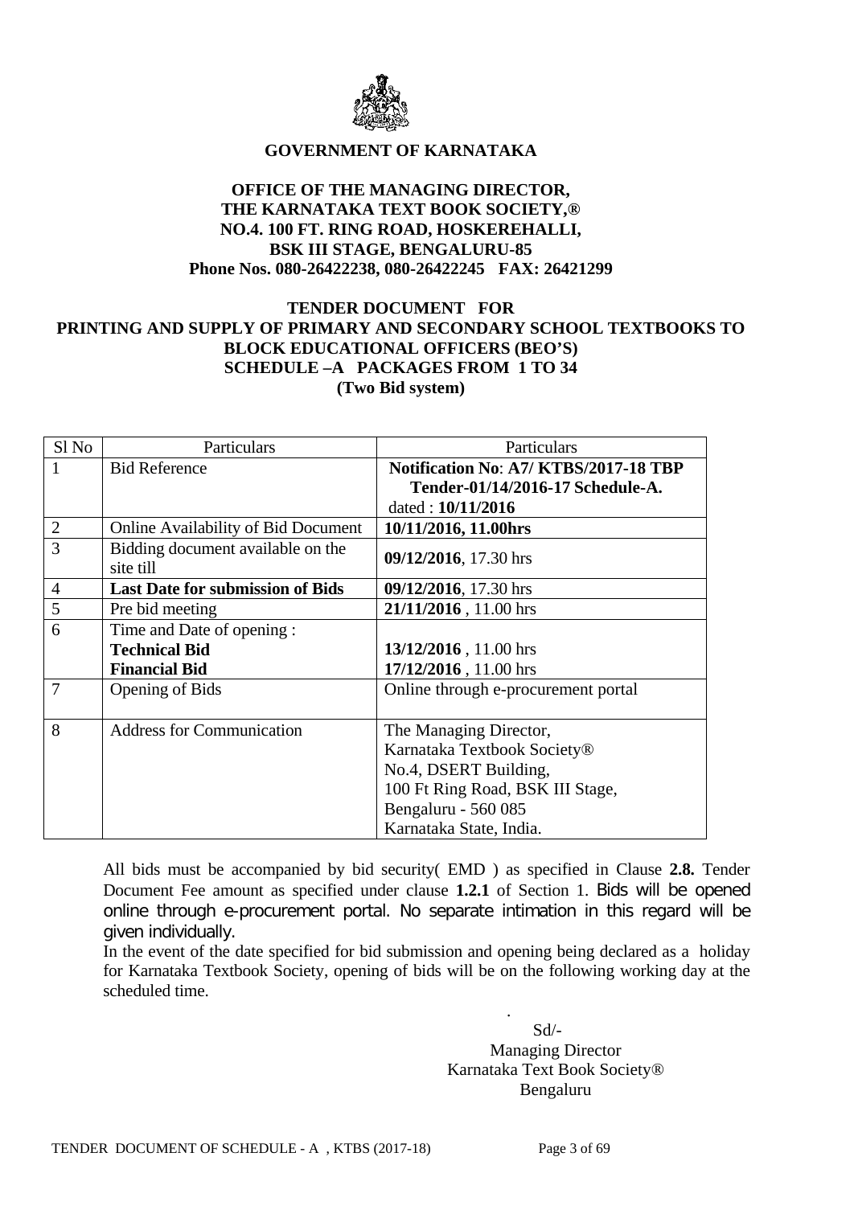**GOVERNMENT OF KARNATAKA**

**OFFICE OF THE MANAGING DIRECTOR,**
**THE KARNATAKA TEXT BOOK SOCIETY,®**
**NO.4. 100 FT. RING ROAD, HOSKEREHALLI,**
**BSK III STAGE, BENGALURU-85**
**Phone Nos. 080-26422238, 080-26422245 FAX: 26421299**

**TENDER DOCUMENT FOR**
**PRINTING AND SUPPLY OF PRIMARY AND SECONDARY SCHOOL TEXTBOOKS TO BLOCK EDUCATIONAL OFFICERS (BEO'S)**
**SCHEDULE –A PACKAGES FROM 1 TO 34**
**(Two Bid system)**

| Sl No | Particulars | Particulars |
|---|---|---|
| 1 | Bid Reference | **Notification No**: **A7/ KTBS/2017-18 TBP Tender-01/14/2016-17 Schedule-A.** dated : **10/11/2016** |
| 2 | Online Availability of Bid Document | **10/11/2016, 11.00hrs** |
| 3 | Bidding document available on the site till | **09/12/2016**, 17.30 hrs |
| 4 | **Last Date for submission of Bids** | **09/12/2016**, 17.30 hrs |
| 5 | Pre bid meeting | **21/11/2016** , 11.00 hrs |
| 6 | Time and Date of opening :<br>**Technical Bid**<br>**Financial Bid** | <br>**13/12/2016** , 11.00 hrs<br>**17/12/2016** , 11.00 hrs |
| 7 | Opening of Bids | Online through e-procurement portal |
| 8 | Address for Communication | The Managing Director,<br>Karnataka Textbook Society®<br>No.4, DSERT Building,<br>100 Ft Ring Road, BSK III Stage,<br>Bengaluru - 560 085<br>Karnataka State, India. |

All bids must be accompanied by bid security( EMD ) as specified in Clause **2.8.** Tender Document Fee amount as specified under clause **1.2.1** of Section 1. Bids will be opened online through e-procurement portal. No separate intimation in this regard will be given individually.

In the event of the date specified for bid submission and opening being declared as a holiday for Karnataka Textbook Society, opening of bids will be on the following working day at the scheduled time.

Sd/-
Managing Director
Karnataka Text Book Society®
Bengaluru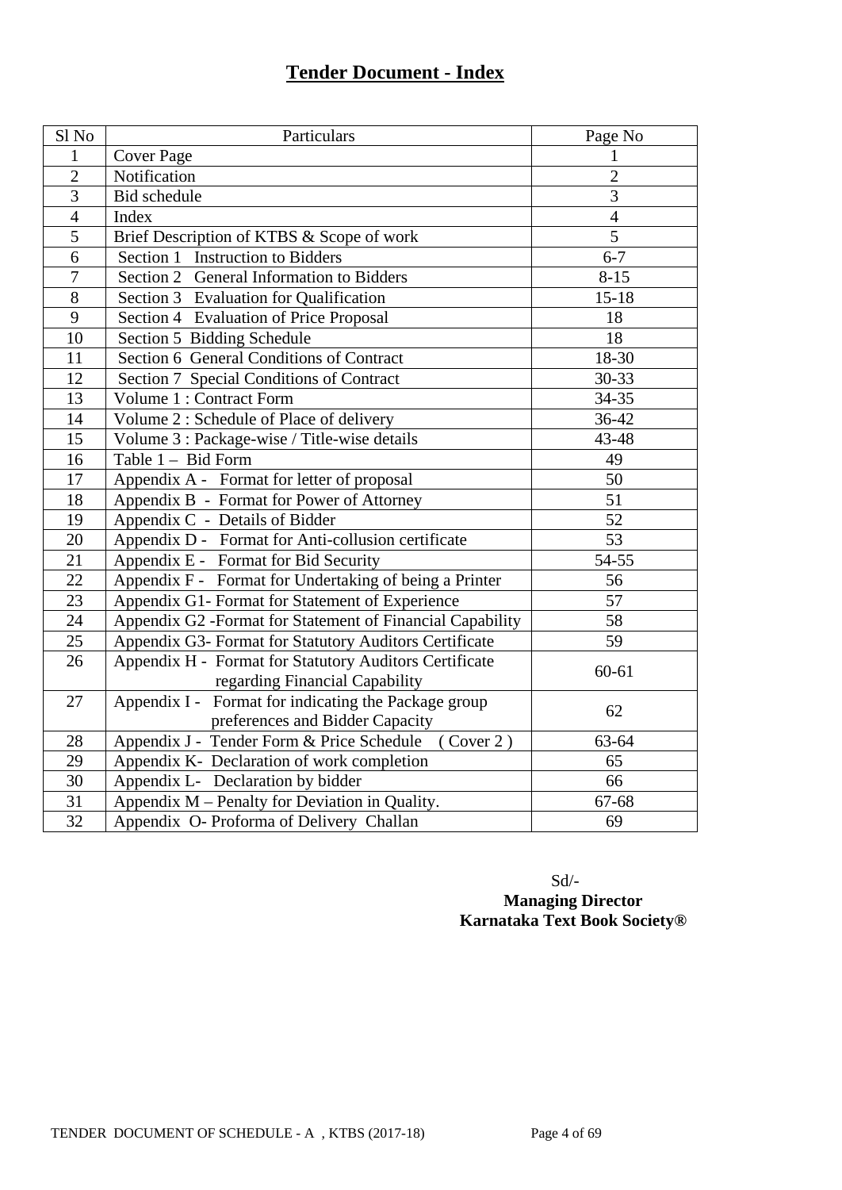# Tender Document - Index

| Sl No | Particulars | Page No |
|---|---|---|
| 1 | Cover Page | 1 |
| 2 | Notification | 2 |
| 3 | Bid schedule | 3 |
| 4 | Index | 4 |
| 5 | Brief Description of KTBS & Scope of work | 5 |
| 6 | Section 1 Instruction to Bidders | 6-7 |
| 7 | Section 2 General Information to Bidders | 8-15 |
| 8 | Section 3 Evaluation for Qualification | 15-18 |
| 9 | Section 4 Evaluation of Price Proposal | 18 |
| 10 | Section 5 Bidding Schedule | 18 |
| 11 | Section 6 General Conditions of Contract | 18-30 |
| 12 | Section 7 Special Conditions of Contract | 30-33 |
| 13 | Volume 1 : Contract Form | 34-35 |
| 14 | Volume 2 : Schedule of Place of delivery | 36-42 |
| 15 | Volume 3 : Package-wise / Title-wise details | 43-48 |
| 16 | Table 1 – Bid Form | 49 |
| 17 | Appendix A - Format for letter of proposal | 50 |
| 18 | Appendix B - Format for Power of Attorney | 51 |
| 19 | Appendix C - Details of Bidder | 52 |
| 20 | Appendix D - Format for Anti-collusion certificate | 53 |
| 21 | Appendix E - Format for Bid Security | 54-55 |
| 22 | Appendix F - Format for Undertaking of being a Printer | 56 |
| 23 | Appendix G1- Format for Statement of Experience | 57 |
| 24 | Appendix G2 -Format for Statement of Financial Capability | 58 |
| 25 | Appendix G3- Format for Statutory Auditors Certificate | 59 |
| 26 | Appendix H - Format for Statutory Auditors Certificate regarding Financial Capability | 60-61 |
| 27 | Appendix I - Format for indicating the Package group preferences and Bidder Capacity | 62 |
| 28 | Appendix J - Tender Form & Price Schedule ( Cover 2 ) | 63-64 |
| 29 | Appendix K- Declaration of work completion | 65 |
| 30 | Appendix L- Declaration by bidder | 66 |
| 31 | Appendix M – Penalty for Deviation in Quality. | 67-68 |
| 32 | Appendix O- Proforma of Delivery Challan | 69 |

Sd/-

**Managing Director**

**Karnataka Text Book Society®**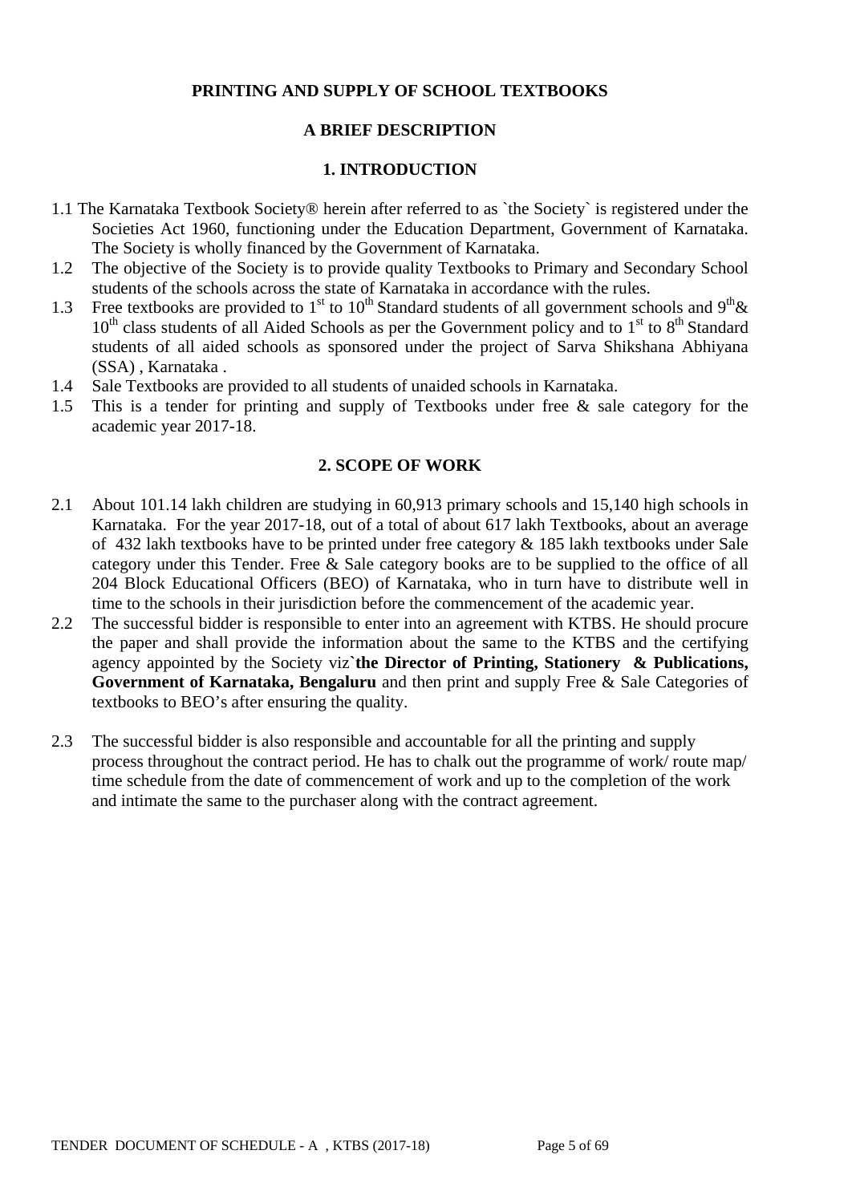**PRINTING AND SUPPLY OF SCHOOL TEXTBOOKS**

**A BRIEF DESCRIPTION**

## 1. INTRODUCTION

1.1 The Karnataka Textbook Society® herein after referred to as `the Society` is registered under the Societies Act 1960, functioning under the Education Department, Government of Karnataka. The Society is wholly financed by the Government of Karnataka.

1.2 The objective of the Society is to provide quality Textbooks to Primary and Secondary School students of the schools across the state of Karnataka in accordance with the rules.

1.3 Free textbooks are provided to 1st to 10th Standard students of all government schools and 9th & 10th class students of all Aided Schools as per the Government policy and to 1st to 8th Standard students of all aided schools as sponsored under the project of Sarva Shikshana Abhiyana (SSA) , Karnataka .

1.4 Sale Textbooks are provided to all students of unaided schools in Karnataka.

1.5 This is a tender for printing and supply of Textbooks under free & sale category for the academic year 2017-18.

## 2. SCOPE OF WORK

2.1 About 101.14 lakh children are studying in 60,913 primary schools and 15,140 high schools in Karnataka. For the year 2017-18, out of a total of about 617 lakh Textbooks, about an average of 432 lakh textbooks have to be printed under free category & 185 lakh textbooks under Sale category under this Tender. Free & Sale category books are to be supplied to the office of all 204 Block Educational Officers (BEO) of Karnataka, who in turn have to distribute well in time to the schools in their jurisdiction before the commencement of the academic year.

2.2 The successful bidder is responsible to enter into an agreement with KTBS. He should procure the paper and shall provide the information about the same to the KTBS and the certifying agency appointed by the Society viz`**the Director of Printing, Stationery & Publications, Government of Karnataka, Bengaluru** and then print and supply Free & Sale Categories of textbooks to BEO's after ensuring the quality.

2.3 The successful bidder is also responsible and accountable for all the printing and supply process throughout the contract period. He has to chalk out the programme of work/ route map/ time schedule from the date of commencement of work and up to the completion of the work and intimate the same to the purchaser along with the contract agreement.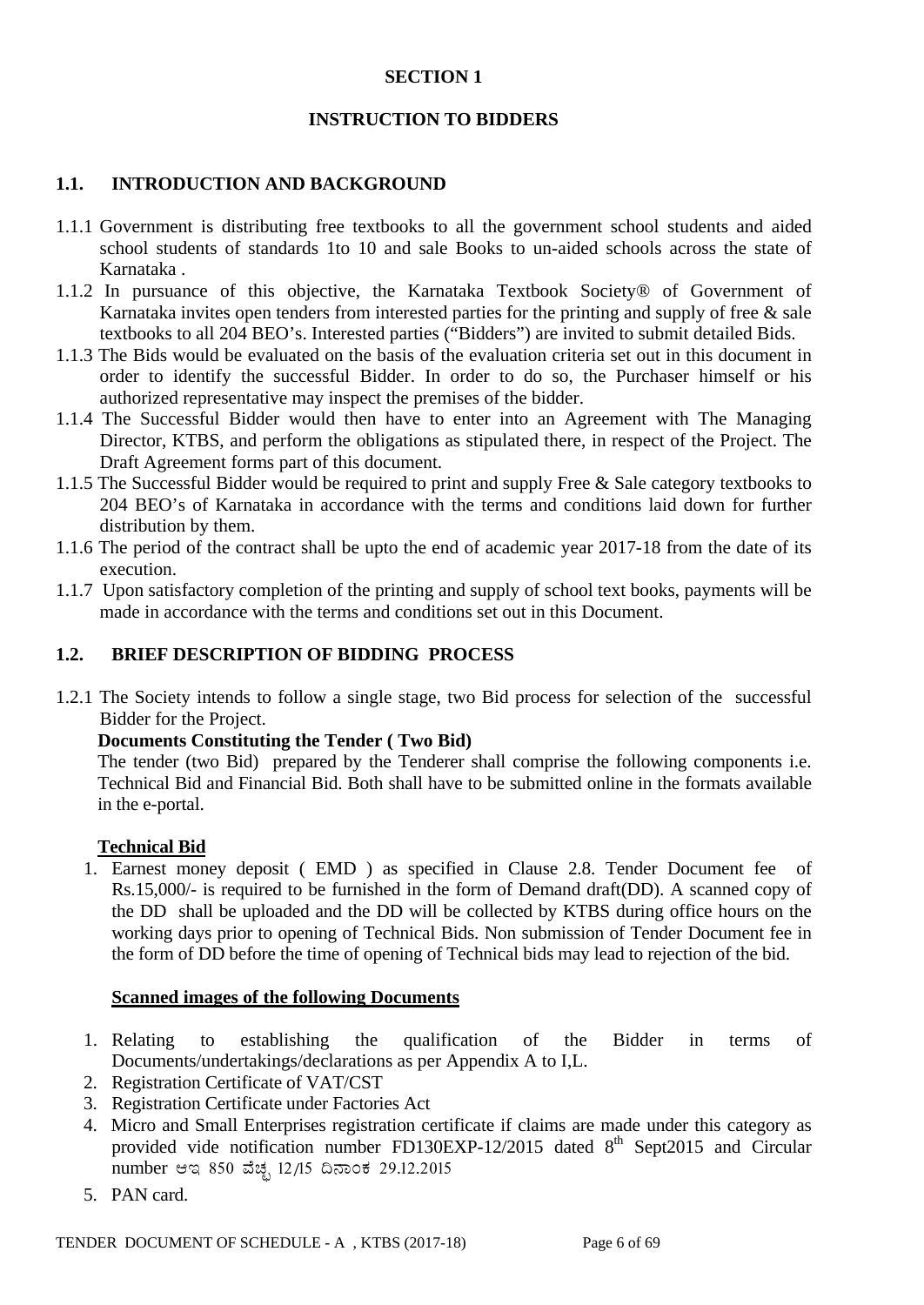# SECTION 1

## INSTRUCTION TO BIDDERS

### 1.1. INTRODUCTION AND BACKGROUND

1.1.1 Government is distributing free textbooks to all the government school students and aided school students of standards 1to 10 and sale Books to un-aided schools across the state of Karnataka .

1.1.2 In pursuance of this objective, the Karnataka Textbook Society® of Government of Karnataka invites open tenders from interested parties for the printing and supply of free & sale textbooks to all 204 BEO's. Interested parties ("Bidders") are invited to submit detailed Bids.

1.1.3 The Bids would be evaluated on the basis of the evaluation criteria set out in this document in order to identify the successful Bidder. In order to do so, the Purchaser himself or his authorized representative may inspect the premises of the bidder.

1.1.4 The Successful Bidder would then have to enter into an Agreement with The Managing Director, KTBS, and perform the obligations as stipulated there, in respect of the Project. The Draft Agreement forms part of this document.

1.1.5 The Successful Bidder would be required to print and supply Free & Sale category textbooks to 204 BEO's of Karnataka in accordance with the terms and conditions laid down for further distribution by them.

1.1.6 The period of the contract shall be upto the end of academic year 2017-18 from the date of its execution.

1.1.7 Upon satisfactory completion of the printing and supply of school text books, payments will be made in accordance with the terms and conditions set out in this Document.

### 1.2. BRIEF DESCRIPTION OF BIDDING PROCESS

1.2.1 The Society intends to follow a single stage, two Bid process for selection of the successful Bidder for the Project.

**Documents Constituting the Tender ( Two Bid)**

The tender (two Bid) prepared by the Tenderer shall comprise the following components i.e. Technical Bid and Financial Bid. Both shall have to be submitted online in the formats available in the e-portal.

**Technical Bid**

1. Earnest money deposit ( EMD ) as specified in Clause 2.8. Tender Document fee of Rs.15,000/- is required to be furnished in the form of Demand draft(DD). A scanned copy of the DD shall be uploaded and the DD will be collected by KTBS during office hours on the working days prior to opening of Technical Bids. Non submission of Tender Document fee in the form of DD before the time of opening of Technical bids may lead to rejection of the bid.

**Scanned images of the following Documents**

1. Relating to establishing the qualification of the Bidder in terms of Documents/undertakings/declarations as per Appendix A to I,L.
2. Registration Certificate of VAT/CST
3. Registration Certificate under Factories Act
4. Micro and Small Enterprises registration certificate if claims are made under this category as provided vide notification number FD130EXP-12/2015 dated 8th Sept2015 and Circular number ಆಇ 850 ವೆಚ್ಚ 12/15 ದಿನಾಂಕ 29.12.2015
5. PAN card.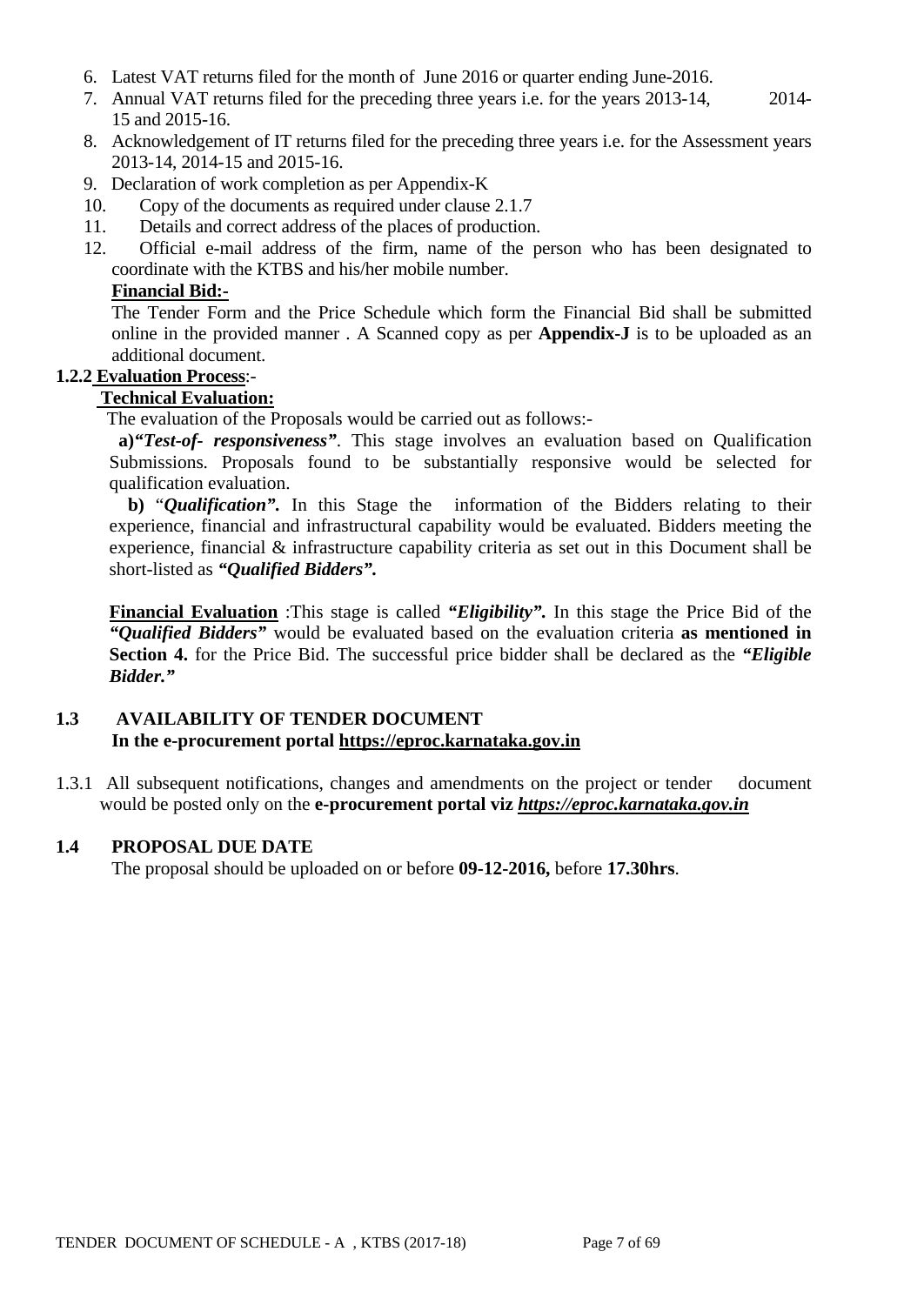6. Latest VAT returns filed for the month of June 2016 or quarter ending June-2016.
7. Annual VAT returns filed for the preceding three years i.e. for the years 2013-14, 2014-15 and 2015-16.
8. Acknowledgement of IT returns filed for the preceding three years i.e. for the Assessment years 2013-14, 2014-15 and 2015-16.
9. Declaration of work completion as per Appendix-K
10. Copy of the documents as required under clause 2.1.7
11. Details and correct address of the places of production.
12. Official e-mail address of the firm, name of the person who has been designated to coordinate with the KTBS and his/her mobile number.

**Financial Bid:-**

The Tender Form and the Price Schedule which form the Financial Bid shall be submitted online in the provided manner . A Scanned copy as per **Appendix-J** is to be uploaded as an additional document.

**1.2.2 Evaluation Process**:-

**Technical Evaluation:**

The evaluation of the Proposals would be carried out as follows:-

**a)*"Test-of- responsiveness"***. This stage involves an evaluation based on Qualification Submissions. Proposals found to be substantially responsive would be selected for qualification evaluation.

**b)** "***Qualification".*** In this Stage the information of the Bidders relating to their experience, financial and infrastructural capability would be evaluated. Bidders meeting the experience, financial & infrastructure capability criteria as set out in this Document shall be short-listed as ***"Qualified Bidders".***

**Financial Evaluation** :This stage is called ***"Eligibility".*** In this stage the Price Bid of the ***"Qualified Bidders"*** would be evaluated based on the evaluation criteria **as mentioned in Section 4.** for the Price Bid. The successful price bidder shall be declared as the ***"Eligible Bidder."***

## 1.3 AVAILABILITY OF TENDER DOCUMENT

**In the e-procurement portal https://eproc.karnataka.gov.in**

1.3.1 All subsequent notifications, changes and amendments on the project or tender document would be posted only on the **e-procurement portal viz *https://eproc.karnataka.gov.in***

## 1.4 PROPOSAL DUE DATE

The proposal should be uploaded on or before **09-12-2016,** before **17.30hrs**.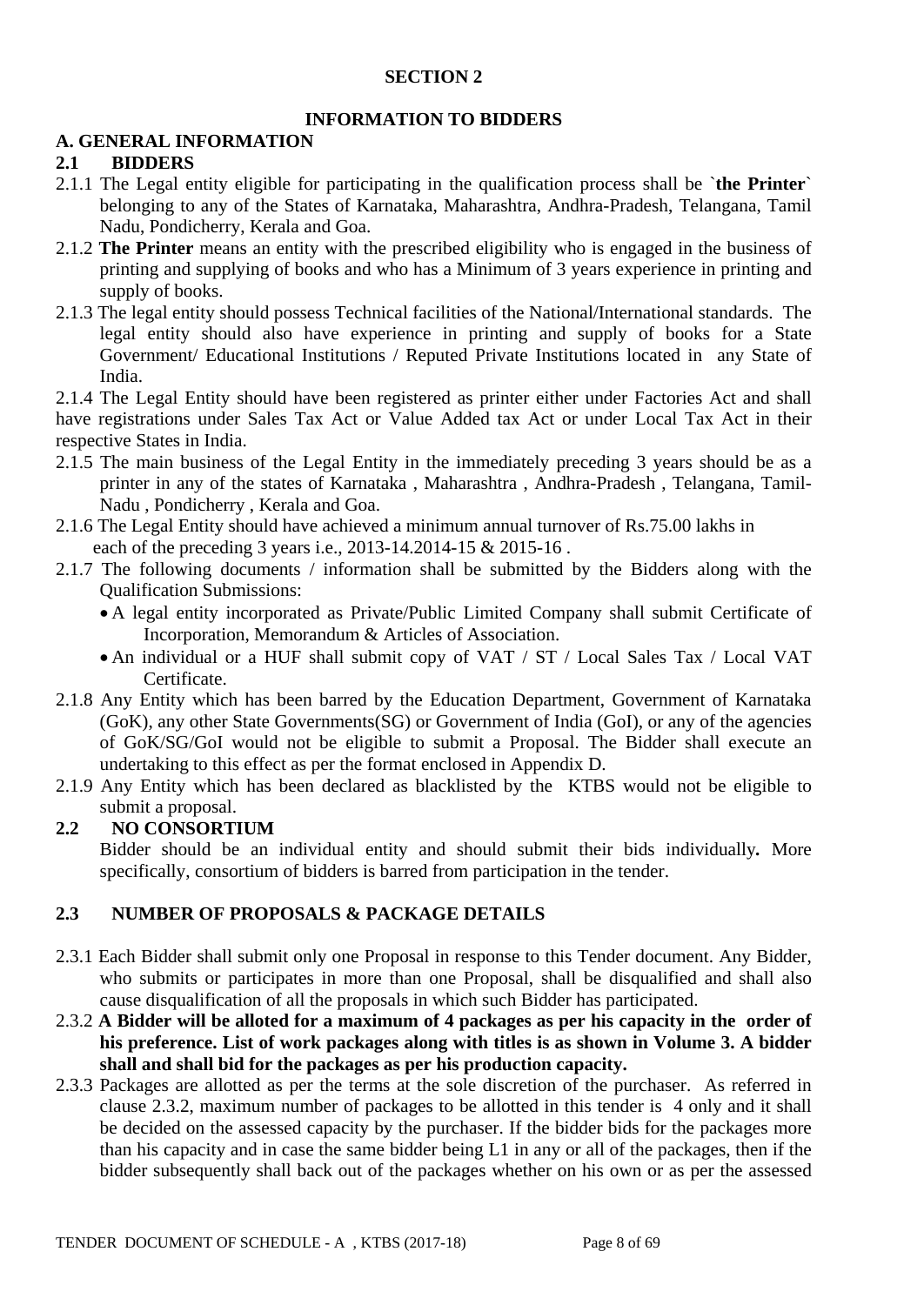## SECTION 2

## INFORMATION TO BIDDERS

### A. GENERAL INFORMATION

### 2.1 BIDDERS

2.1.1 The Legal entity eligible for participating in the qualification process shall be `**the Printer**` belonging to any of the States of Karnataka, Maharashtra, Andhra-Pradesh, Telangana, Tamil Nadu, Pondicherry, Kerala and Goa.

2.1.2 **The Printer** means an entity with the prescribed eligibility who is engaged in the business of printing and supplying of books and who has a Minimum of 3 years experience in printing and supply of books.

2.1.3 The legal entity should possess Technical facilities of the National/International standards. The legal entity should also have experience in printing and supply of books for a State Government/ Educational Institutions / Reputed Private Institutions located in any State of India.

2.1.4 The Legal Entity should have been registered as printer either under Factories Act and shall have registrations under Sales Tax Act or Value Added tax Act or under Local Tax Act in their respective States in India.

2.1.5 The main business of the Legal Entity in the immediately preceding 3 years should be as a printer in any of the states of Karnataka , Maharashtra , Andhra-Pradesh , Telangana, Tamil-Nadu , Pondicherry , Kerala and Goa.

2.1.6 The Legal Entity should have achieved a minimum annual turnover of Rs.75.00 lakhs in each of the preceding 3 years i.e., 2013-14.2014-15 & 2015-16 .

2.1.7 The following documents / information shall be submitted by the Bidders along with the Qualification Submissions:

- A legal entity incorporated as Private/Public Limited Company shall submit Certificate of Incorporation, Memorandum & Articles of Association.
- An individual or a HUF shall submit copy of VAT / ST / Local Sales Tax / Local VAT Certificate.

2.1.8 Any Entity which has been barred by the Education Department, Government of Karnataka (GoK), any other State Governments(SG) or Government of India (GoI), or any of the agencies of GoK/SG/GoI would not be eligible to submit a Proposal. The Bidder shall execute an undertaking to this effect as per the format enclosed in Appendix D.

2.1.9 Any Entity which has been declared as blacklisted by the KTBS would not be eligible to submit a proposal.

### 2.2 NO CONSORTIUM

Bidder should be an individual entity and should submit their bids individually**.** More specifically, consortium of bidders is barred from participation in the tender.

### 2.3 NUMBER OF PROPOSALS & PACKAGE DETAILS

2.3.1 Each Bidder shall submit only one Proposal in response to this Tender document. Any Bidder, who submits or participates in more than one Proposal, shall be disqualified and shall also cause disqualification of all the proposals in which such Bidder has participated.

2.3.2 **A Bidder will be alloted for a maximum of 4 packages as per his capacity in the order of his preference. List of work packages along with titles is as shown in Volume 3. A bidder shall and shall bid for the packages as per his production capacity.**

2.3.3 Packages are allotted as per the terms at the sole discretion of the purchaser. As referred in clause 2.3.2, maximum number of packages to be allotted in this tender is 4 only and it shall be decided on the assessed capacity by the purchaser. If the bidder bids for the packages more than his capacity and in case the same bidder being L1 in any or all of the packages, then if the bidder subsequently shall back out of the packages whether on his own or as per the assessed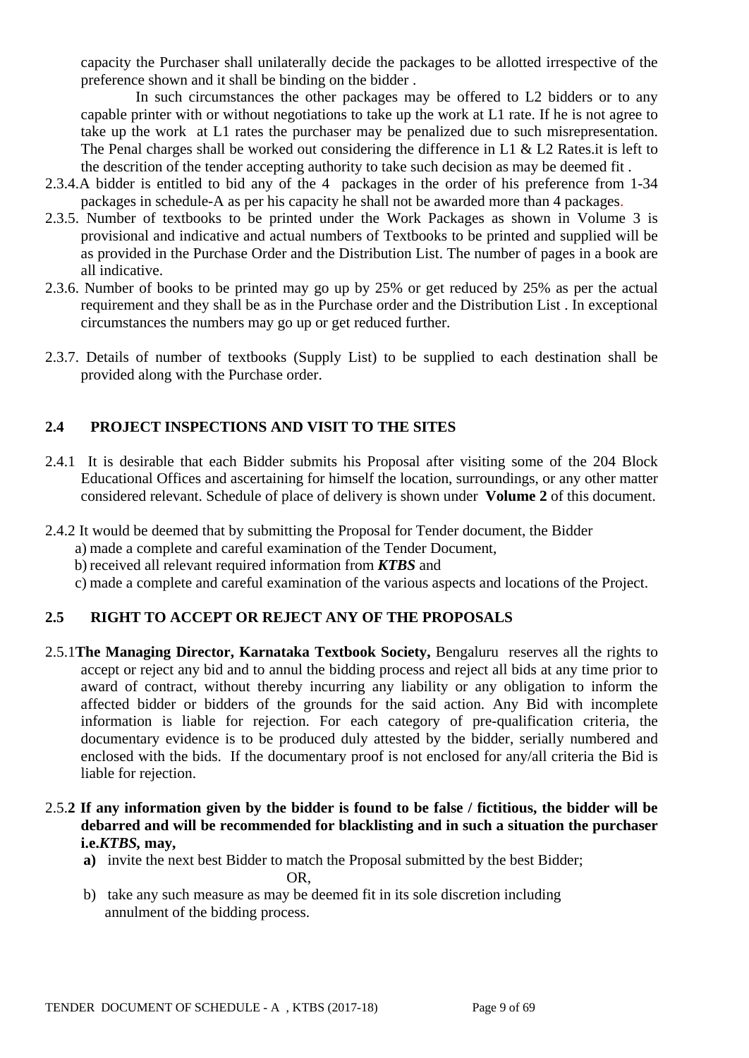capacity the Purchaser shall unilaterally decide the packages to be allotted irrespective of the preference shown and it shall be binding on the bidder .

In such circumstances the other packages may be offered to L2 bidders or to any capable printer with or without negotiations to take up the work at L1 rate. If he is not agree to take up the work at L1 rates the purchaser may be penalized due to such misrepresentation. The Penal charges shall be worked out considering the difference in L1 & L2 Rates.it is left to the descrition of the tender accepting authority to take such decision as may be deemed fit .

2.3.4.A bidder is entitled to bid any of the 4 packages in the order of his preference from 1-34 packages in schedule-A as per his capacity he shall not be awarded more than 4 packages.

2.3.5. Number of textbooks to be printed under the Work Packages as shown in Volume 3 is provisional and indicative and actual numbers of Textbooks to be printed and supplied will be as provided in the Purchase Order and the Distribution List. The number of pages in a book are all indicative.

2.3.6. Number of books to be printed may go up by 25% or get reduced by 25% as per the actual requirement and they shall be as in the Purchase order and the Distribution List . In exceptional circumstances the numbers may go up or get reduced further.

2.3.7. Details of number of textbooks (Supply List) to be supplied to each destination shall be provided along with the Purchase order.

## 2.4 PROJECT INSPECTIONS AND VISIT TO THE SITES

2.4.1 It is desirable that each Bidder submits his Proposal after visiting some of the 204 Block Educational Offices and ascertaining for himself the location, surroundings, or any other matter considered relevant. Schedule of place of delivery is shown under **Volume 2** of this document.

2.4.2 It would be deemed that by submitting the Proposal for Tender document, the Bidder

a) made a complete and careful examination of the Tender Document,

b) received all relevant required information from ***KTBS*** and

c) made a complete and careful examination of the various aspects and locations of the Project.

## 2.5 RIGHT TO ACCEPT OR REJECT ANY OF THE PROPOSALS

2.5.1**The Managing Director, Karnataka Textbook Society,** Bengaluru reserves all the rights to accept or reject any bid and to annul the bidding process and reject all bids at any time prior to award of contract, without thereby incurring any liability or any obligation to inform the affected bidder or bidders of the grounds for the said action. Any Bid with incomplete information is liable for rejection. For each category of pre-qualification criteria, the documentary evidence is to be produced duly attested by the bidder, serially numbered and enclosed with the bids. If the documentary proof is not enclosed for any/all criteria the Bid is liable for rejection.

2.5.**2 If any information given by the bidder is found to be false / fictitious, the bidder will be debarred and will be recommended for blacklisting and in such a situation the purchaser i.e.*KTBS*, may,**

**a)** invite the next best Bidder to match the Proposal submitted by the best Bidder;

OR,

b) take any such measure as may be deemed fit in its sole discretion including annulment of the bidding process.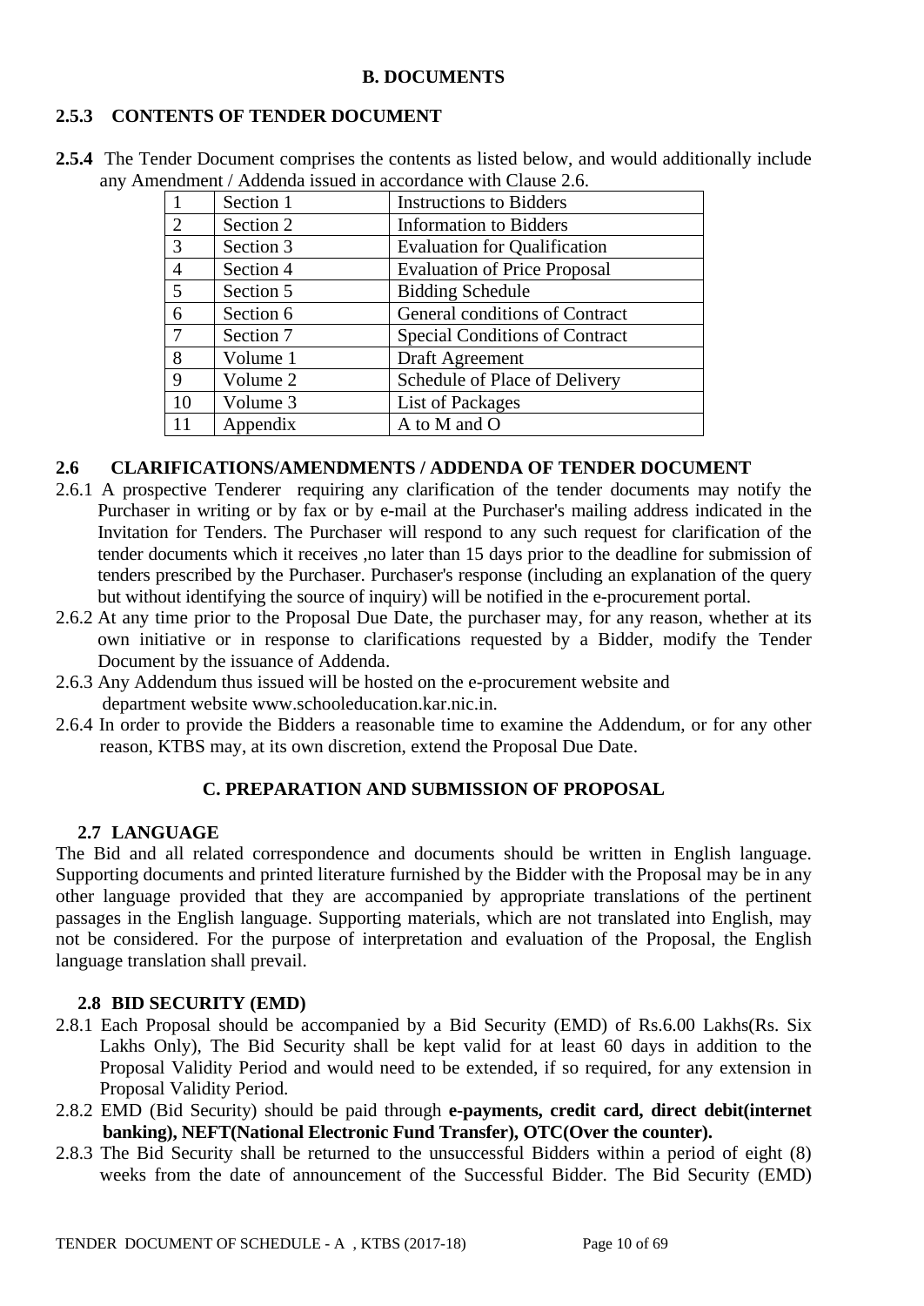## B. DOCUMENTS

### 2.5.3 CONTENTS OF TENDER DOCUMENT

**2.5.4** The Tender Document comprises the contents as listed below, and would additionally include any Amendment / Addenda issued in accordance with Clause 2.6.

| | | |
|---|---|---|
| 1 | Section 1 | Instructions to Bidders |
| 2 | Section 2 | Information to Bidders |
| 3 | Section 3 | Evaluation for Qualification |
| 4 | Section 4 | Evaluation of Price Proposal |
| 5 | Section 5 | Bidding Schedule |
| 6 | Section 6 | General conditions of Contract |
| 7 | Section 7 | Special Conditions of Contract |
| 8 | Volume 1 | Draft Agreement |
| 9 | Volume 2 | Schedule of Place of Delivery |
| 10 | Volume 3 | List of Packages |
| 11 | Appendix | A to M and O |

### 2.6 CLARIFICATIONS/AMENDMENTS / ADDENDA OF TENDER DOCUMENT

2.6.1 A prospective Tenderer requiring any clarification of the tender documents may notify the Purchaser in writing or by fax or by e-mail at the Purchaser's mailing address indicated in the Invitation for Tenders. The Purchaser will respond to any such request for clarification of the tender documents which it receives ,no later than 15 days prior to the deadline for submission of tenders prescribed by the Purchaser. Purchaser's response (including an explanation of the query but without identifying the source of inquiry) will be notified in the e-procurement portal.

2.6.2 At any time prior to the Proposal Due Date, the purchaser may, for any reason, whether at its own initiative or in response to clarifications requested by a Bidder, modify the Tender Document by the issuance of Addenda.

2.6.3 Any Addendum thus issued will be hosted on the e-procurement website and department website www.schooleducation.kar.nic.in.

2.6.4 In order to provide the Bidders a reasonable time to examine the Addendum, or for any other reason, KTBS may, at its own discretion, extend the Proposal Due Date.

## C. PREPARATION AND SUBMISSION OF PROPOSAL

### 2.7 LANGUAGE

The Bid and all related correspondence and documents should be written in English language. Supporting documents and printed literature furnished by the Bidder with the Proposal may be in any other language provided that they are accompanied by appropriate translations of the pertinent passages in the English language. Supporting materials, which are not translated into English, may not be considered. For the purpose of interpretation and evaluation of the Proposal, the English language translation shall prevail.

### 2.8 BID SECURITY (EMD)

2.8.1 Each Proposal should be accompanied by a Bid Security (EMD) of Rs.6.00 Lakhs(Rs. Six Lakhs Only), The Bid Security shall be kept valid for at least 60 days in addition to the Proposal Validity Period and would need to be extended, if so required, for any extension in Proposal Validity Period.

2.8.2 EMD (Bid Security) should be paid through **e-payments, credit card, direct debit(internet banking), NEFT(National Electronic Fund Transfer), OTC(Over the counter).**

2.8.3 The Bid Security shall be returned to the unsuccessful Bidders within a period of eight (8) weeks from the date of announcement of the Successful Bidder. The Bid Security (EMD)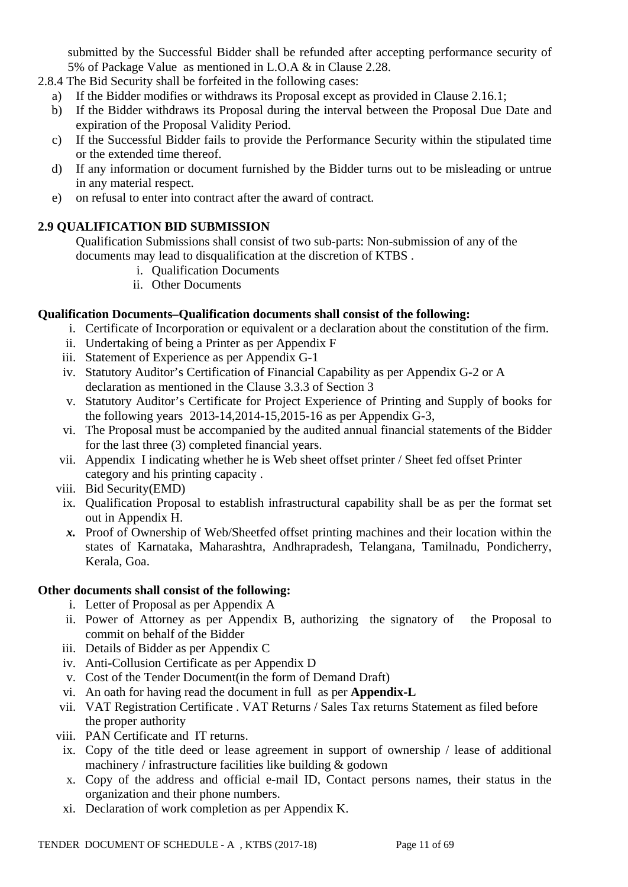submitted by the Successful Bidder shall be refunded after accepting performance security of 5% of Package Value as mentioned in L.O.A & in Clause 2.28.

2.8.4 The Bid Security shall be forfeited in the following cases:

a) If the Bidder modifies or withdraws its Proposal except as provided in Clause 2.16.1;
b) If the Bidder withdraws its Proposal during the interval between the Proposal Due Date and expiration of the Proposal Validity Period.
c) If the Successful Bidder fails to provide the Performance Security within the stipulated time or the extended time thereof.
d) If any information or document furnished by the Bidder turns out to be misleading or untrue in any material respect.
e) on refusal to enter into contract after the award of contract.

**2.9 QUALIFICATION BID SUBMISSION**

Qualification Submissions shall consist of two sub-parts: Non-submission of any of the documents may lead to disqualification at the discretion of KTBS .

i. Qualification Documents
ii. Other Documents

**Qualification Documents–Qualification documents shall consist of the following:**

i. Certificate of Incorporation or equivalent or a declaration about the constitution of the firm.
ii. Undertaking of being a Printer as per Appendix F
iii. Statement of Experience as per Appendix G-1
iv. Statutory Auditor's Certification of Financial Capability as per Appendix G-2 or A declaration as mentioned in the Clause 3.3.3 of Section 3
v. Statutory Auditor's Certificate for Project Experience of Printing and Supply of books for the following years 2013-14,2014-15,2015-16 as per Appendix G-3,
vi. The Proposal must be accompanied by the audited annual financial statements of the Bidder for the last three (3) completed financial years.
vii. Appendix I indicating whether he is Web sheet offset printer / Sheet fed offset Printer category and his printing capacity .
viii. Bid Security(EMD)
ix. Qualification Proposal to establish infrastructural capability shall be as per the format set out in Appendix H.
***x.*** Proof of Ownership of Web/Sheetfed offset printing machines and their location within the states of Karnataka, Maharashtra, Andhrapradesh, Telangana, Tamilnadu, Pondicherry, Kerala, Goa.

**Other documents shall consist of the following:**

i. Letter of Proposal as per Appendix A
ii. Power of Attorney as per Appendix B, authorizing the signatory of the Proposal to commit on behalf of the Bidder
iii. Details of Bidder as per Appendix C
iv. Anti-Collusion Certificate as per Appendix D
v. Cost of the Tender Document(in the form of Demand Draft)
vi. An oath for having read the document in full as per **Appendix-L**
vii. VAT Registration Certificate . VAT Returns / Sales Tax returns Statement as filed before the proper authority
viii. PAN Certificate and IT returns.
ix. Copy of the title deed or lease agreement in support of ownership / lease of additional machinery / infrastructure facilities like building & godown
x. Copy of the address and official e-mail ID, Contact persons names, their status in the organization and their phone numbers.
xi. Declaration of work completion as per Appendix K.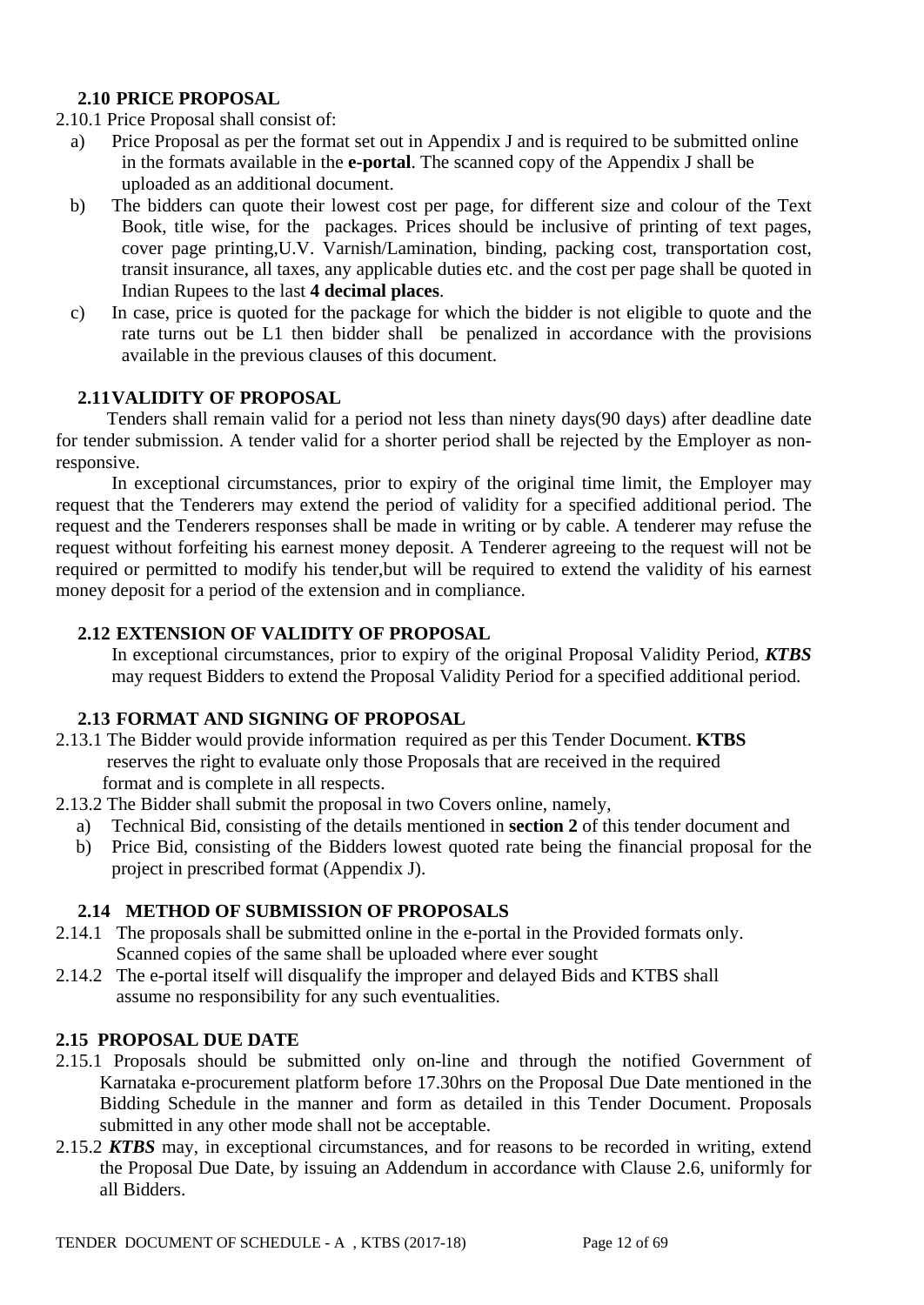### 2.10 PRICE PROPOSAL

2.10.1 Price Proposal shall consist of:

a) Price Proposal as per the format set out in Appendix J and is required to be submitted online in the formats available in the **e-portal**. The scanned copy of the Appendix J shall be uploaded as an additional document.

b) The bidders can quote their lowest cost per page, for different size and colour of the Text Book, title wise, for the packages. Prices should be inclusive of printing of text pages, cover page printing,U.V. Varnish/Lamination, binding, packing cost, transportation cost, transit insurance, all taxes, any applicable duties etc. and the cost per page shall be quoted in Indian Rupees to the last **4 decimal places**.

c) In case, price is quoted for the package for which the bidder is not eligible to quote and the rate turns out be L1 then bidder shall be penalized in accordance with the provisions available in the previous clauses of this document.

### 2.11 VALIDITY OF PROPOSAL

Tenders shall remain valid for a period not less than ninety days(90 days) after deadline date for tender submission. A tender valid for a shorter period shall be rejected by the Employer as non-responsive.

In exceptional circumstances, prior to expiry of the original time limit, the Employer may request that the Tenderers may extend the period of validity for a specified additional period. The request and the Tenderers responses shall be made in writing or by cable. A tenderer may refuse the request without forfeiting his earnest money deposit. A Tenderer agreeing to the request will not be required or permitted to modify his tender,but will be required to extend the validity of his earnest money deposit for a period of the extension and in compliance.

### 2.12 EXTENSION OF VALIDITY OF PROPOSAL

In exceptional circumstances, prior to expiry of the original Proposal Validity Period, ***KTBS*** may request Bidders to extend the Proposal Validity Period for a specified additional period.

### 2.13 FORMAT AND SIGNING OF PROPOSAL

2.13.1 The Bidder would provide information required as per this Tender Document. **KTBS** reserves the right to evaluate only those Proposals that are received in the required format and is complete in all respects.

2.13.2 The Bidder shall submit the proposal in two Covers online, namely,

a) Technical Bid, consisting of the details mentioned in **section 2** of this tender document and

b) Price Bid, consisting of the Bidders lowest quoted rate being the financial proposal for the project in prescribed format (Appendix J).

### 2.14 METHOD OF SUBMISSION OF PROPOSALS

2.14.1 The proposals shall be submitted online in the e-portal in the Provided formats only. Scanned copies of the same shall be uploaded where ever sought

2.14.2 The e-portal itself will disqualify the improper and delayed Bids and KTBS shall assume no responsibility for any such eventualities.

### 2.15 PROPOSAL DUE DATE

2.15.1 Proposals should be submitted only on-line and through the notified Government of Karnataka e-procurement platform before 17.30hrs on the Proposal Due Date mentioned in the Bidding Schedule in the manner and form as detailed in this Tender Document. Proposals submitted in any other mode shall not be acceptable.

2.15.2 ***KTBS*** may, in exceptional circumstances, and for reasons to be recorded in writing, extend the Proposal Due Date, by issuing an Addendum in accordance with Clause 2.6, uniformly for all Bidders.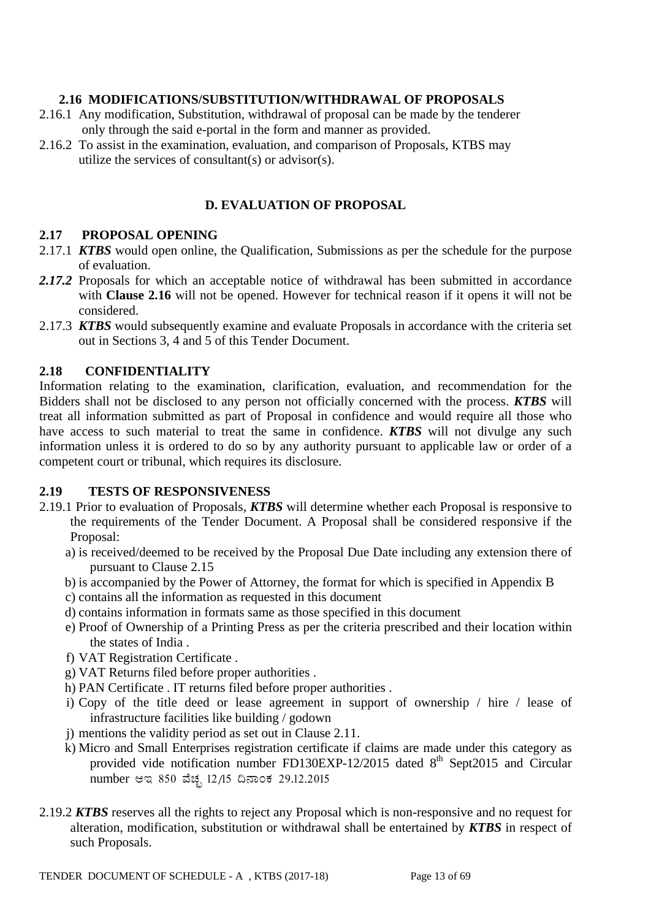### 2.16 MODIFICATIONS/SUBSTITUTION/WITHDRAWAL OF PROPOSALS

2.16.1 Any modification, Substitution, withdrawal of proposal can be made by the tenderer only through the said e-portal in the form and manner as provided.

2.16.2 To assist in the examination, evaluation, and comparison of Proposals, KTBS may utilize the services of consultant(s) or advisor(s).

## D. EVALUATION OF PROPOSAL

### 2.17 PROPOSAL OPENING

2.17.1 ***KTBS*** would open online, the Qualification, Submissions as per the schedule for the purpose of evaluation.

***2.17.2*** Proposals for which an acceptable notice of withdrawal has been submitted in accordance with **Clause 2.16** will not be opened. However for technical reason if it opens it will not be considered.

2.17.3 ***KTBS*** would subsequently examine and evaluate Proposals in accordance with the criteria set out in Sections 3, 4 and 5 of this Tender Document.

### 2.18 CONFIDENTIALITY

Information relating to the examination, clarification, evaluation, and recommendation for the Bidders shall not be disclosed to any person not officially concerned with the process. ***KTBS*** will treat all information submitted as part of Proposal in confidence and would require all those who have access to such material to treat the same in confidence. ***KTBS*** will not divulge any such information unless it is ordered to do so by any authority pursuant to applicable law or order of a competent court or tribunal, which requires its disclosure.

### 2.19 TESTS OF RESPONSIVENESS

2.19.1 Prior to evaluation of Proposals, ***KTBS*** will determine whether each Proposal is responsive to the requirements of the Tender Document. A Proposal shall be considered responsive if the Proposal:

a) is received/deemed to be received by the Proposal Due Date including any extension there of pursuant to Clause 2.15
b) is accompanied by the Power of Attorney, the format for which is specified in Appendix B
c) contains all the information as requested in this document
d) contains information in formats same as those specified in this document
e) Proof of Ownership of a Printing Press as per the criteria prescribed and their location within the states of India .
f) VAT Registration Certificate .
g) VAT Returns filed before proper authorities .
h) PAN Certificate . IT returns filed before proper authorities .
i) Copy of the title deed or lease agreement in support of ownership / hire / lease of infrastructure facilities like building / godown
j) mentions the validity period as set out in Clause 2.11.
k) Micro and Small Enterprises registration certificate if claims are made under this category as provided vide notification number FD130EXP-12/2015 dated 8th Sept2015 and Circular number ಆಇ 850 ವೆಚ್ಚ 12/15 ದಿನಾಂಕ 29.12.2015

2.19.2 ***KTBS*** reserves all the rights to reject any Proposal which is non-responsive and no request for alteration, modification, substitution or withdrawal shall be entertained by ***KTBS*** in respect of such Proposals.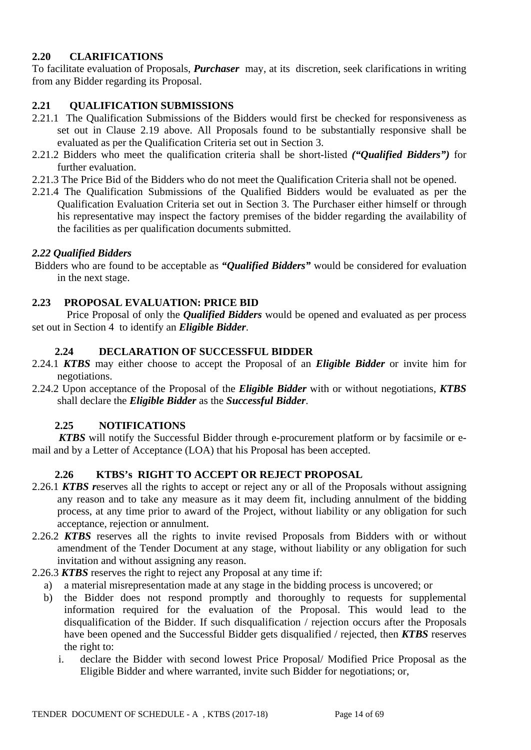### 2.20 CLARIFICATIONS

To facilitate evaluation of Proposals, ***Purchaser*** may, at its discretion, seek clarifications in writing from any Bidder regarding its Proposal.

### 2.21 QUALIFICATION SUBMISSIONS

2.21.1 The Qualification Submissions of the Bidders would first be checked for responsiveness as set out in Clause 2.19 above. All Proposals found to be substantially responsive shall be evaluated as per the Qualification Criteria set out in Section 3.

2.21.2 Bidders who meet the qualification criteria shall be short-listed ***("Qualified Bidders")*** for further evaluation.

2.21.3 The Price Bid of the Bidders who do not meet the Qualification Criteria shall not be opened.

2.21.4 The Qualification Submissions of the Qualified Bidders would be evaluated as per the Qualification Evaluation Criteria set out in Section 3. The Purchaser either himself or through his representative may inspect the factory premises of the bidder regarding the availability of the facilities as per qualification documents submitted.

### *2.22 Qualified Bidders*

Bidders who are found to be acceptable as ***"Qualified Bidders"*** would be considered for evaluation in the next stage.

### 2.23 PROPOSAL EVALUATION: PRICE BID

Price Proposal of only the ***Qualified Bidders*** would be opened and evaluated as per process set out in Section 4 to identify an ***Eligible Bidder***.

### 2.24 DECLARATION OF SUCCESSFUL BIDDER

2.24.1 ***KTBS*** may either choose to accept the Proposal of an ***Eligible Bidder*** or invite him for negotiations.

2.24.2 Upon acceptance of the Proposal of the ***Eligible Bidder*** with or without negotiations, ***KTBS*** shall declare the ***Eligible Bidder*** as the ***Successful Bidder***.

### 2.25 NOTIFICATIONS

***KTBS*** will notify the Successful Bidder through e-procurement platform or by facsimile or e-mail and by a Letter of Acceptance (LOA) that his Proposal has been accepted.

### 2.26 KTBS's RIGHT TO ACCEPT OR REJECT PROPOSAL

2.26.1 ***KTBS r***eserves all the rights to accept or reject any or all of the Proposals without assigning any reason and to take any measure as it may deem fit, including annulment of the bidding process, at any time prior to award of the Project, without liability or any obligation for such acceptance, rejection or annulment.

2.26.2 ***KTBS*** reserves all the rights to invite revised Proposals from Bidders with or without amendment of the Tender Document at any stage, without liability or any obligation for such invitation and without assigning any reason.

2.26.3 ***KTBS*** reserves the right to reject any Proposal at any time if:

a) a material misrepresentation made at any stage in the bidding process is uncovered; or

b) the Bidder does not respond promptly and thoroughly to requests for supplemental information required for the evaluation of the Proposal. This would lead to the disqualification of the Bidder. If such disqualification / rejection occurs after the Proposals have been opened and the Successful Bidder gets disqualified / rejected, then ***KTBS*** reserves the right to:

   i. declare the Bidder with second lowest Price Proposal/ Modified Price Proposal as the Eligible Bidder and where warranted, invite such Bidder for negotiations; or,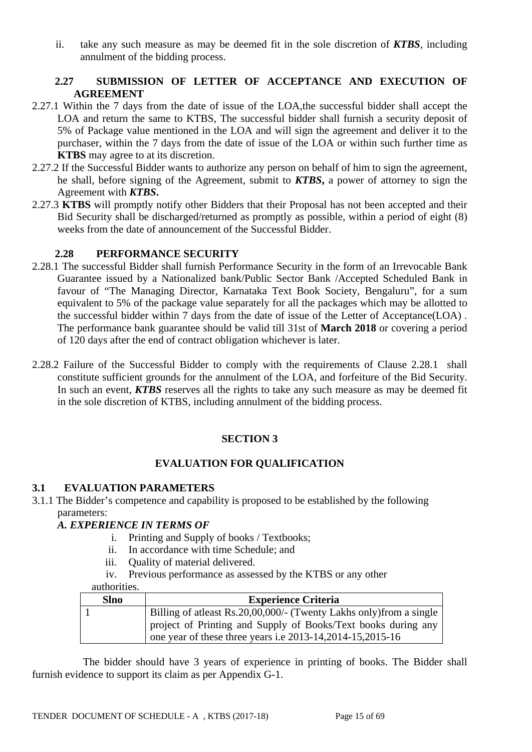ii. take any such measure as may be deemed fit in the sole discretion of ***KTBS***, including annulment of the bidding process.

## 2.27 SUBMISSION OF LETTER OF ACCEPTANCE AND EXECUTION OF AGREEMENT

2.27.1 Within the 7 days from the date of issue of the LOA,the successful bidder shall accept the LOA and return the same to KTBS, The successful bidder shall furnish a security deposit of 5% of Package value mentioned in the LOA and will sign the agreement and deliver it to the purchaser, within the 7 days from the date of issue of the LOA or within such further time as **KTBS** may agree to at its discretion.

2.27.2 If the Successful Bidder wants to authorize any person on behalf of him to sign the agreement, he shall, before signing of the Agreement, submit to ***KTBS*****,** a power of attorney to sign the Agreement with ***KTBS*****.**

2.27.3 **KTBS** will promptly notify other Bidders that their Proposal has not been accepted and their Bid Security shall be discharged/returned as promptly as possible, within a period of eight (8) weeks from the date of announcement of the Successful Bidder.

## 2.28 PERFORMANCE SECURITY

2.28.1 The successful Bidder shall furnish Performance Security in the form of an Irrevocable Bank Guarantee issued by a Nationalized bank/Public Sector Bank /Accepted Scheduled Bank in favour of "The Managing Director, Karnataka Text Book Society, Bengaluru", for a sum equivalent to 5% of the package value separately for all the packages which may be allotted to the successful bidder within 7 days from the date of issue of the Letter of Acceptance(LOA) . The performance bank guarantee should be valid till 31st of **March 2018** or covering a period of 120 days after the end of contract obligation whichever is later.

2.28.2 Failure of the Successful Bidder to comply with the requirements of Clause 2.28.1 shall constitute sufficient grounds for the annulment of the LOA, and forfeiture of the Bid Security. In such an event, ***KTBS*** reserves all the rights to take any such measure as may be deemed fit in the sole discretion of KTBS, including annulment of the bidding process.

# SECTION 3

# EVALUATION FOR QUALIFICATION

## 3.1 EVALUATION PARAMETERS

3.1.1 The Bidder's competence and capability is proposed to be established by the following parameters:

***A. EXPERIENCE IN TERMS OF***

i. Printing and Supply of books / Textbooks;
ii. In accordance with time Schedule; and
iii. Quality of material delivered.
iv. Previous performance as assessed by the KTBS or any other authorities.

| Slno | Experience Criteria |
|---|---|
| 1 | Billing of atleast Rs.20,00,000/- (Twenty Lakhs only)from a single project of Printing and Supply of Books/Text books during any one year of these three years i.e 2013-14,2014-15,2015-16 |

The bidder should have 3 years of experience in printing of books. The Bidder shall furnish evidence to support its claim as per Appendix G-1.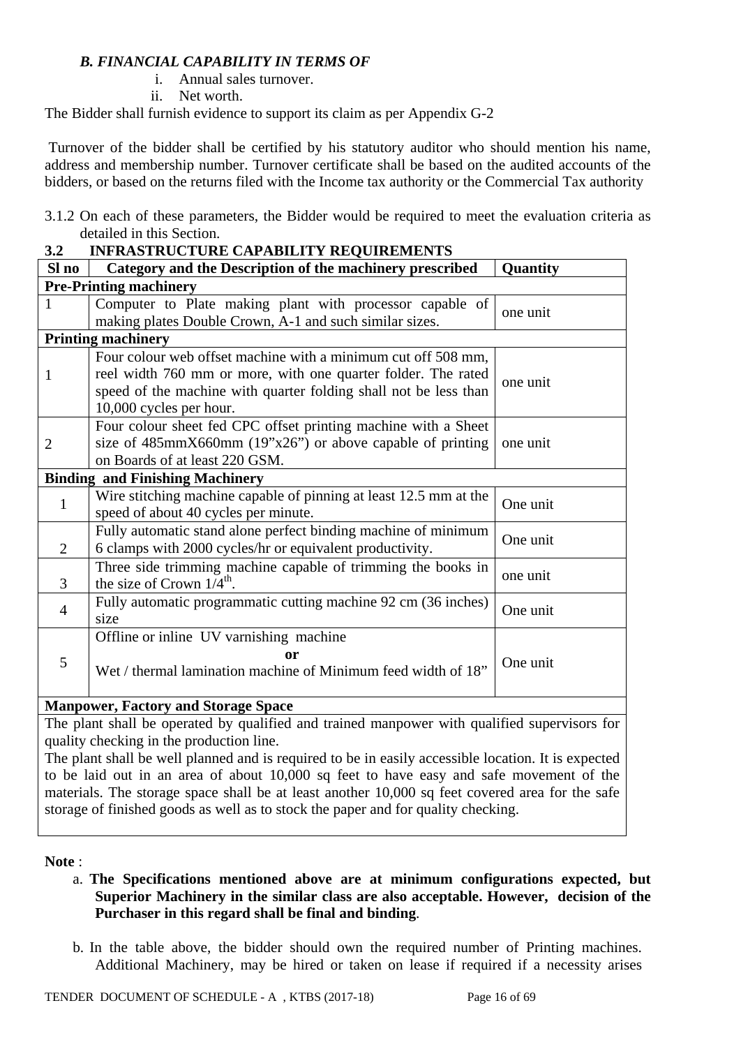### *B. FINANCIAL CAPABILITY IN TERMS OF*

i. Annual sales turnover.
ii. Net worth.

The Bidder shall furnish evidence to support its claim as per Appendix G-2

Turnover of the bidder shall be certified by his statutory auditor who should mention his name, address and membership number. Turnover certificate shall be based on the audited accounts of the bidders, or based on the returns filed with the Income tax authority or the Commercial Tax authority

3.1.2 On each of these parameters, the Bidder would be required to meet the evaluation criteria as detailed in this Section.

## 3.2 INFRASTRUCTURE CAPABILITY REQUIREMENTS

| Sl no | Category and the Description of the machinery prescribed | Quantity |
|---|---|---|
| **Pre-Printing machinery** | | |
| 1 | Computer to Plate making plant with processor capable of making plates Double Crown, A-1 and such similar sizes. | one unit |
| **Printing machinery** | | |
| 1 | Four colour web offset machine with a minimum cut off 508 mm, reel width 760 mm or more, with one quarter folder. The rated speed of the machine with quarter folding shall not be less than 10,000 cycles per hour. | one unit |
| 2 | Four colour sheet fed CPC offset printing machine with a Sheet size of 485mmX660mm (19"x26") or above capable of printing on Boards of at least 220 GSM. | one unit |
| **Binding and Finishing Machinery** | | |
| 1 | Wire stitching machine capable of pinning at least 12.5 mm at the speed of about 40 cycles per minute. | One unit |
| 2 | Fully automatic stand alone perfect binding machine of minimum 6 clamps with 2000 cycles/hr or equivalent productivity. | One unit |
| 3 | Three side trimming machine capable of trimming the books in the size of Crown 1/4th. | one unit |
| 4 | Fully automatic programmatic cutting machine 92 cm (36 inches) size | One unit |
| 5 | Offline or inline UV varnishing machine **or** Wet / thermal lamination machine of Minimum feed width of 18" | One unit |
| **Manpower, Factory and Storage Space** | | |
| The plant shall be operated by qualified and trained manpower with qualified supervisors for quality checking in the production line. The plant shall be well planned and is required to be in easily accessible location. It is expected to be laid out in an area of about 10,000 sq feet to have easy and safe movement of the materials. The storage space shall be at least another 10,000 sq feet covered area for the safe storage of finished goods as well as to stock the paper and for quality checking. | | |

**Note** :

a. **The Specifications mentioned above are at minimum configurations expected, but Superior Machinery in the similar class are also acceptable. However, decision of the Purchaser in this regard shall be final and binding**.

b. In the table above, the bidder should own the required number of Printing machines. Additional Machinery, may be hired or taken on lease if required if a necessity arises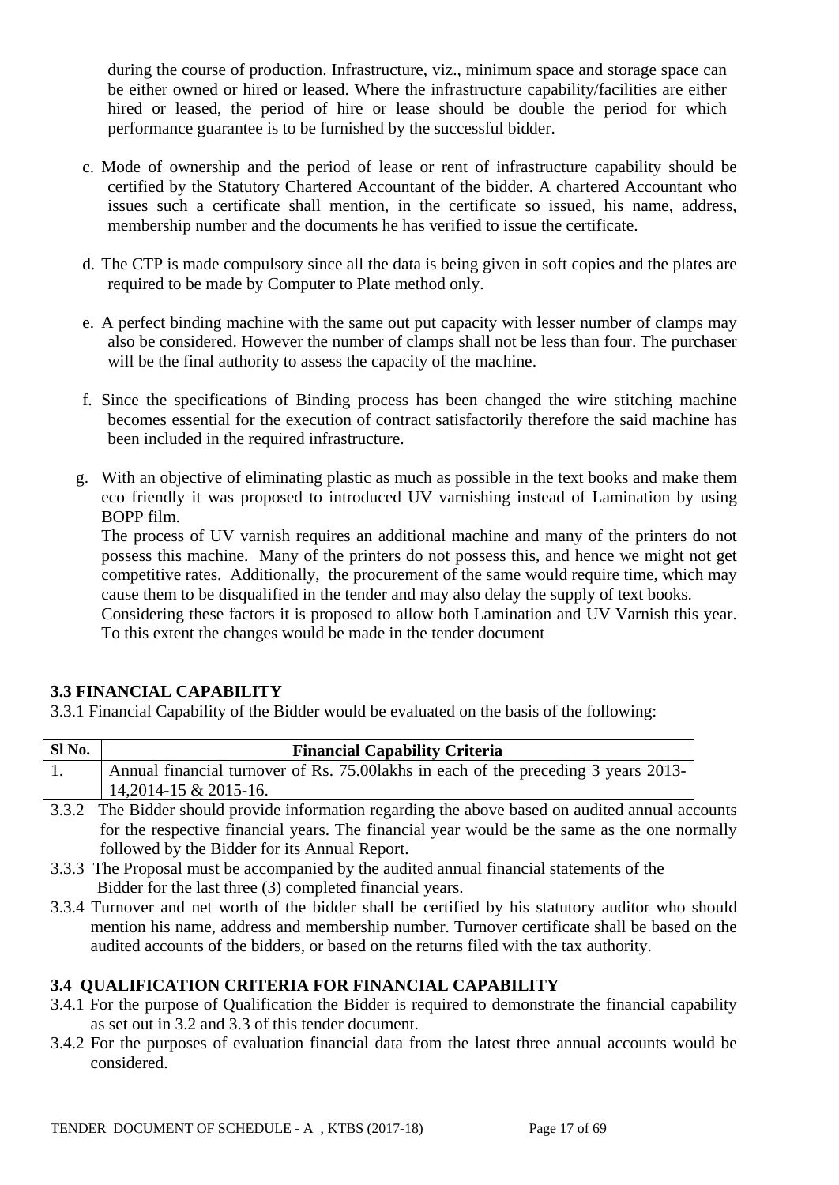during the course of production. Infrastructure, viz., minimum space and storage space can be either owned or hired or leased. Where the infrastructure capability/facilities are either hired or leased, the period of hire or lease should be double the period for which performance guarantee is to be furnished by the successful bidder.

c. Mode of ownership and the period of lease or rent of infrastructure capability should be certified by the Statutory Chartered Accountant of the bidder. A chartered Accountant who issues such a certificate shall mention, in the certificate so issued, his name, address, membership number and the documents he has verified to issue the certificate.

d. The CTP is made compulsory since all the data is being given in soft copies and the plates are required to be made by Computer to Plate method only.

e. A perfect binding machine with the same out put capacity with lesser number of clamps may also be considered. However the number of clamps shall not be less than four. The purchaser will be the final authority to assess the capacity of the machine.

f. Since the specifications of Binding process has been changed the wire stitching machine becomes essential for the execution of contract satisfactorily therefore the said machine has been included in the required infrastructure.

g. With an objective of eliminating plastic as much as possible in the text books and make them eco friendly it was proposed to introduced UV varnishing instead of Lamination by using BOPP film.
The process of UV varnish requires an additional machine and many of the printers do not possess this machine. Many of the printers do not possess this, and hence we might not get competitive rates. Additionally, the procurement of the same would require time, which may cause them to be disqualified in the tender and may also delay the supply of text books.
Considering these factors it is proposed to allow both Lamination and UV Varnish this year. To this extent the changes would be made in the tender document

### 3.3 FINANCIAL CAPABILITY

3.3.1 Financial Capability of the Bidder would be evaluated on the basis of the following:

| Sl No. | Financial Capability Criteria |
|---|---|
| 1. | Annual financial turnover of Rs. 75.00lakhs in each of the preceding 3 years 2013-14,2014-15 & 2015-16. |

3.3.2 The Bidder should provide information regarding the above based on audited annual accounts for the respective financial years. The financial year would be the same as the one normally followed by the Bidder for its Annual Report.

3.3.3 The Proposal must be accompanied by the audited annual financial statements of the Bidder for the last three (3) completed financial years.

3.3.4 Turnover and net worth of the bidder shall be certified by his statutory auditor who should mention his name, address and membership number. Turnover certificate shall be based on the audited accounts of the bidders, or based on the returns filed with the tax authority.

### 3.4 QUALIFICATION CRITERIA FOR FINANCIAL CAPABILITY

3.4.1 For the purpose of Qualification the Bidder is required to demonstrate the financial capability as set out in 3.2 and 3.3 of this tender document.

3.4.2 For the purposes of evaluation financial data from the latest three annual accounts would be considered.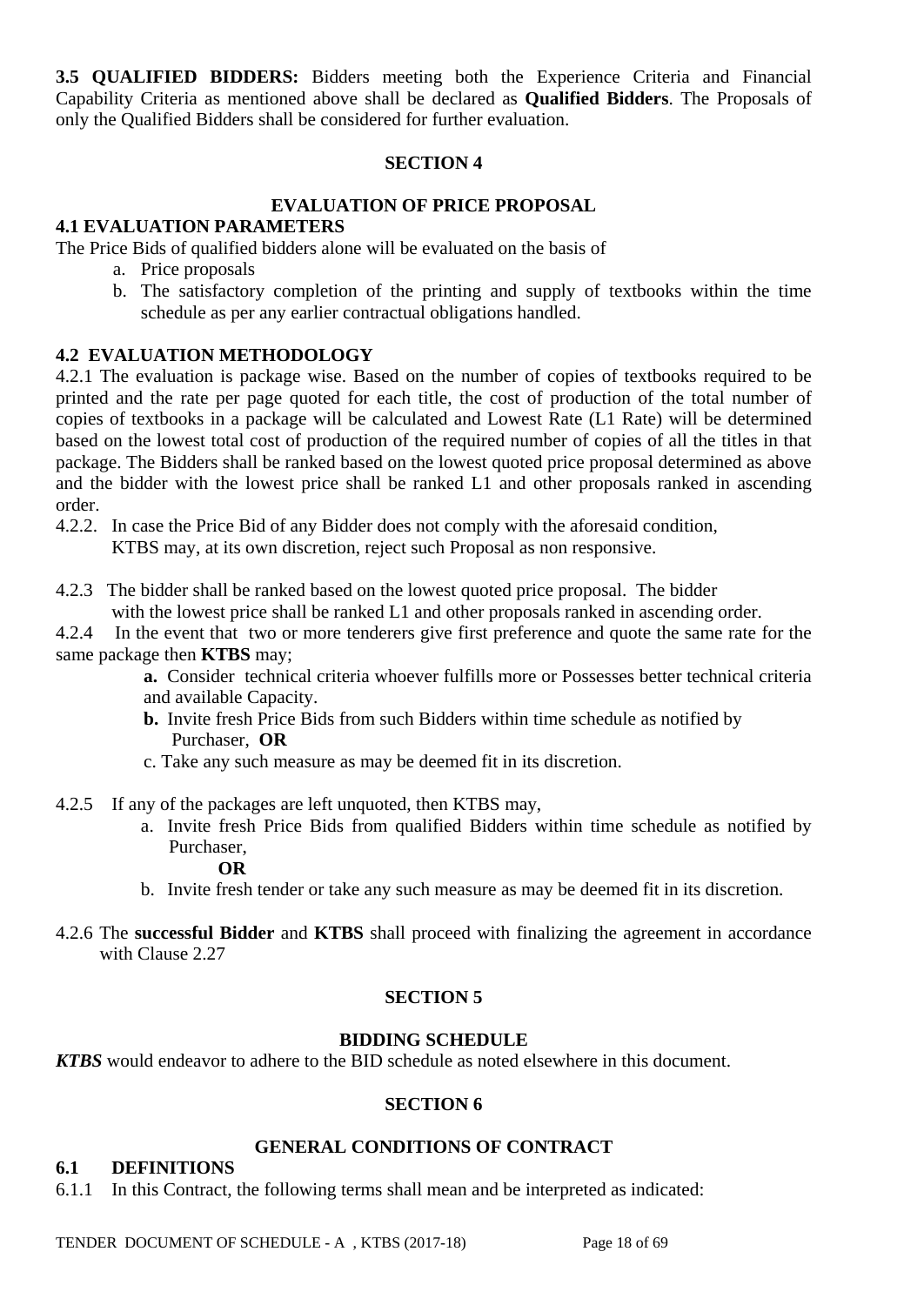**3.5 QUALIFIED BIDDERS:** Bidders meeting both the Experience Criteria and Financial Capability Criteria as mentioned above shall be declared as **Qualified Bidders**. The Proposals of only the Qualified Bidders shall be considered for further evaluation.

## SECTION 4

## EVALUATION OF PRICE PROPOSAL

### 4.1 EVALUATION PARAMETERS

The Price Bids of qualified bidders alone will be evaluated on the basis of

a. Price proposals
b. The satisfactory completion of the printing and supply of textbooks within the time schedule as per any earlier contractual obligations handled.

### 4.2 EVALUATION METHODOLOGY

4.2.1 The evaluation is package wise. Based on the number of copies of textbooks required to be printed and the rate per page quoted for each title, the cost of production of the total number of copies of textbooks in a package will be calculated and Lowest Rate (L1 Rate) will be determined based on the lowest total cost of production of the required number of copies of all the titles in that package. The Bidders shall be ranked based on the lowest quoted price proposal determined as above and the bidder with the lowest price shall be ranked L1 and other proposals ranked in ascending order.

4.2.2. In case the Price Bid of any Bidder does not comply with the aforesaid condition, KTBS may, at its own discretion, reject such Proposal as non responsive.

4.2.3 The bidder shall be ranked based on the lowest quoted price proposal. The bidder with the lowest price shall be ranked L1 and other proposals ranked in ascending order.

4.2.4 In the event that two or more tenderers give first preference and quote the same rate for the same package then **KTBS** may;

**a.** Consider technical criteria whoever fulfills more or Possesses better technical criteria and available Capacity.

**b.** Invite fresh Price Bids from such Bidders within time schedule as notified by Purchaser, **OR**

c. Take any such measure as may be deemed fit in its discretion.

4.2.5 If any of the packages are left unquoted, then KTBS may,

a. Invite fresh Price Bids from qualified Bidders within time schedule as notified by Purchaser,

**OR**

b. Invite fresh tender or take any such measure as may be deemed fit in its discretion.

4.2.6 The **successful Bidder** and **KTBS** shall proceed with finalizing the agreement in accordance with Clause 2.27

## SECTION 5

## BIDDING SCHEDULE

***KTBS*** would endeavor to adhere to the BID schedule as noted elsewhere in this document.

## SECTION 6

## GENERAL CONDITIONS OF CONTRACT

### 6.1 DEFINITIONS

6.1.1 In this Contract, the following terms shall mean and be interpreted as indicated: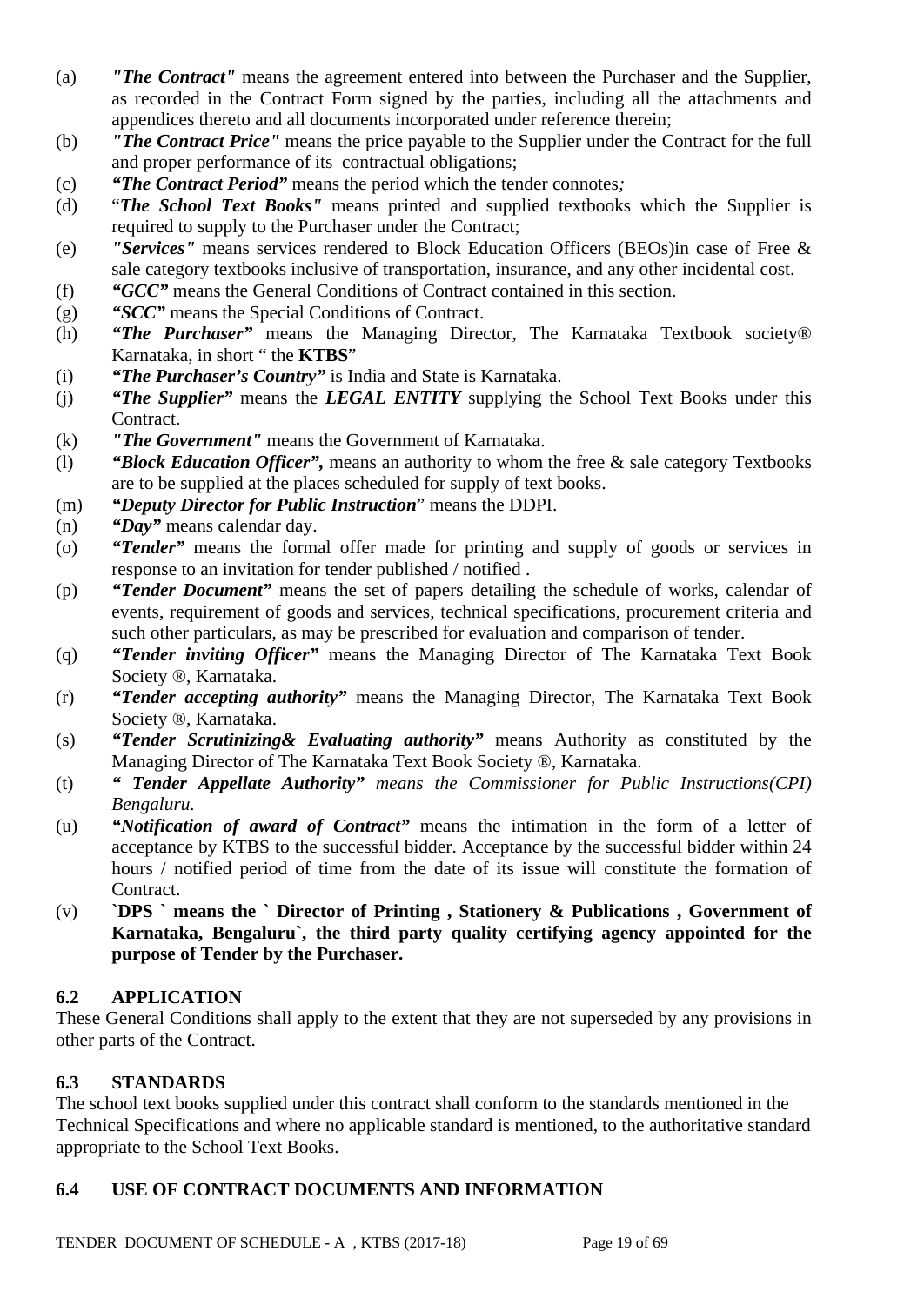(a) *"The Contract"* means the agreement entered into between the Purchaser and the Supplier, as recorded in the Contract Form signed by the parties, including all the attachments and appendices thereto and all documents incorporated under reference therein;

(b) *"The Contract Price"* means the price payable to the Supplier under the Contract for the full and proper performance of its contractual obligations;

(c) ***"The Contract Period"*** means the period which the tender connotes*;*

(d) "*The School Text Books"* means printed and supplied textbooks which the Supplier is required to supply to the Purchaser under the Contract;

(e) *"Services"* means services rendered to Block Education Officers (BEOs)in case of Free & sale category textbooks inclusive of transportation, insurance, and any other incidental cost.

(f) ***"GCC"*** means the General Conditions of Contract contained in this section.

(g) ***"SCC"*** means the Special Conditions of Contract.

(h) ***"The Purchaser"*** means the Managing Director, The Karnataka Textbook society® Karnataka, in short " the **KTBS**"

(i) ***"The Purchaser's Country"*** is India and State is Karnataka.

(j) ***"The Supplier"*** means the ***LEGAL ENTITY*** supplying the School Text Books under this Contract.

(k) *"The Government"* means the Government of Karnataka.

(l) ***"Block Education Officer",*** means an authority to whom the free & sale category Textbooks are to be supplied at the places scheduled for supply of text books.

(m) ***"Deputy Director for Public Instruction***" means the DDPI.

(n) ***"Day"*** means calendar day.

(o) ***"Tender"*** means the formal offer made for printing and supply of goods or services in response to an invitation for tender published / notified .

(p) ***"Tender Document"*** means the set of papers detailing the schedule of works, calendar of events, requirement of goods and services, technical specifications, procurement criteria and such other particulars, as may be prescribed for evaluation and comparison of tender.

(q) ***"Tender inviting Officer"*** means the Managing Director of The Karnataka Text Book Society ®, Karnataka.

(r) ***"Tender accepting authority"*** means the Managing Director, The Karnataka Text Book Society ®, Karnataka.

(s) ***"Tender Scrutinizing& Evaluating authority"*** means Authority as constituted by the Managing Director of The Karnataka Text Book Society ®, Karnataka.

(t) ***" Tender Appellate Authority"*** *means the Commissioner for Public Instructions(CPI) Bengaluru.*

(u) ***"Notification of award of Contract"*** means the intimation in the form of a letter of acceptance by KTBS to the successful bidder. Acceptance by the successful bidder within 24 hours / notified period of time from the date of its issue will constitute the formation of Contract.

(v) **`DPS ` means the ` Director of Printing , Stationery & Publications , Government of Karnataka, Bengaluru`, the third party quality certifying agency appointed for the purpose of Tender by the Purchaser.**

## 6.2 APPLICATION

These General Conditions shall apply to the extent that they are not superseded by any provisions in other parts of the Contract.

## 6.3 STANDARDS

The school text books supplied under this contract shall conform to the standards mentioned in the Technical Specifications and where no applicable standard is mentioned, to the authoritative standard appropriate to the School Text Books.

## 6.4 USE OF CONTRACT DOCUMENTS AND INFORMATION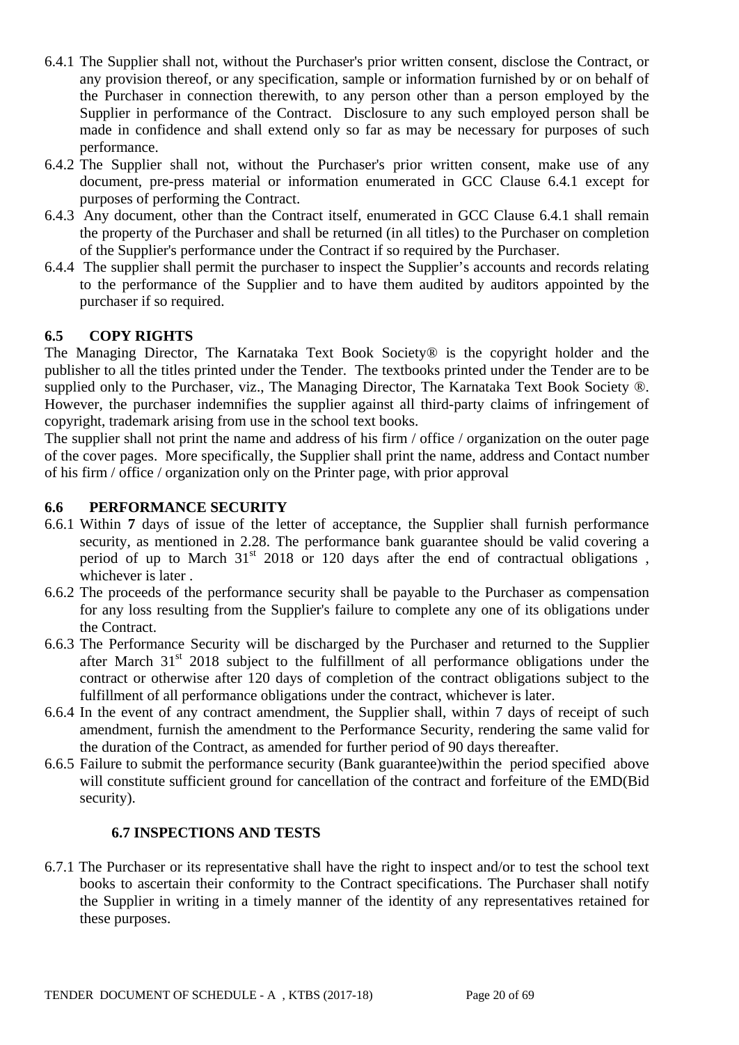6.4.1 The Supplier shall not, without the Purchaser's prior written consent, disclose the Contract, or any provision thereof, or any specification, sample or information furnished by or on behalf of the Purchaser in connection therewith, to any person other than a person employed by the Supplier in performance of the Contract. Disclosure to any such employed person shall be made in confidence and shall extend only so far as may be necessary for purposes of such performance.

6.4.2 The Supplier shall not, without the Purchaser's prior written consent, make use of any document, pre-press material or information enumerated in GCC Clause 6.4.1 except for purposes of performing the Contract.

6.4.3 Any document, other than the Contract itself, enumerated in GCC Clause 6.4.1 shall remain the property of the Purchaser and shall be returned (in all titles) to the Purchaser on completion of the Supplier's performance under the Contract if so required by the Purchaser.

6.4.4 The supplier shall permit the purchaser to inspect the Supplier's accounts and records relating to the performance of the Supplier and to have them audited by auditors appointed by the purchaser if so required.

## 6.5 COPY RIGHTS

The Managing Director, The Karnataka Text Book Society® is the copyright holder and the publisher to all the titles printed under the Tender. The textbooks printed under the Tender are to be supplied only to the Purchaser, viz., The Managing Director, The Karnataka Text Book Society ®. However, the purchaser indemnifies the supplier against all third-party claims of infringement of copyright, trademark arising from use in the school text books.

The supplier shall not print the name and address of his firm / office / organization on the outer page of the cover pages. More specifically, the Supplier shall print the name, address and Contact number of his firm / office / organization only on the Printer page, with prior approval

## 6.6 PERFORMANCE SECURITY

6.6.1 Within **7** days of issue of the letter of acceptance, the Supplier shall furnish performance security, as mentioned in 2.28. The performance bank guarantee should be valid covering a period of up to March 31st 2018 or 120 days after the end of contractual obligations , whichever is later .

6.6.2 The proceeds of the performance security shall be payable to the Purchaser as compensation for any loss resulting from the Supplier's failure to complete any one of its obligations under the Contract.

6.6.3 The Performance Security will be discharged by the Purchaser and returned to the Supplier after March 31st 2018 subject to the fulfillment of all performance obligations under the contract or otherwise after 120 days of completion of the contract obligations subject to the fulfillment of all performance obligations under the contract, whichever is later.

6.6.4 In the event of any contract amendment, the Supplier shall, within 7 days of receipt of such amendment, furnish the amendment to the Performance Security, rendering the same valid for the duration of the Contract, as amended for further period of 90 days thereafter.

6.6.5 Failure to submit the performance security (Bank guarantee)within the period specified above will constitute sufficient ground for cancellation of the contract and forfeiture of the EMD(Bid security).

## 6.7 INSPECTIONS AND TESTS

6.7.1 The Purchaser or its representative shall have the right to inspect and/or to test the school text books to ascertain their conformity to the Contract specifications. The Purchaser shall notify the Supplier in writing in a timely manner of the identity of any representatives retained for these purposes.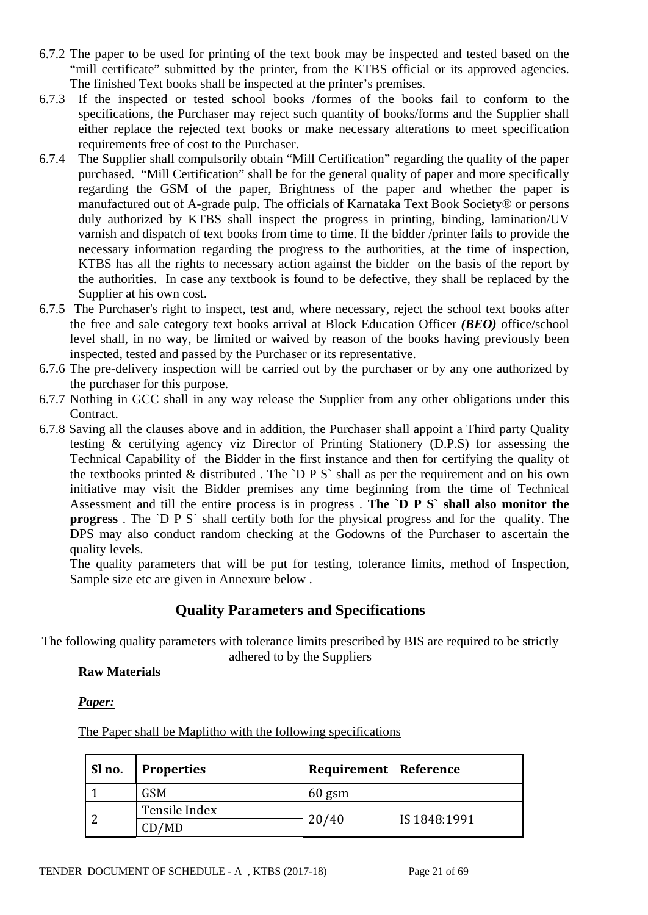6.7.2 The paper to be used for printing of the text book may be inspected and tested based on the "mill certificate" submitted by the printer, from the KTBS official or its approved agencies. The finished Text books shall be inspected at the printer's premises.

6.7.3 If the inspected or tested school books /formes of the books fail to conform to the specifications, the Purchaser may reject such quantity of books/forms and the Supplier shall either replace the rejected text books or make necessary alterations to meet specification requirements free of cost to the Purchaser.

6.7.4 The Supplier shall compulsorily obtain "Mill Certification" regarding the quality of the paper purchased. "Mill Certification" shall be for the general quality of paper and more specifically regarding the GSM of the paper, Brightness of the paper and whether the paper is manufactured out of A-grade pulp. The officials of Karnataka Text Book Society® or persons duly authorized by KTBS shall inspect the progress in printing, binding, lamination/UV varnish and dispatch of text books from time to time. If the bidder /printer fails to provide the necessary information regarding the progress to the authorities, at the time of inspection, KTBS has all the rights to necessary action against the bidder on the basis of the report by the authorities. In case any textbook is found to be defective, they shall be replaced by the Supplier at his own cost.

6.7.5 The Purchaser's right to inspect, test and, where necessary, reject the school text books after the free and sale category text books arrival at Block Education Officer ***(BEO)*** office/school level shall, in no way, be limited or waived by reason of the books having previously been inspected, tested and passed by the Purchaser or its representative.

6.7.6 The pre-delivery inspection will be carried out by the purchaser or by any one authorized by the purchaser for this purpose.

6.7.7 Nothing in GCC shall in any way release the Supplier from any other obligations under this Contract.

6.7.8 Saving all the clauses above and in addition, the Purchaser shall appoint a Third party Quality testing & certifying agency viz Director of Printing Stationery (D.P.S) for assessing the Technical Capability of the Bidder in the first instance and then for certifying the quality of the textbooks printed & distributed . The `D P S` shall as per the requirement and on his own initiative may visit the Bidder premises any time beginning from the time of Technical Assessment and till the entire process is in progress . **The `D P S` shall also monitor the progress** . The `D P S` shall certify both for the physical progress and for the quality. The DPS may also conduct random checking at the Godowns of the Purchaser to ascertain the quality levels.

The quality parameters that will be put for testing, tolerance limits, method of Inspection, Sample size etc are given in Annexure below .

## Quality Parameters and Specifications

The following quality parameters with tolerance limits prescribed by BIS are required to be strictly adhered to by the Suppliers

**Raw Materials**

***Paper:***

The Paper shall be Maplitho with the following specifications

| Sl no. | Properties | Requirement | Reference |
|---|---|---|---|
| 1 | GSM | 60 gsm | |
| 2 | Tensile Index CD/MD | 20/40 | IS 1848:1991 |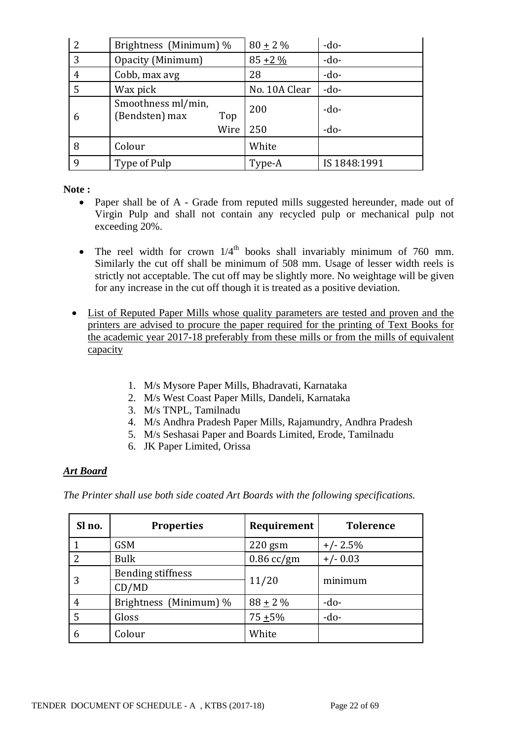| 2 | Brightness (Minimum) % | 80 ± 2 % | -do- |
|---|---|---|---|
| 3 | Opacity (Minimum) | 85 ±2 % | -do- |
| 4 | Cobb, max avg | 28 | -do- |
| 5 | Wax pick | No. 10A Clear | -do- |
| 6 | Smoothness ml/min, (Bendsten) max Top | 200 | -do- |
| | Wire | 250 | -do- |
| 8 | Colour | White | |
| 9 | Type of Pulp | Type-A | IS 1848:1991 |

**Note :**

- Paper shall be of A - Grade from reputed mills suggested hereunder, made out of Virgin Pulp and shall not contain any recycled pulp or mechanical pulp not exceeding 20%.
- The reel width for crown 1/4th books shall invariably minimum of 760 mm. Similarly the cut off shall be minimum of 508 mm. Usage of lesser width reels is strictly not acceptable. The cut off may be slightly more. No weightage will be given for any increase in the cut off though it is treated as a positive deviation.
- List of Reputed Paper Mills whose quality parameters are tested and proven and the printers are advised to procure the paper required for the printing of Text Books for the academic year 2017-18 preferably from these mills or from the mills of equivalent capacity

1. M/s Mysore Paper Mills, Bhadravati, Karnataka
2. M/s West Coast Paper Mills, Dandeli, Karnataka
3. M/s TNPL, Tamilnadu
4. M/s Andhra Pradesh Paper Mills, Rajamundry, Andhra Pradesh
5. M/s Seshasai Paper and Boards Limited, Erode, Tamilnadu
6. JK Paper Limited, Orissa

***Art Board***

*The Printer shall use both side coated Art Boards with the following specifications.*

| Sl no. | Properties | Requirement | Tolerence |
|---|---|---|---|
| 1 | GSM | 220 gsm | +/- 2.5% |
| 2 | Bulk | 0.86 cc/gm | +/- 0.03 |
| 3 | Bending stiffness CD/MD | 11/20 | minimum |
| 4 | Brightness (Minimum) % | 88 ± 2 % | -do- |
| 5 | Gloss | 75 ±5% | -do- |
| 6 | Colour | White | |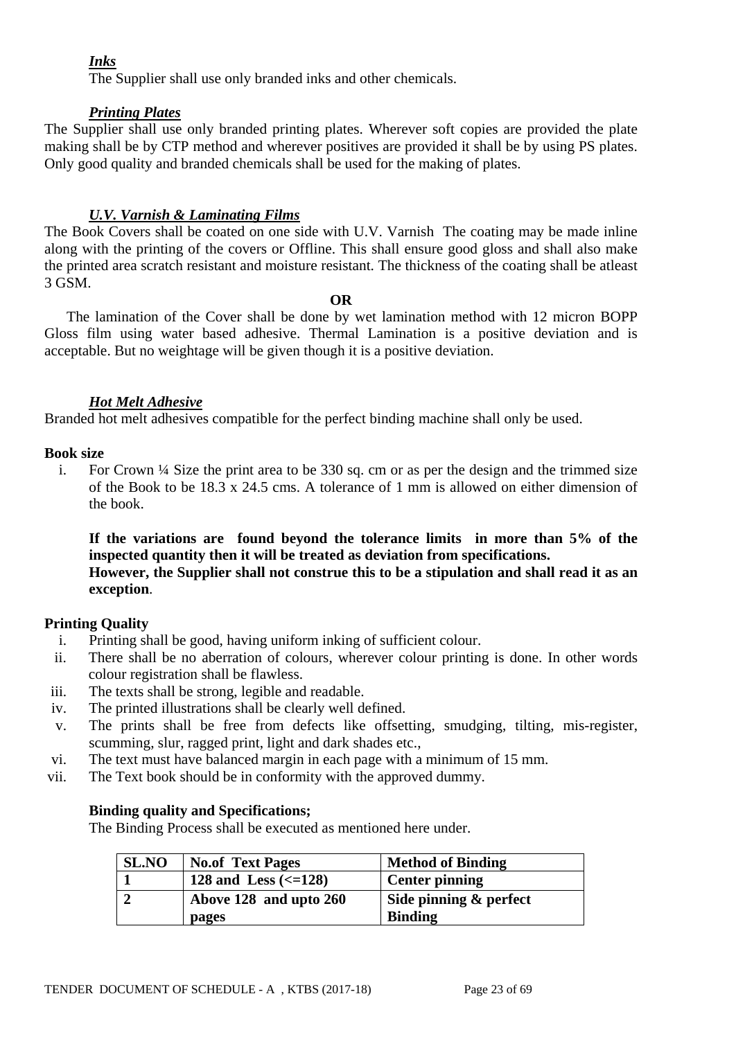***Inks***

The Supplier shall use only branded inks and other chemicals.

***Printing Plates***

The Supplier shall use only branded printing plates. Wherever soft copies are provided the plate making shall be by CTP method and wherever positives are provided it shall be by using PS plates. Only good quality and branded chemicals shall be used for the making of plates.

***U.V. Varnish & Laminating Films***

The Book Covers shall be coated on one side with U.V. Varnish The coating may be made inline along with the printing of the covers or Offline. This shall ensure good gloss and shall also make the printed area scratch resistant and moisture resistant. The thickness of the coating shall be atleast 3 GSM.

**OR**

The lamination of the Cover shall be done by wet lamination method with 12 micron BOPP Gloss film using water based adhesive. Thermal Lamination is a positive deviation and is acceptable. But no weightage will be given though it is a positive deviation.

***Hot Melt Adhesive***

Branded hot melt adhesives compatible for the perfect binding machine shall only be used.

**Book size**

i. For Crown ¼ Size the print area to be 330 sq. cm or as per the design and the trimmed size of the Book to be 18.3 x 24.5 cms. A tolerance of 1 mm is allowed on either dimension of the book.

**If the variations are found beyond the tolerance limits in more than 5% of the inspected quantity then it will be treated as deviation from specifications.**
**However, the Supplier shall not construe this to be a stipulation and shall read it as an exception**.

**Printing Quality**

i. Printing shall be good, having uniform inking of sufficient colour.
ii. There shall be no aberration of colours, wherever colour printing is done. In other words colour registration shall be flawless.
iii. The texts shall be strong, legible and readable.
iv. The printed illustrations shall be clearly well defined.
v. The prints shall be free from defects like offsetting, smudging, tilting, mis-register, scumming, slur, ragged print, light and dark shades etc.,
vi. The text must have balanced margin in each page with a minimum of 15 mm.
vii. The Text book should be in conformity with the approved dummy.

**Binding quality and Specifications;**

The Binding Process shall be executed as mentioned here under.

| SL.NO | No.of Text Pages | Method of Binding |
|---|---|---|
| 1 | 128 and Less (<=128) | Center pinning |
| 2 | Above 128 and upto 260 pages | Side pinning & perfect Binding |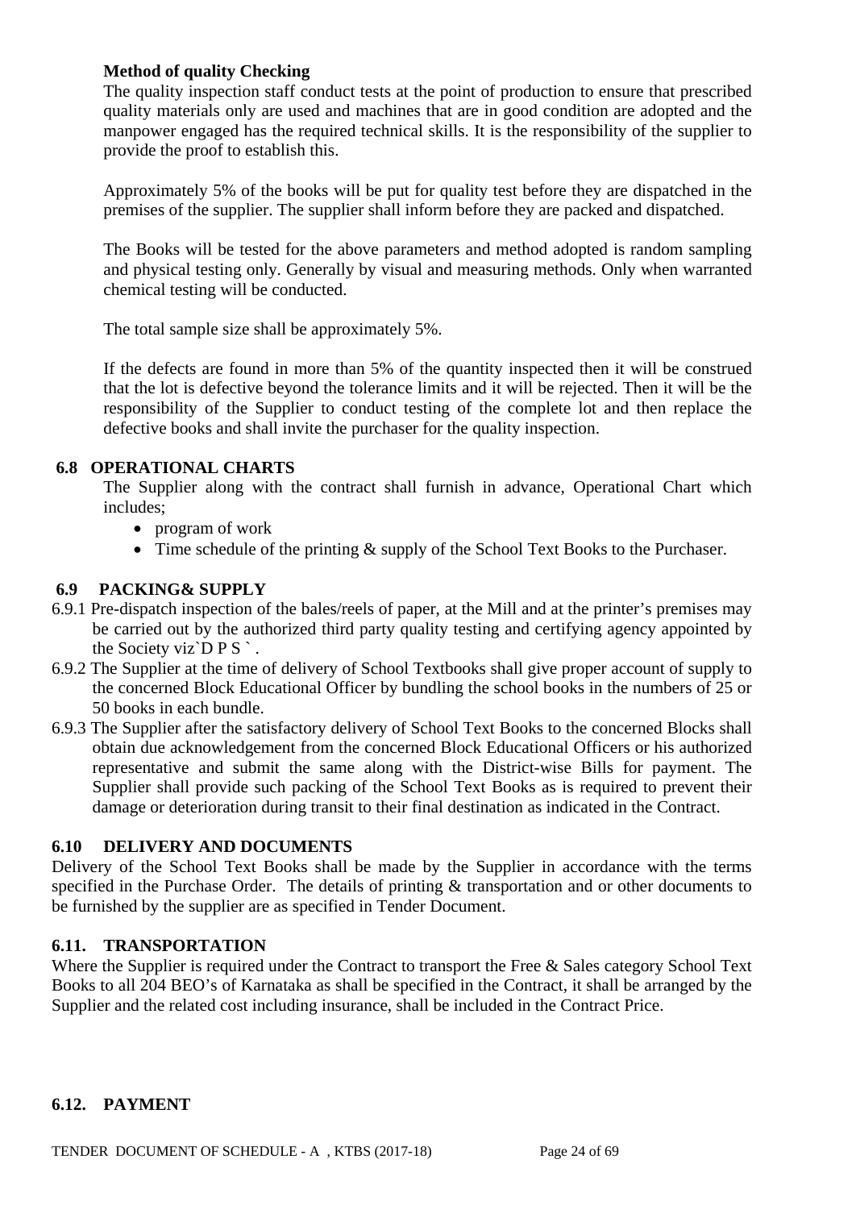**Method of quality Checking**

The quality inspection staff conduct tests at the point of production to ensure that prescribed quality materials only are used and machines that are in good condition are adopted and the manpower engaged has the required technical skills. It is the responsibility of the supplier to provide the proof to establish this.

Approximately 5% of the books will be put for quality test before they are dispatched in the premises of the supplier. The supplier shall inform before they are packed and dispatched.

The Books will be tested for the above parameters and method adopted is random sampling and physical testing only. Generally by visual and measuring methods. Only when warranted chemical testing will be conducted.

The total sample size shall be approximately 5%.

If the defects are found in more than 5% of the quantity inspected then it will be construed that the lot is defective beyond the tolerance limits and it will be rejected. Then it will be the responsibility of the Supplier to conduct testing of the complete lot and then replace the defective books and shall invite the purchaser for the quality inspection.

### 6.8 OPERATIONAL CHARTS

The Supplier along with the contract shall furnish in advance, Operational Chart which includes;

- program of work
- Time schedule of the printing & supply of the School Text Books to the Purchaser.

### 6.9 PACKING& SUPPLY

6.9.1 Pre-dispatch inspection of the bales/reels of paper, at the Mill and at the printer's premises may be carried out by the authorized third party quality testing and certifying agency appointed by the Society viz`D P S ` .

6.9.2 The Supplier at the time of delivery of School Textbooks shall give proper account of supply to the concerned Block Educational Officer by bundling the school books in the numbers of 25 or 50 books in each bundle.

6.9.3 The Supplier after the satisfactory delivery of School Text Books to the concerned Blocks shall obtain due acknowledgement from the concerned Block Educational Officers or his authorized representative and submit the same along with the District-wise Bills for payment. The Supplier shall provide such packing of the School Text Books as is required to prevent their damage or deterioration during transit to their final destination as indicated in the Contract.

### 6.10 DELIVERY AND DOCUMENTS

Delivery of the School Text Books shall be made by the Supplier in accordance with the terms specified in the Purchase Order. The details of printing & transportation and or other documents to be furnished by the supplier are as specified in Tender Document.

### 6.11. TRANSPORTATION

Where the Supplier is required under the Contract to transport the Free & Sales category School Text Books to all 204 BEO's of Karnataka as shall be specified in the Contract, it shall be arranged by the Supplier and the related cost including insurance, shall be included in the Contract Price.

### 6.12. PAYMENT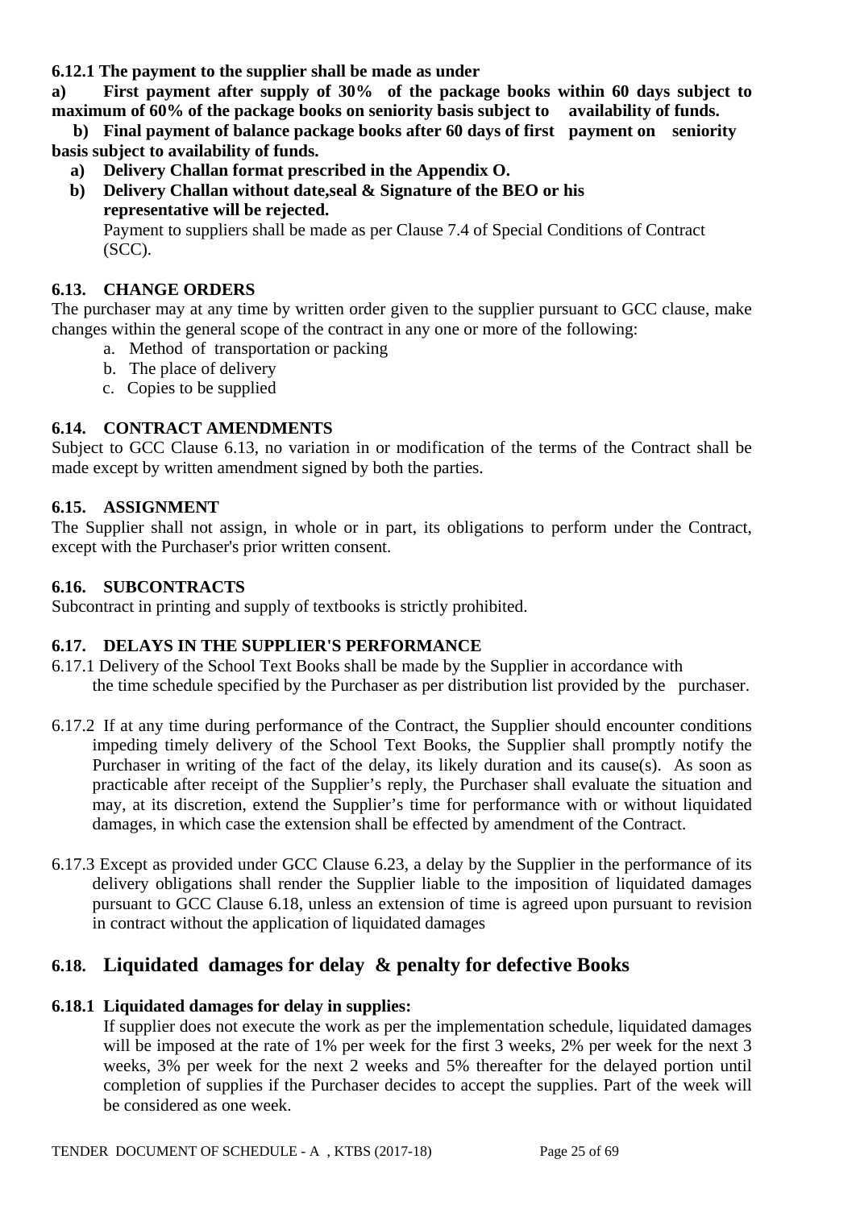**6.12.1 The payment to the supplier shall be made as under**

**a) First payment after supply of 30% of the package books within 60 days subject to maximum of 60% of the package books on seniority basis subject to availability of funds.**

**b) Final payment of balance package books after 60 days of first payment on seniority basis subject to availability of funds.**

**a) Delivery Challan format prescribed in the Appendix O.**

**b) Delivery Challan without date,seal & Signature of the BEO or his representative will be rejected.**

Payment to suppliers shall be made as per Clause 7.4 of Special Conditions of Contract (SCC).

### 6.13. CHANGE ORDERS

The purchaser may at any time by written order given to the supplier pursuant to GCC clause, make changes within the general scope of the contract in any one or more of the following:

a. Method of transportation or packing
b. The place of delivery
c. Copies to be supplied

### 6.14. CONTRACT AMENDMENTS

Subject to GCC Clause 6.13, no variation in or modification of the terms of the Contract shall be made except by written amendment signed by both the parties.

### 6.15. ASSIGNMENT

The Supplier shall not assign, in whole or in part, its obligations to perform under the Contract, except with the Purchaser's prior written consent.

### 6.16. SUBCONTRACTS

Subcontract in printing and supply of textbooks is strictly prohibited.

### 6.17. DELAYS IN THE SUPPLIER'S PERFORMANCE

6.17.1 Delivery of the School Text Books shall be made by the Supplier in accordance with the time schedule specified by the Purchaser as per distribution list provided by the purchaser.

6.17.2 If at any time during performance of the Contract, the Supplier should encounter conditions impeding timely delivery of the School Text Books, the Supplier shall promptly notify the Purchaser in writing of the fact of the delay, its likely duration and its cause(s). As soon as practicable after receipt of the Supplier's reply, the Purchaser shall evaluate the situation and may, at its discretion, extend the Supplier's time for performance with or without liquidated damages, in which case the extension shall be effected by amendment of the Contract.

6.17.3 Except as provided under GCC Clause 6.23, a delay by the Supplier in the performance of its delivery obligations shall render the Supplier liable to the imposition of liquidated damages pursuant to GCC Clause 6.18, unless an extension of time is agreed upon pursuant to revision in contract without the application of liquidated damages

## 6.18. Liquidated damages for delay & penalty for defective Books

**6.18.1 Liquidated damages for delay in supplies:**

If supplier does not execute the work as per the implementation schedule, liquidated damages will be imposed at the rate of 1% per week for the first 3 weeks, 2% per week for the next 3 weeks, 3% per week for the next 2 weeks and 5% thereafter for the delayed portion until completion of supplies if the Purchaser decides to accept the supplies. Part of the week will be considered as one week.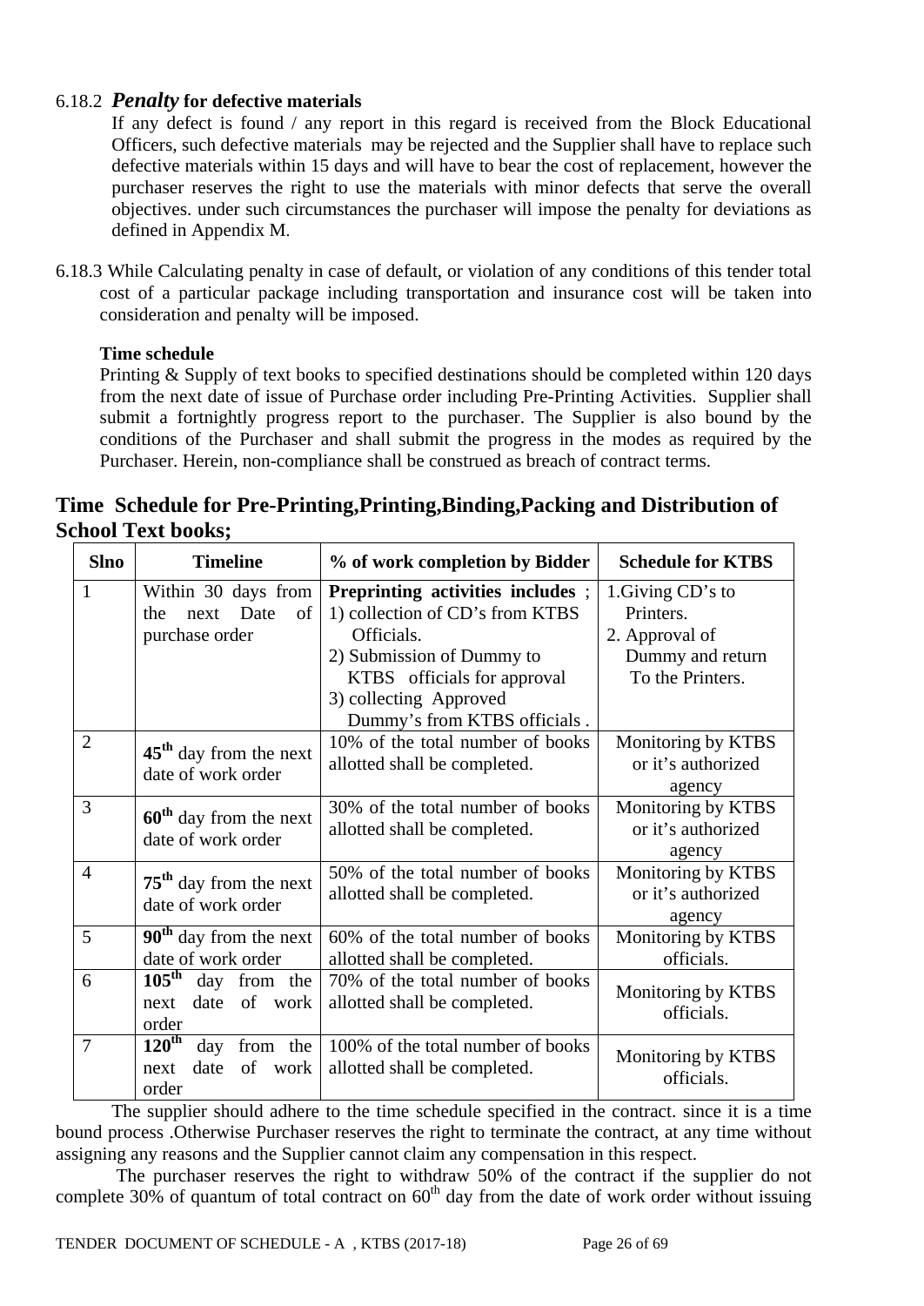6.18.2 ***Penalty* for defective materials**

If any defect is found / any report in this regard is received from the Block Educational Officers, such defective materials may be rejected and the Supplier shall have to replace such defective materials within 15 days and will have to bear the cost of replacement, however the purchaser reserves the right to use the materials with minor defects that serve the overall objectives. under such circumstances the purchaser will impose the penalty for deviations as defined in Appendix M.

6.18.3 While Calculating penalty in case of default, or violation of any conditions of this tender total cost of a particular package including transportation and insurance cost will be taken into consideration and penalty will be imposed.

**Time schedule**

Printing & Supply of text books to specified destinations should be completed within 120 days from the next date of issue of Purchase order including Pre-Printing Activities. Supplier shall submit a fortnightly progress report to the purchaser. The Supplier is also bound by the conditions of the Purchaser and shall submit the progress in the modes as required by the Purchaser. Herein, non-compliance shall be construed as breach of contract terms.

## Time Schedule for Pre-Printing,Printing,Binding,Packing and Distribution of School Text books;

| Slno | Timeline | % of work completion by Bidder | Schedule for KTBS |
|---|---|---|---|
| 1 | Within 30 days from the next Date of purchase order | **Preprinting activities includes** ;<br>1) collection of CD's from KTBS Officials.<br>2) Submission of Dummy to KTBS officials for approval<br>3) collecting Approved Dummy's from KTBS officials . | 1.Giving CD's to Printers.<br>2. Approval of Dummy and return To the Printers. |
| 2 | **45th** day from the next date of work order | 10% of the total number of books allotted shall be completed. | Monitoring by KTBS or it's authorized agency |
| 3 | **60th** day from the next date of work order | 30% of the total number of books allotted shall be completed. | Monitoring by KTBS or it's authorized agency |
| 4 | **75th** day from the next date of work order | 50% of the total number of books allotted shall be completed. | Monitoring by KTBS or it's authorized agency |
| 5 | **90th** day from the next date of work order | 60% of the total number of books allotted shall be completed. | Monitoring by KTBS officials. |
| 6 | **105th** day from the next date of work order | 70% of the total number of books allotted shall be completed. | Monitoring by KTBS officials. |
| 7 | **120th** day from the next date of work order | 100% of the total number of books allotted shall be completed. | Monitoring by KTBS officials. |

The supplier should adhere to the time schedule specified in the contract. since it is a time bound process .Otherwise Purchaser reserves the right to terminate the contract, at any time without assigning any reasons and the Supplier cannot claim any compensation in this respect.

The purchaser reserves the right to withdraw 50% of the contract if the supplier do not complete 30% of quantum of total contract on 60th day from the date of work order without issuing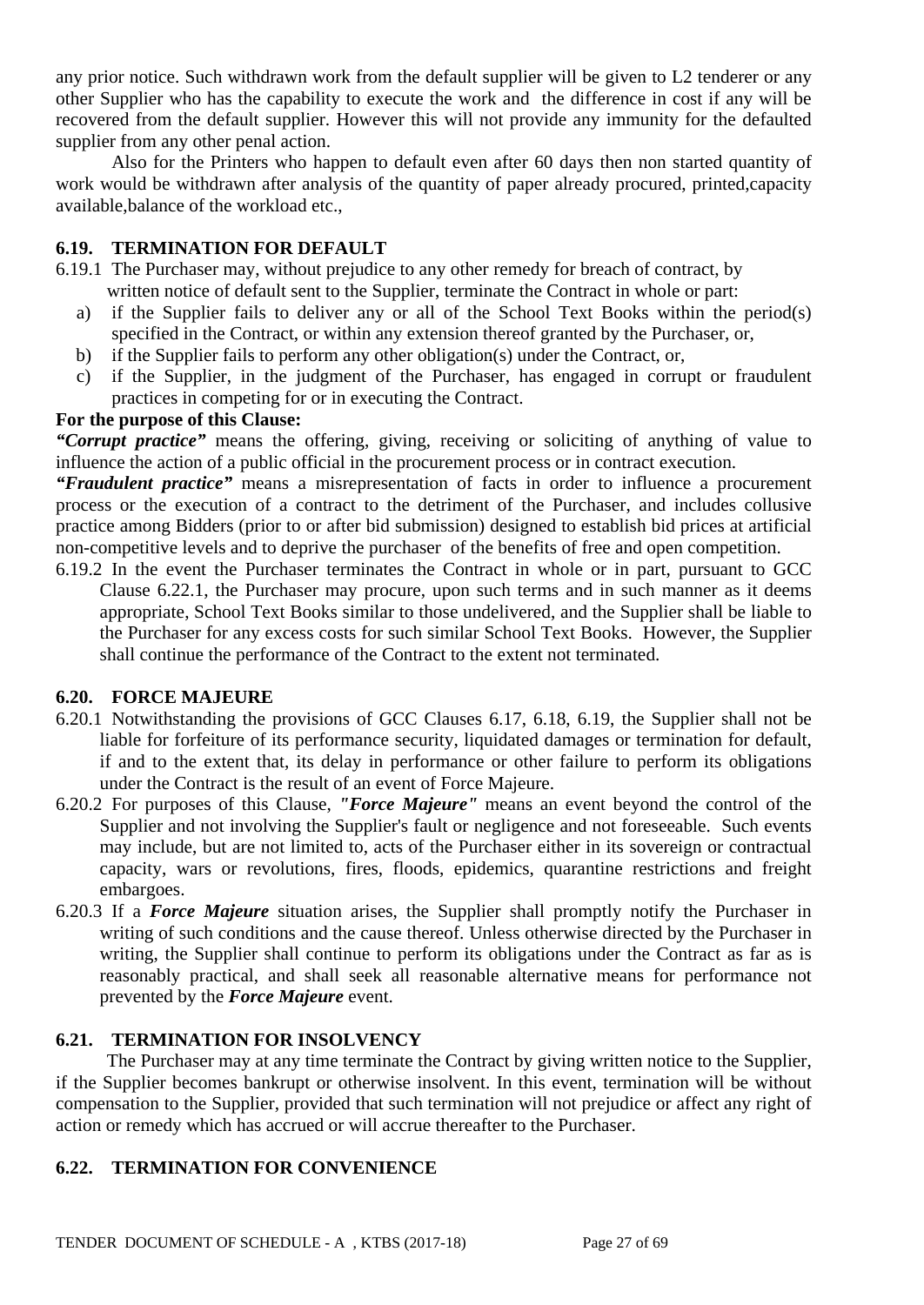any prior notice. Such withdrawn work from the default supplier will be given to L2 tenderer or any other Supplier who has the capability to execute the work and the difference in cost if any will be recovered from the default supplier. However this will not provide any immunity for the defaulted supplier from any other penal action.

Also for the Printers who happen to default even after 60 days then non started quantity of work would be withdrawn after analysis of the quantity of paper already procured, printed,capacity available,balance of the workload etc.,

## 6.19. TERMINATION FOR DEFAULT

6.19.1 The Purchaser may, without prejudice to any other remedy for breach of contract, by written notice of default sent to the Supplier, terminate the Contract in whole or part:

a) if the Supplier fails to deliver any or all of the School Text Books within the period(s) specified in the Contract, or within any extension thereof granted by the Purchaser, or,
b) if the Supplier fails to perform any other obligation(s) under the Contract, or,
c) if the Supplier, in the judgment of the Purchaser, has engaged in corrupt or fraudulent practices in competing for or in executing the Contract.

**For the purpose of this Clause:**

***"Corrupt practice"*** means the offering, giving, receiving or soliciting of anything of value to influence the action of a public official in the procurement process or in contract execution.

***"Fraudulent practice"*** means a misrepresentation of facts in order to influence a procurement process or the execution of a contract to the detriment of the Purchaser, and includes collusive practice among Bidders (prior to or after bid submission) designed to establish bid prices at artificial non-competitive levels and to deprive the purchaser of the benefits of free and open competition.

6.19.2 In the event the Purchaser terminates the Contract in whole or in part, pursuant to GCC Clause 6.22.1, the Purchaser may procure, upon such terms and in such manner as it deems appropriate, School Text Books similar to those undelivered, and the Supplier shall be liable to the Purchaser for any excess costs for such similar School Text Books. However, the Supplier shall continue the performance of the Contract to the extent not terminated.

## 6.20. FORCE MAJEURE

6.20.1 Notwithstanding the provisions of GCC Clauses 6.17, 6.18, 6.19, the Supplier shall not be liable for forfeiture of its performance security, liquidated damages or termination for default, if and to the extent that, its delay in performance or other failure to perform its obligations under the Contract is the result of an event of Force Majeure.

6.20.2 For purposes of this Clause, ***"Force Majeure"*** means an event beyond the control of the Supplier and not involving the Supplier's fault or negligence and not foreseeable. Such events may include, but are not limited to, acts of the Purchaser either in its sovereign or contractual capacity, wars or revolutions, fires, floods, epidemics, quarantine restrictions and freight embargoes.

6.20.3 If a ***Force Majeure*** situation arises, the Supplier shall promptly notify the Purchaser in writing of such conditions and the cause thereof. Unless otherwise directed by the Purchaser in writing, the Supplier shall continue to perform its obligations under the Contract as far as is reasonably practical, and shall seek all reasonable alternative means for performance not prevented by the ***Force Majeure*** event.

## 6.21. TERMINATION FOR INSOLVENCY

The Purchaser may at any time terminate the Contract by giving written notice to the Supplier, if the Supplier becomes bankrupt or otherwise insolvent. In this event, termination will be without compensation to the Supplier, provided that such termination will not prejudice or affect any right of action or remedy which has accrued or will accrue thereafter to the Purchaser.

## 6.22. TERMINATION FOR CONVENIENCE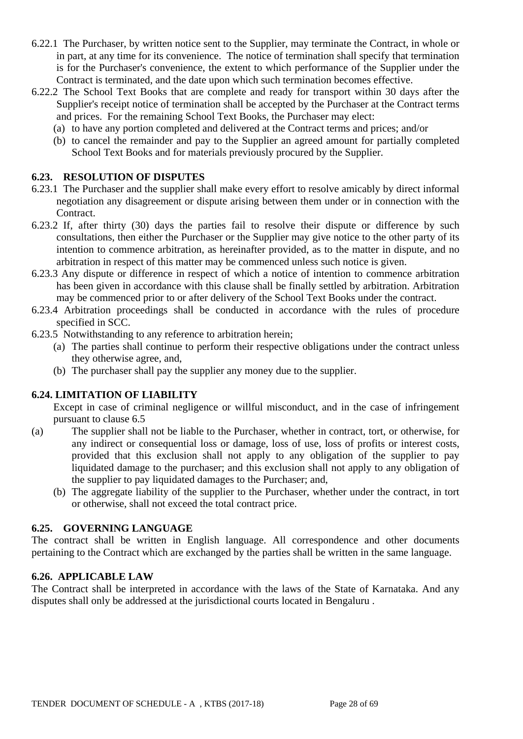6.22.1 The Purchaser, by written notice sent to the Supplier, may terminate the Contract, in whole or in part, at any time for its convenience. The notice of termination shall specify that termination is for the Purchaser's convenience, the extent to which performance of the Supplier under the Contract is terminated, and the date upon which such termination becomes effective.

6.22.2 The School Text Books that are complete and ready for transport within 30 days after the Supplier's receipt notice of termination shall be accepted by the Purchaser at the Contract terms and prices. For the remaining School Text Books, the Purchaser may elect:

(a) to have any portion completed and delivered at the Contract terms and prices; and/or

(b) to cancel the remainder and pay to the Supplier an agreed amount for partially completed School Text Books and for materials previously procured by the Supplier.

**6.23. RESOLUTION OF DISPUTES**

6.23.1 The Purchaser and the supplier shall make every effort to resolve amicably by direct informal negotiation any disagreement or dispute arising between them under or in connection with the Contract.

6.23.2 If, after thirty (30) days the parties fail to resolve their dispute or difference by such consultations, then either the Purchaser or the Supplier may give notice to the other party of its intention to commence arbitration, as hereinafter provided, as to the matter in dispute, and no arbitration in respect of this matter may be commenced unless such notice is given.

6.23.3 Any dispute or difference in respect of which a notice of intention to commence arbitration has been given in accordance with this clause shall be finally settled by arbitration. Arbitration may be commenced prior to or after delivery of the School Text Books under the contract.

6.23.4 Arbitration proceedings shall be conducted in accordance with the rules of procedure specified in SCC.

6.23.5 Notwithstanding to any reference to arbitration herein;

(a) The parties shall continue to perform their respective obligations under the contract unless they otherwise agree, and,

(b) The purchaser shall pay the supplier any money due to the supplier.

**6.24. LIMITATION OF LIABILITY**

Except in case of criminal negligence or willful misconduct, and in the case of infringement pursuant to clause 6.5

(a) The supplier shall not be liable to the Purchaser, whether in contract, tort, or otherwise, for any indirect or consequential loss or damage, loss of use, loss of profits or interest costs, provided that this exclusion shall not apply to any obligation of the supplier to pay liquidated damage to the purchaser; and this exclusion shall not apply to any obligation of the supplier to pay liquidated damages to the Purchaser; and,

(b) The aggregate liability of the supplier to the Purchaser, whether under the contract, in tort or otherwise, shall not exceed the total contract price.

**6.25. GOVERNING LANGUAGE**

The contract shall be written in English language. All correspondence and other documents pertaining to the Contract which are exchanged by the parties shall be written in the same language.

**6.26. APPLICABLE LAW**

The Contract shall be interpreted in accordance with the laws of the State of Karnataka. And any disputes shall only be addressed at the jurisdictional courts located in Bengaluru .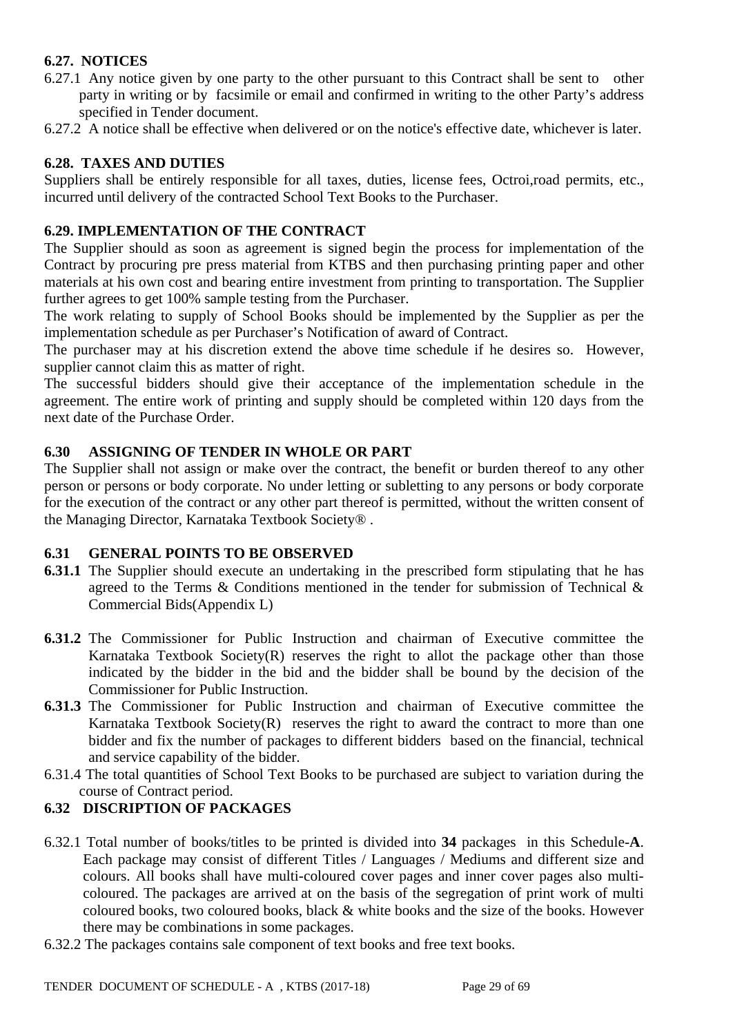### 6.27. NOTICES

6.27.1 Any notice given by one party to the other pursuant to this Contract shall be sent to other party in writing or by facsimile or email and confirmed in writing to the other Party's address specified in Tender document.

6.27.2 A notice shall be effective when delivered or on the notice's effective date, whichever is later.

### 6.28. TAXES AND DUTIES

Suppliers shall be entirely responsible for all taxes, duties, license fees, Octroi,road permits, etc., incurred until delivery of the contracted School Text Books to the Purchaser.

### 6.29. IMPLEMENTATION OF THE CONTRACT

The Supplier should as soon as agreement is signed begin the process for implementation of the Contract by procuring pre press material from KTBS and then purchasing printing paper and other materials at his own cost and bearing entire investment from printing to transportation. The Supplier further agrees to get 100% sample testing from the Purchaser.

The work relating to supply of School Books should be implemented by the Supplier as per the implementation schedule as per Purchaser's Notification of award of Contract.

The purchaser may at his discretion extend the above time schedule if he desires so. However, supplier cannot claim this as matter of right.

The successful bidders should give their acceptance of the implementation schedule in the agreement. The entire work of printing and supply should be completed within 120 days from the next date of the Purchase Order.

### 6.30 ASSIGNING OF TENDER IN WHOLE OR PART

The Supplier shall not assign or make over the contract, the benefit or burden thereof to any other person or persons or body corporate. No under letting or subletting to any persons or body corporate for the execution of the contract or any other part thereof is permitted, without the written consent of the Managing Director, Karnataka Textbook Society® .

### 6.31 GENERAL POINTS TO BE OBSERVED

**6.31.1** The Supplier should execute an undertaking in the prescribed form stipulating that he has agreed to the Terms & Conditions mentioned in the tender for submission of Technical & Commercial Bids(Appendix L)

**6.31.2** The Commissioner for Public Instruction and chairman of Executive committee the Karnataka Textbook Society(R) reserves the right to allot the package other than those indicated by the bidder in the bid and the bidder shall be bound by the decision of the Commissioner for Public Instruction.

**6.31.3** The Commissioner for Public Instruction and chairman of Executive committee the Karnataka Textbook Society(R) reserves the right to award the contract to more than one bidder and fix the number of packages to different bidders based on the financial, technical and service capability of the bidder.

6.31.4 The total quantities of School Text Books to be purchased are subject to variation during the course of Contract period.

### 6.32 DISCRIPTION OF PACKAGES

6.32.1 Total number of books/titles to be printed is divided into **34** packages in this Schedule-**A**. Each package may consist of different Titles / Languages / Mediums and different size and colours. All books shall have multi-coloured cover pages and inner cover pages also multi-coloured. The packages are arrived at on the basis of the segregation of print work of multi coloured books, two coloured books, black & white books and the size of the books. However there may be combinations in some packages.

6.32.2 The packages contains sale component of text books and free text books.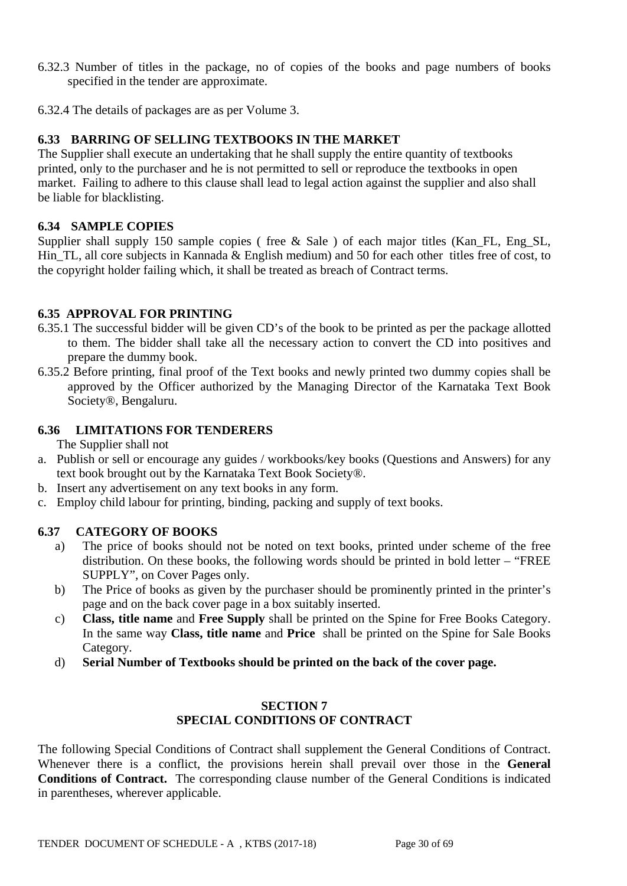6.32.3 Number of titles in the package, no of copies of the books and page numbers of books specified in the tender are approximate.

6.32.4 The details of packages are as per Volume 3.

### 6.33 BARRING OF SELLING TEXTBOOKS IN THE MARKET

The Supplier shall execute an undertaking that he shall supply the entire quantity of textbooks printed, only to the purchaser and he is not permitted to sell or reproduce the textbooks in open market. Failing to adhere to this clause shall lead to legal action against the supplier and also shall be liable for blacklisting.

### 6.34 SAMPLE COPIES

Supplier shall supply 150 sample copies ( free & Sale ) of each major titles (Kan_FL, Eng_SL, Hin_TL, all core subjects in Kannada & English medium) and 50 for each other titles free of cost, to the copyright holder failing which, it shall be treated as breach of Contract terms.

### 6.35 APPROVAL FOR PRINTING

6.35.1 The successful bidder will be given CD's of the book to be printed as per the package allotted to them. The bidder shall take all the necessary action to convert the CD into positives and prepare the dummy book.

6.35.2 Before printing, final proof of the Text books and newly printed two dummy copies shall be approved by the Officer authorized by the Managing Director of the Karnataka Text Book Society®, Bengaluru.

### 6.36 LIMITATIONS FOR TENDERERS

The Supplier shall not

a. Publish or sell or encourage any guides / workbooks/key books (Questions and Answers) for any text book brought out by the Karnataka Text Book Society®.
b. Insert any advertisement on any text books in any form.
c. Employ child labour for printing, binding, packing and supply of text books.

### 6.37 CATEGORY OF BOOKS

a) The price of books should not be noted on text books, printed under scheme of the free distribution. On these books, the following words should be printed in bold letter – "FREE SUPPLY", on Cover Pages only.

b) The Price of books as given by the purchaser should be prominently printed in the printer's page and on the back cover page in a box suitably inserted.

c) **Class, title name** and **Free Supply** shall be printed on the Spine for Free Books Category. In the same way **Class, title name** and **Price** shall be printed on the Spine for Sale Books Category.

d) **Serial Number of Textbooks should be printed on the back of the cover page.**

## SECTION 7
## SPECIAL CONDITIONS OF CONTRACT

The following Special Conditions of Contract shall supplement the General Conditions of Contract. Whenever there is a conflict, the provisions herein shall prevail over those in the **General Conditions of Contract.** The corresponding clause number of the General Conditions is indicated in parentheses, wherever applicable.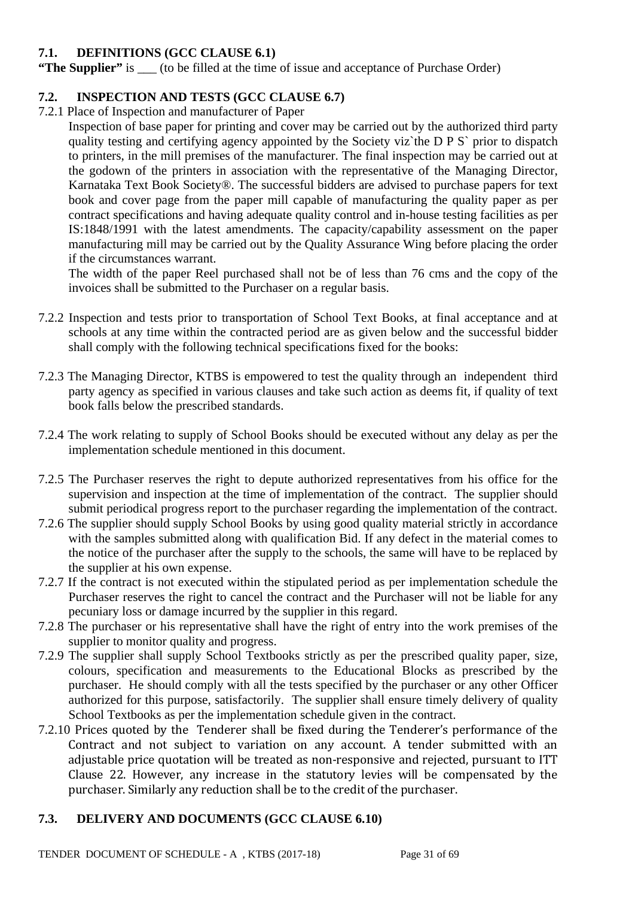### 7.1. DEFINITIONS (GCC CLAUSE 6.1)

**"The Supplier"** is ___ (to be filled at the time of issue and acceptance of Purchase Order)

### 7.2. INSPECTION AND TESTS (GCC CLAUSE 6.7)

7.2.1 Place of Inspection and manufacturer of Paper

Inspection of base paper for printing and cover may be carried out by the authorized third party quality testing and certifying agency appointed by the Society viz`the D P S` prior to dispatch to printers, in the mill premises of the manufacturer. The final inspection may be carried out at the godown of the printers in association with the representative of the Managing Director, Karnataka Text Book Society®. The successful bidders are advised to purchase papers for text book and cover page from the paper mill capable of manufacturing the quality paper as per contract specifications and having adequate quality control and in-house testing facilities as per IS:1848/1991 with the latest amendments. The capacity/capability assessment on the paper manufacturing mill may be carried out by the Quality Assurance Wing before placing the order if the circumstances warrant.

The width of the paper Reel purchased shall not be of less than 76 cms and the copy of the invoices shall be submitted to the Purchaser on a regular basis.

7.2.2 Inspection and tests prior to transportation of School Text Books, at final acceptance and at schools at any time within the contracted period are as given below and the successful bidder shall comply with the following technical specifications fixed for the books:

7.2.3 The Managing Director, KTBS is empowered to test the quality through an independent third party agency as specified in various clauses and take such action as deems fit, if quality of text book falls below the prescribed standards.

7.2.4 The work relating to supply of School Books should be executed without any delay as per the implementation schedule mentioned in this document.

7.2.5 The Purchaser reserves the right to depute authorized representatives from his office for the supervision and inspection at the time of implementation of the contract. The supplier should submit periodical progress report to the purchaser regarding the implementation of the contract.

7.2.6 The supplier should supply School Books by using good quality material strictly in accordance with the samples submitted along with qualification Bid. If any defect in the material comes to the notice of the purchaser after the supply to the schools, the same will have to be replaced by the supplier at his own expense.

7.2.7 If the contract is not executed within the stipulated period as per implementation schedule the Purchaser reserves the right to cancel the contract and the Purchaser will not be liable for any pecuniary loss or damage incurred by the supplier in this regard.

7.2.8 The purchaser or his representative shall have the right of entry into the work premises of the supplier to monitor quality and progress.

7.2.9 The supplier shall supply School Textbooks strictly as per the prescribed quality paper, size, colours, specification and measurements to the Educational Blocks as prescribed by the purchaser. He should comply with all the tests specified by the purchaser or any other Officer authorized for this purpose, satisfactorily. The supplier shall ensure timely delivery of quality School Textbooks as per the implementation schedule given in the contract.

7.2.10 Prices quoted by the Tenderer shall be fixed during the Tenderer's performance of the Contract and not subject to variation on any account. A tender submitted with an adjustable price quotation will be treated as non-responsive and rejected, pursuant to ITT Clause 22. However, any increase in the statutory levies will be compensated by the purchaser. Similarly any reduction shall be to the credit of the purchaser.

### 7.3. DELIVERY AND DOCUMENTS (GCC CLAUSE 6.10)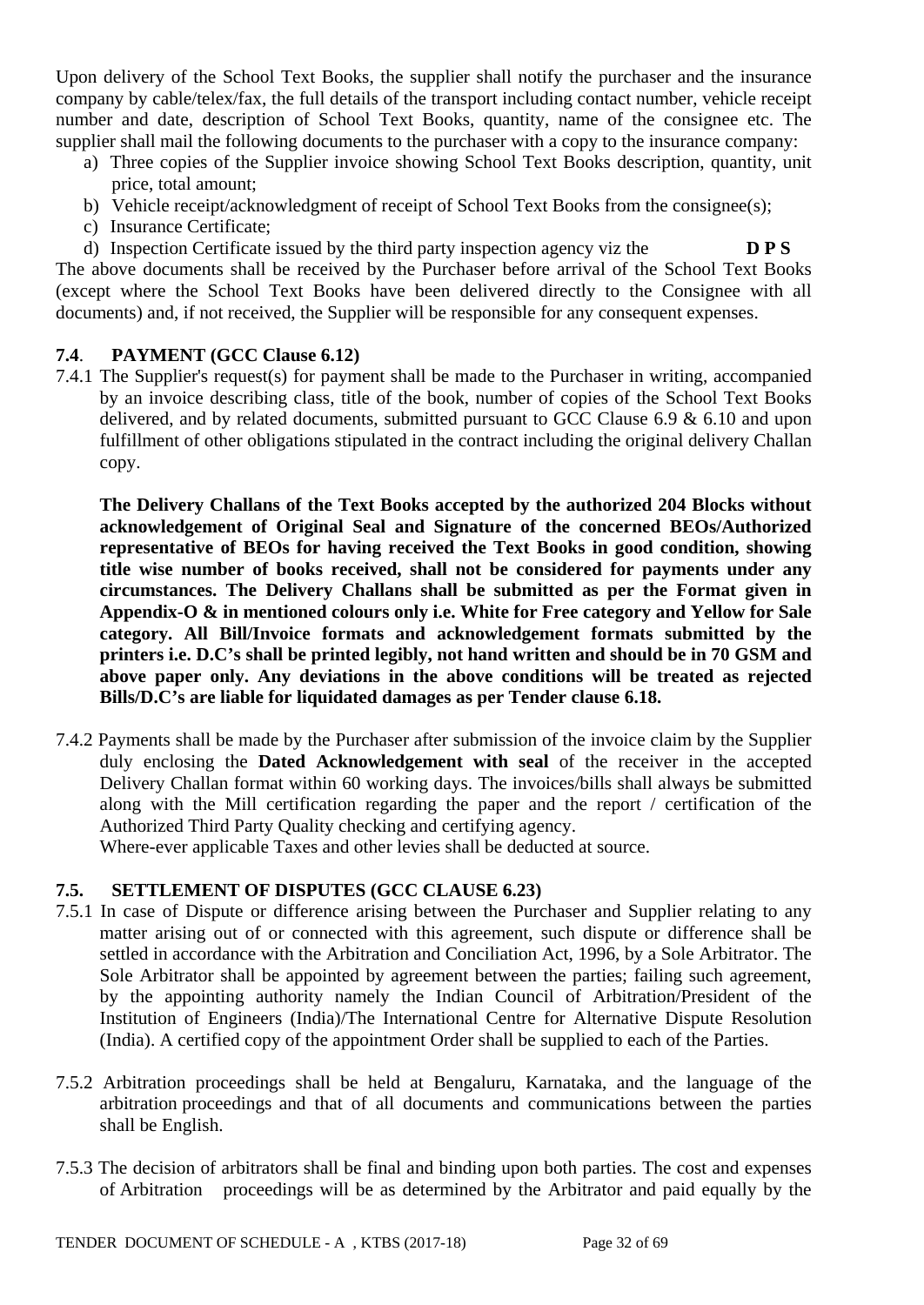Upon delivery of the School Text Books, the supplier shall notify the purchaser and the insurance company by cable/telex/fax, the full details of the transport including contact number, vehicle receipt number and date, description of School Text Books, quantity, name of the consignee etc. The supplier shall mail the following documents to the purchaser with a copy to the insurance company:

a) Three copies of the Supplier invoice showing School Text Books description, quantity, unit price, total amount;
b) Vehicle receipt/acknowledgment of receipt of School Text Books from the consignee(s);
c) Insurance Certificate;
d) Inspection Certificate issued by the third party inspection agency viz the **D P S**

The above documents shall be received by the Purchaser before arrival of the School Text Books (except where the School Text Books have been delivered directly to the Consignee with all documents) and, if not received, the Supplier will be responsible for any consequent expenses.

### 7.4. PAYMENT (GCC Clause 6.12)

7.4.1 The Supplier's request(s) for payment shall be made to the Purchaser in writing, accompanied by an invoice describing class, title of the book, number of copies of the School Text Books delivered, and by related documents, submitted pursuant to GCC Clause 6.9 & 6.10 and upon fulfillment of other obligations stipulated in the contract including the original delivery Challan copy.

**The Delivery Challans of the Text Books accepted by the authorized 204 Blocks without acknowledgement of Original Seal and Signature of the concerned BEOs/Authorized representative of BEOs for having received the Text Books in good condition, showing title wise number of books received, shall not be considered for payments under any circumstances. The Delivery Challans shall be submitted as per the Format given in Appendix-O & in mentioned colours only i.e. White for Free category and Yellow for Sale category. All Bill/Invoice formats and acknowledgement formats submitted by the printers i.e. D.C's shall be printed legibly, not hand written and should be in 70 GSM and above paper only. Any deviations in the above conditions will be treated as rejected Bills/D.C's are liable for liquidated damages as per Tender clause 6.18.**

7.4.2 Payments shall be made by the Purchaser after submission of the invoice claim by the Supplier duly enclosing the **Dated Acknowledgement with seal** of the receiver in the accepted Delivery Challan format within 60 working days. The invoices/bills shall always be submitted along with the Mill certification regarding the paper and the report / certification of the Authorized Third Party Quality checking and certifying agency.

Where-ever applicable Taxes and other levies shall be deducted at source.

### 7.5. SETTLEMENT OF DISPUTES (GCC CLAUSE 6.23)

7.5.1 In case of Dispute or difference arising between the Purchaser and Supplier relating to any matter arising out of or connected with this agreement, such dispute or difference shall be settled in accordance with the Arbitration and Conciliation Act, 1996, by a Sole Arbitrator. The Sole Arbitrator shall be appointed by agreement between the parties; failing such agreement, by the appointing authority namely the Indian Council of Arbitration/President of the Institution of Engineers (India)/The International Centre for Alternative Dispute Resolution (India). A certified copy of the appointment Order shall be supplied to each of the Parties.

7.5.2 Arbitration proceedings shall be held at Bengaluru, Karnataka, and the language of the arbitration proceedings and that of all documents and communications between the parties shall be English.

7.5.3 The decision of arbitrators shall be final and binding upon both parties. The cost and expenses of Arbitration proceedings will be as determined by the Arbitrator and paid equally by the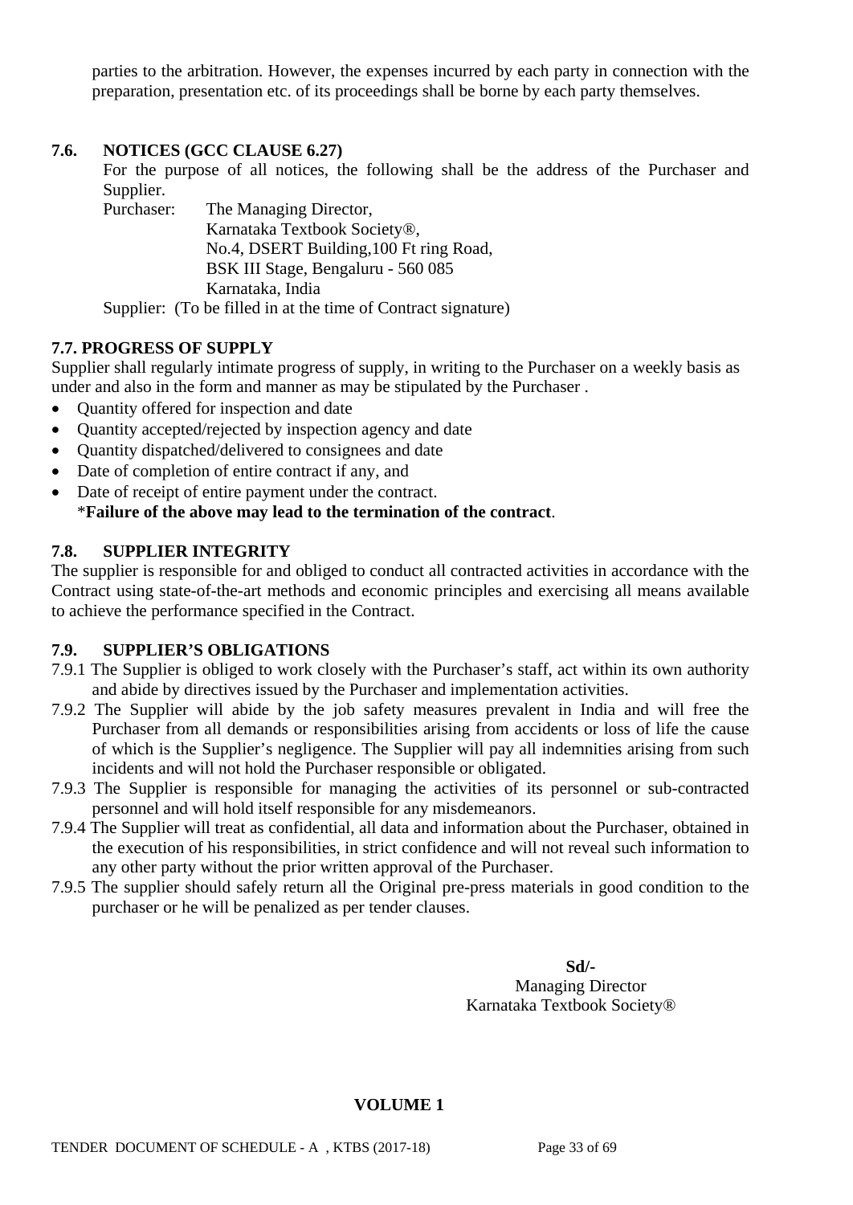parties to the arbitration. However, the expenses incurred by each party in connection with the preparation, presentation etc. of its proceedings shall be borne by each party themselves.

### 7.6. NOTICES (GCC CLAUSE 6.27)

For the purpose of all notices, the following shall be the address of the Purchaser and Supplier.

Purchaser: The Managing Director,
Karnataka Textbook Society®,
No.4, DSERT Building,100 Ft ring Road,
BSK III Stage, Bengaluru - 560 085
Karnataka, India

Supplier: (To be filled in at the time of Contract signature)

### 7.7. PROGRESS OF SUPPLY

Supplier shall regularly intimate progress of supply, in writing to the Purchaser on a weekly basis as under and also in the form and manner as may be stipulated by the Purchaser .

- Quantity offered for inspection and date
- Quantity accepted/rejected by inspection agency and date
- Quantity dispatched/delivered to consignees and date
- Date of completion of entire contract if any, and
- Date of receipt of entire payment under the contract.
  ***Failure of the above may lead to the termination of the contract**.

### 7.8. SUPPLIER INTEGRITY

The supplier is responsible for and obliged to conduct all contracted activities in accordance with the Contract using state-of-the-art methods and economic principles and exercising all means available to achieve the performance specified in the Contract.

### 7.9. SUPPLIER'S OBLIGATIONS

7.9.1 The Supplier is obliged to work closely with the Purchaser's staff, act within its own authority and abide by directives issued by the Purchaser and implementation activities.

7.9.2 The Supplier will abide by the job safety measures prevalent in India and will free the Purchaser from all demands or responsibilities arising from accidents or loss of life the cause of which is the Supplier's negligence. The Supplier will pay all indemnities arising from such incidents and will not hold the Purchaser responsible or obligated.

7.9.3 The Supplier is responsible for managing the activities of its personnel or sub-contracted personnel and will hold itself responsible for any misdemeanors.

7.9.4 The Supplier will treat as confidential, all data and information about the Purchaser, obtained in the execution of his responsibilities, in strict confidence and will not reveal such information to any other party without the prior written approval of the Purchaser.

7.9.5 The supplier should safely return all the Original pre-press materials in good condition to the purchaser or he will be penalized as per tender clauses.

**Sd/-**
Managing Director
Karnataka Textbook Society®

**VOLUME 1**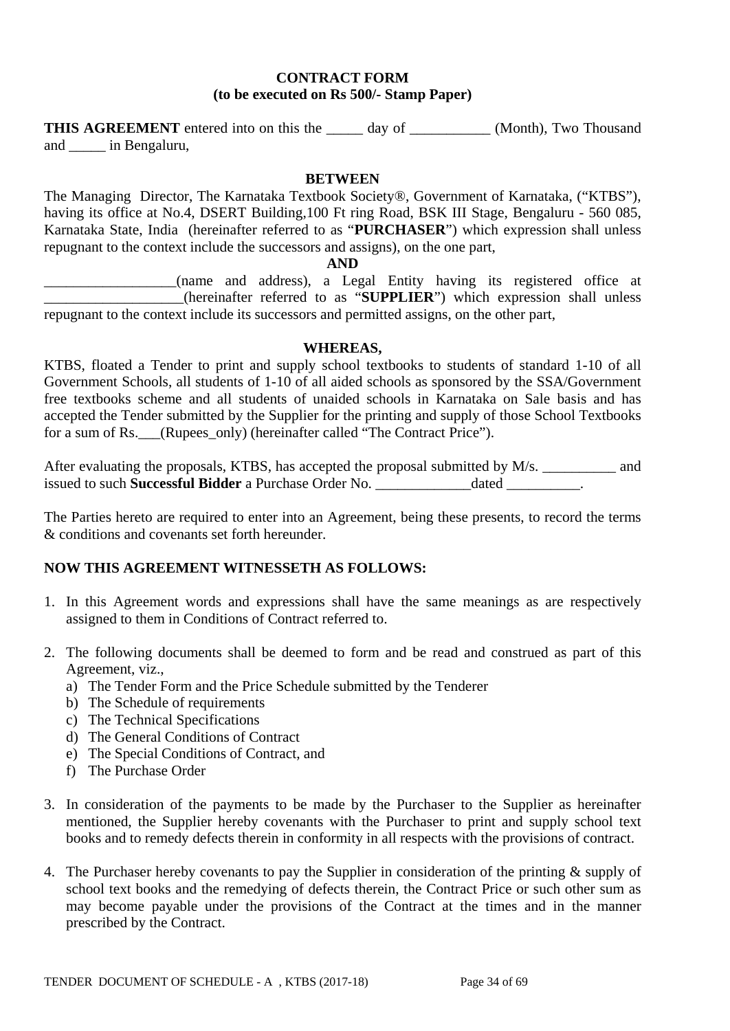**CONTRACT FORM**
**(to be executed on Rs 500/- Stamp Paper)**

**THIS AGREEMENT** entered into on this the _____ day of ___________ (Month), Two Thousand and _____ in Bengaluru,

**BETWEEN**

The Managing Director, The Karnataka Textbook Society®, Government of Karnataka, ("KTBS"), having its office at No.4, DSERT Building,100 Ft ring Road, BSK III Stage, Bengaluru - 560 085, Karnataka State, India (hereinafter referred to as "**PURCHASER**") which expression shall unless repugnant to the context include the successors and assigns), on the one part,

**AND**

__________________(name and address), a Legal Entity having its registered office at ___________________(hereinafter referred to as "**SUPPLIER**") which expression shall unless repugnant to the context include its successors and permitted assigns, on the other part,

**WHEREAS,**

KTBS, floated a Tender to print and supply school textbooks to students of standard 1-10 of all Government Schools, all students of 1-10 of all aided schools as sponsored by the SSA/Government free textbooks scheme and all students of unaided schools in Karnataka on Sale basis and has accepted the Tender submitted by the Supplier for the printing and supply of those School Textbooks for a sum of Rs.___(Rupees_only) (hereinafter called "The Contract Price").

After evaluating the proposals, KTBS, has accepted the proposal submitted by M/s. __________ and issued to such **Successful Bidder** a Purchase Order No. _____________dated __________.

The Parties hereto are required to enter into an Agreement, being these presents, to record the terms & conditions and covenants set forth hereunder.

**NOW THIS AGREEMENT WITNESSETH AS FOLLOWS:**

1. In this Agreement words and expressions shall have the same meanings as are respectively assigned to them in Conditions of Contract referred to.

2. The following documents shall be deemed to form and be read and construed as part of this Agreement, viz.,
   a) The Tender Form and the Price Schedule submitted by the Tenderer
   b) The Schedule of requirements
   c) The Technical Specifications
   d) The General Conditions of Contract
   e) The Special Conditions of Contract, and
   f) The Purchase Order

3. In consideration of the payments to be made by the Purchaser to the Supplier as hereinafter mentioned, the Supplier hereby covenants with the Purchaser to print and supply school text books and to remedy defects therein in conformity in all respects with the provisions of contract.

4. The Purchaser hereby covenants to pay the Supplier in consideration of the printing & supply of school text books and the remedying of defects therein, the Contract Price or such other sum as may become payable under the provisions of the Contract at the times and in the manner prescribed by the Contract.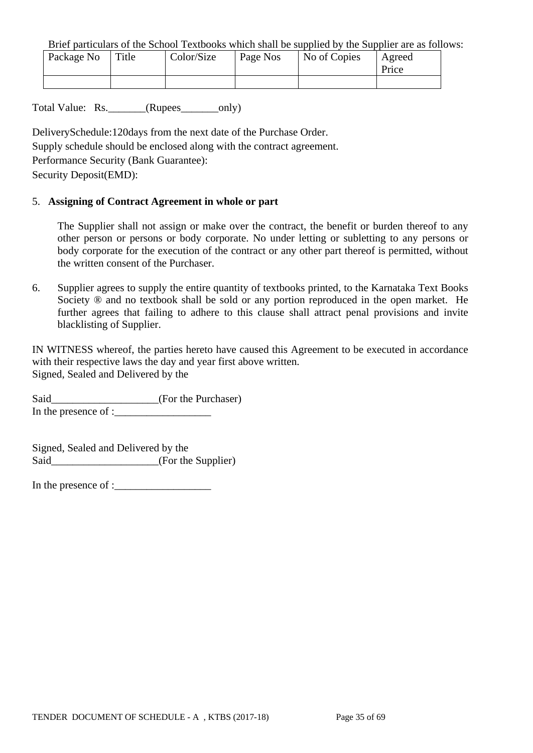Brief particulars of the School Textbooks which shall be supplied by the Supplier are as follows:

| Package No | Title | Color/Size | Page Nos | No of Copies | Agreed Price |
|---|---|---|---|---|---|
| | | | | | |

Total Value: Rs._______(Rupees_______only)

DeliverySchedule:120days from the next date of the Purchase Order.

Supply schedule should be enclosed along with the contract agreement.

Performance Security (Bank Guarantee):

Security Deposit(EMD):

5. **Assigning of Contract Agreement in whole or part**

   The Supplier shall not assign or make over the contract, the benefit or burden thereof to any other person or persons or body corporate. No under letting or subletting to any persons or body corporate for the execution of the contract or any other part thereof is permitted, without the written consent of the Purchaser.

6. Supplier agrees to supply the entire quantity of textbooks printed, to the Karnataka Text Books Society ® and no textbook shall be sold or any portion reproduced in the open market. He further agrees that failing to adhere to this clause shall attract penal provisions and invite blacklisting of Supplier.

IN WITNESS whereof, the parties hereto have caused this Agreement to be executed in accordance with their respective laws the day and year first above written.
Signed, Sealed and Delivered by the

Said____________________(For the Purchaser)
In the presence of :__________________

Signed, Sealed and Delivered by the
Said____________________(For the Supplier)

In the presence of :__________________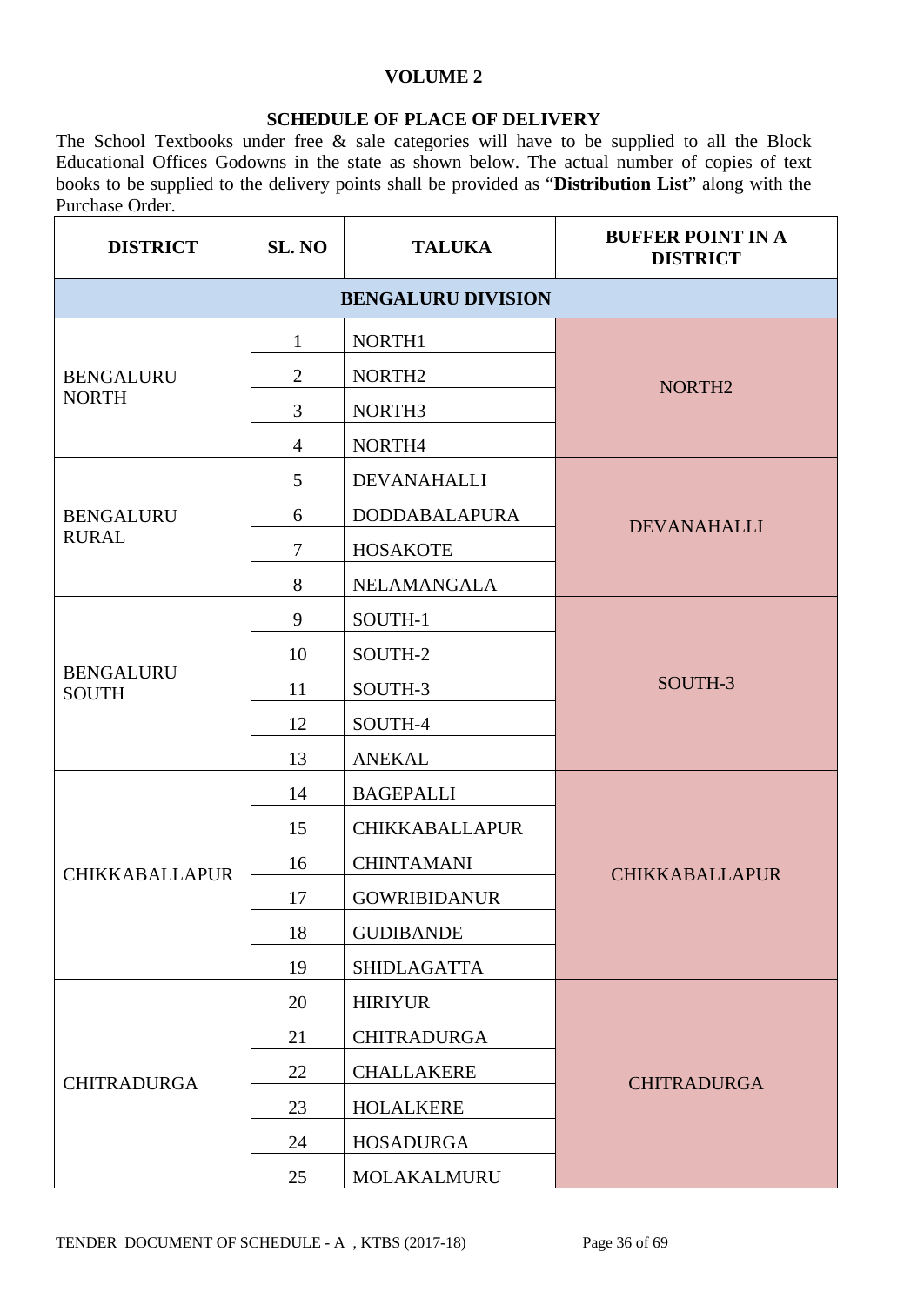**VOLUME 2**

**SCHEDULE OF PLACE OF DELIVERY**

The School Textbooks under free & sale categories will have to be supplied to all the Block Educational Offices Godowns in the state as shown below. The actual number of copies of text books to be supplied to the delivery points shall be provided as "**Distribution List**" along with the Purchase Order.

| DISTRICT | SL. NO | TALUKA | BUFFER POINT IN A DISTRICT |
|---|---|---|---|
| **BENGALURU DIVISION** | | | |
| BENGALURU NORTH | 1 | NORTH1 | NORTH2 |
| | 2 | NORTH2 | |
| | 3 | NORTH3 | |
| | 4 | NORTH4 | |
| BENGALURU RURAL | 5 | DEVANAHALLI | DEVANAHALLI |
| | 6 | DODDABALAPURA | |
| | 7 | HOSAKOTE | |
| | 8 | NELAMANGALA | |
| BENGALURU SOUTH | 9 | SOUTH-1 | SOUTH-3 |
| | 10 | SOUTH-2 | |
| | 11 | SOUTH-3 | |
| | 12 | SOUTH-4 | |
| | 13 | ANEKAL | |
| CHIKKABALLAPUR | 14 | BAGEPALLI | CHIKKABALLAPUR |
| | 15 | CHIKKABALLAPUR | |
| | 16 | CHINTAMANI | |
| | 17 | GOWRIBIDANUR | |
| | 18 | GUDIBANDE | |
| | 19 | SHIDLAGATTA | |
| CHITRADURGA | 20 | HIRIYUR | CHITRADURGA |
| | 21 | CHITRADURGA | |
| | 22 | CHALLAKERE | |
| | 23 | HOLALKERE | |
| | 24 | HOSADURGA | |
| | 25 | MOLAKALMURU | |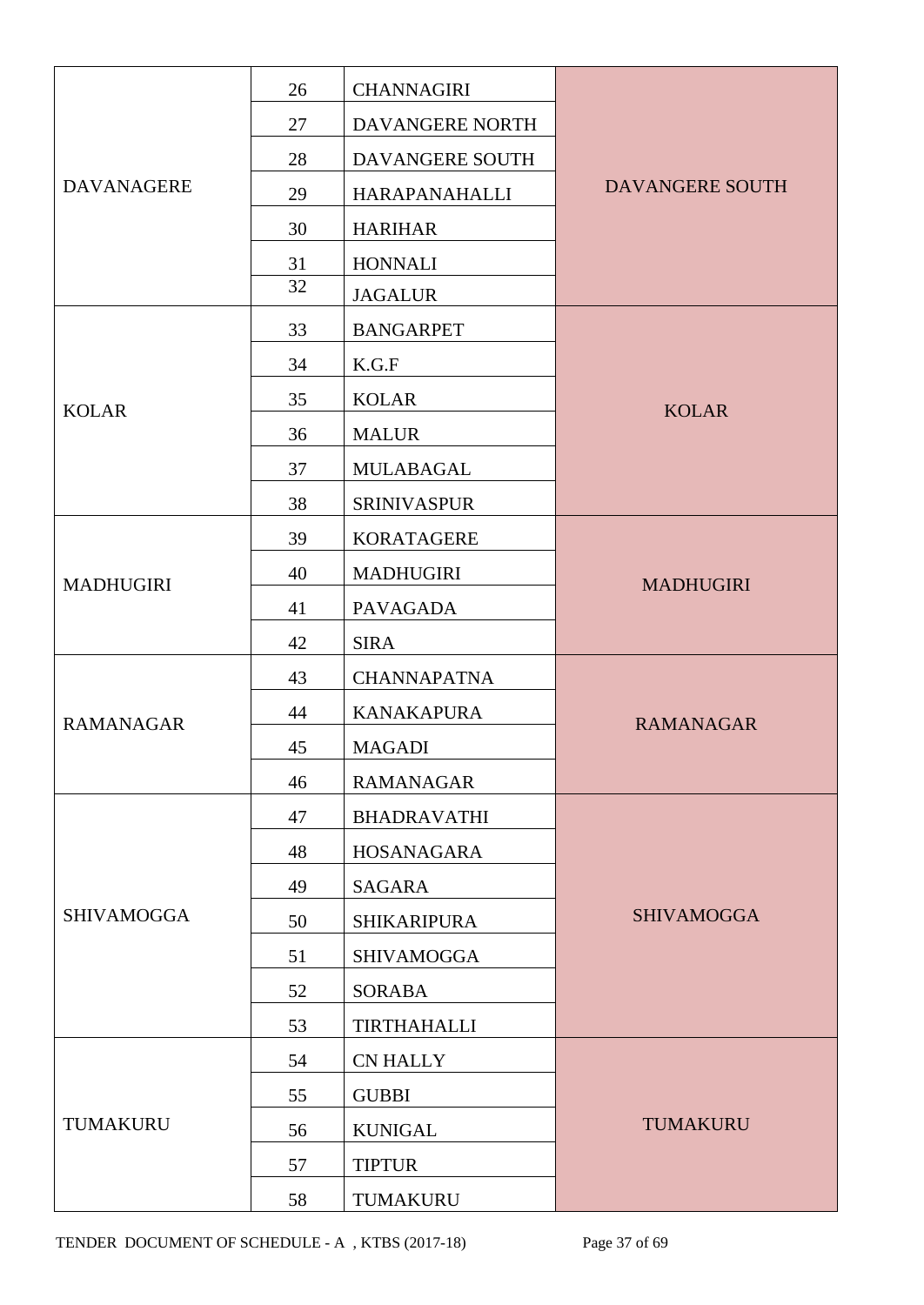| | | | |
|---|---|---|---|
| DAVANAGERE | 26 | CHANNAGIRI | DAVANGERE SOUTH |
| | 27 | DAVANGERE NORTH | |
| | 28 | DAVANGERE SOUTH | |
| | 29 | HARAPANAHALLI | |
| | 30 | HARIHAR | |
| | 31 | HONNALI | |
| | 32 | JAGALUR | |
| KOLAR | 33 | BANGARPET | KOLAR |
| | 34 | K.G.F | |
| | 35 | KOLAR | |
| | 36 | MALUR | |
| | 37 | MULABAGAL | |
| | 38 | SRINIVASPUR | |
| MADHUGIRI | 39 | KORATAGERE | MADHUGIRI |
| | 40 | MADHUGIRI | |
| | 41 | PAVAGADA | |
| | 42 | SIRA | |
| RAMANAGAR | 43 | CHANNAPATNA | RAMANAGAR |
| | 44 | KANAKAPURA | |
| | 45 | MAGADI | |
| | 46 | RAMANAGAR | |
| SHIVAMOGGA | 47 | BHADRAVATHI | SHIVAMOGGA |
| | 48 | HOSANAGARA | |
| | 49 | SAGARA | |
| | 50 | SHIKARIPURA | |
| | 51 | SHIVAMOGGA | |
| | 52 | SORABA | |
| | 53 | TIRTHAHALLI | |
| TUMAKURU | 54 | CN HALLY | TUMAKURU |
| | 55 | GUBBI | |
| | 56 | KUNIGAL | |
| | 57 | TIPTUR | |
| | 58 | TUMAKURU | |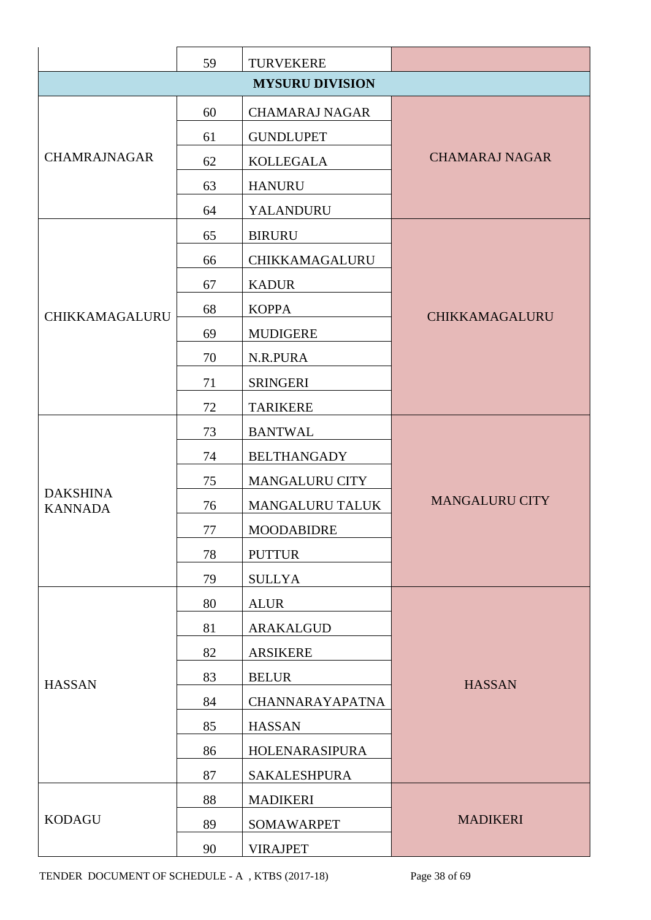| | | | |
|---|---|---|---|
| | 59 | TURVEKERE | |
| | | **MYSURU DIVISION** | |
| CHAMRAJNAGAR | 60 | CHAMARAJ NAGAR | CHAMARAJ NAGAR |
| | 61 | GUNDLUPET | |
| | 62 | KOLLEGALA | |
| | 63 | HANURU | |
| | 64 | YALANDURU | |
| CHIKKAMAGALURU | 65 | BIRURU | CHIKKAMAGALURU |
| | 66 | CHIKKAMAGALURU | |
| | 67 | KADUR | |
| | 68 | KOPPA | |
| | 69 | MUDIGERE | |
| | 70 | N.R.PURA | |
| | 71 | SRINGERI | |
| | 72 | TARIKERE | |
| DAKSHINA KANNADA | 73 | BANTWAL | MANGALURU CITY |
| | 74 | BELTHANGADY | |
| | 75 | MANGALURU CITY | |
| | 76 | MANGALURU TALUK | |
| | 77 | MOODABIDRE | |
| | 78 | PUTTUR | |
| | 79 | SULLYA | |
| HASSAN | 80 | ALUR | HASSAN |
| | 81 | ARAKALGUD | |
| | 82 | ARSIKERE | |
| | 83 | BELUR | |
| | 84 | CHANNARAYAPATNA | |
| | 85 | HASSAN | |
| | 86 | HOLENARASIPURA | |
| | 87 | SAKALESHPURA | |
| KODAGU | 88 | MADIKERI | MADIKERI |
| | 89 | SOMAWARPET | |
| | 90 | VIRAJPET | |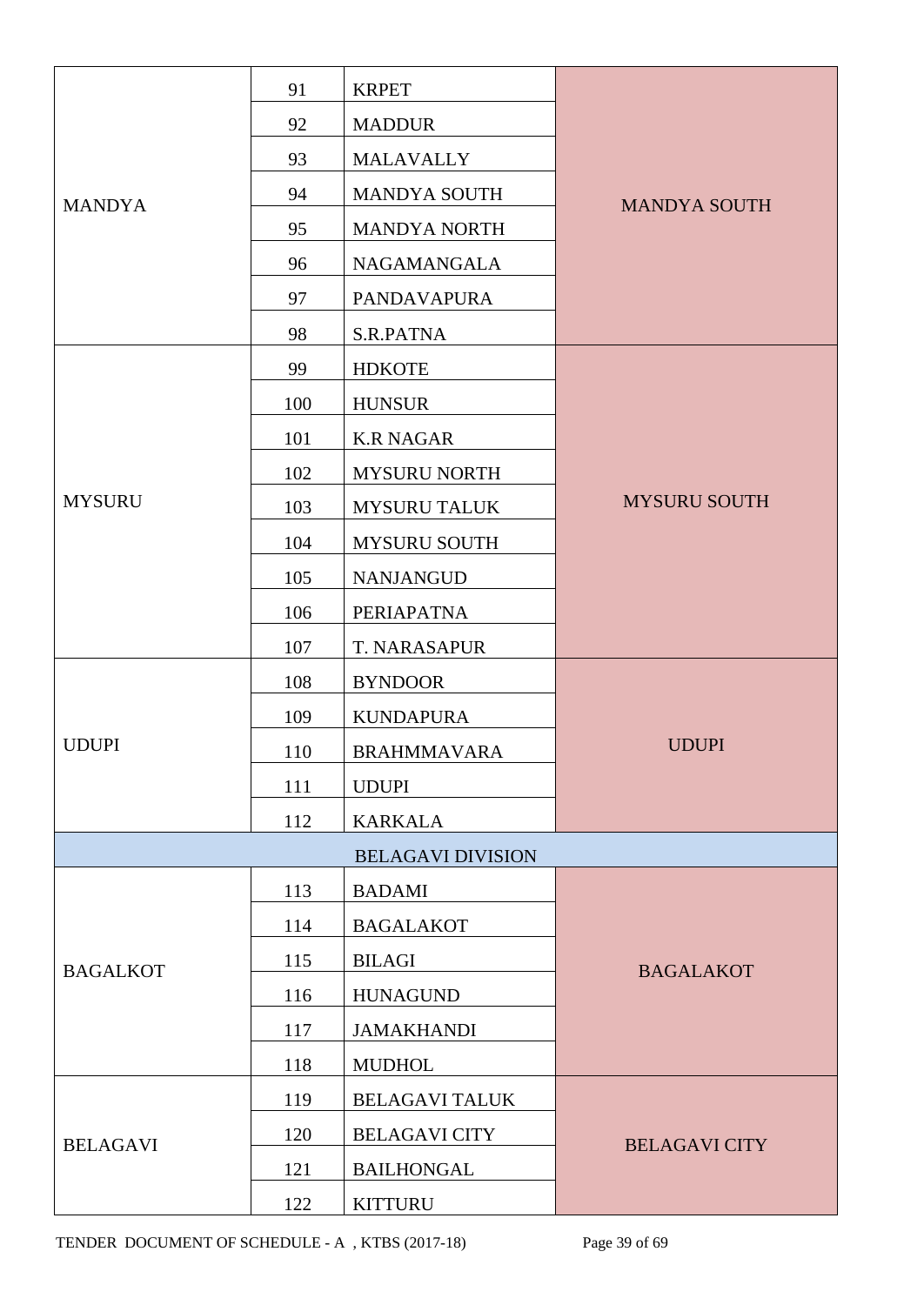| | | | |
|---|---|---|---|
| MANDYA | 91 | KRPET | MANDYA SOUTH |
| | 92 | MADDUR | |
| | 93 | MALAVALLY | |
| | 94 | MANDYA SOUTH | |
| | 95 | MANDYA NORTH | |
| | 96 | NAGAMANGALA | |
| | 97 | PANDAVAPURA | |
| | 98 | S.R.PATNA | |
| MYSURU | 99 | HDKOTE | MYSURU SOUTH |
| | 100 | HUNSUR | |
| | 101 | K.R NAGAR | |
| | 102 | MYSURU NORTH | |
| | 103 | MYSURU TALUK | |
| | 104 | MYSURU SOUTH | |
| | 105 | NANJANGUD | |
| | 106 | PERIAPATNA | |
| | 107 | T. NARASAPUR | |
| UDUPI | 108 | BYNDOOR | UDUPI |
| | 109 | KUNDAPURA | |
| | 110 | BRAHMMAVARA | |
| | 111 | UDUPI | |
| | 112 | KARKALA | |
| BELAGAVI DIVISION | | | |
| BAGALKOT | 113 | BADAMI | BAGALAKOT |
| | 114 | BAGALAKOT | |
| | 115 | BILAGI | |
| | 116 | HUNAGUND | |
| | 117 | JAMAKHANDI | |
| | 118 | MUDHOL | |
| BELAGAVI | 119 | BELAGAVI TALUK | BELAGAVI CITY |
| | 120 | BELAGAVI CITY | |
| | 121 | BAILHONGAL | |
| | 122 | KITTURU | |

TENDER DOCUMENT OF SCHEDULE - A , KTBS (2017-18)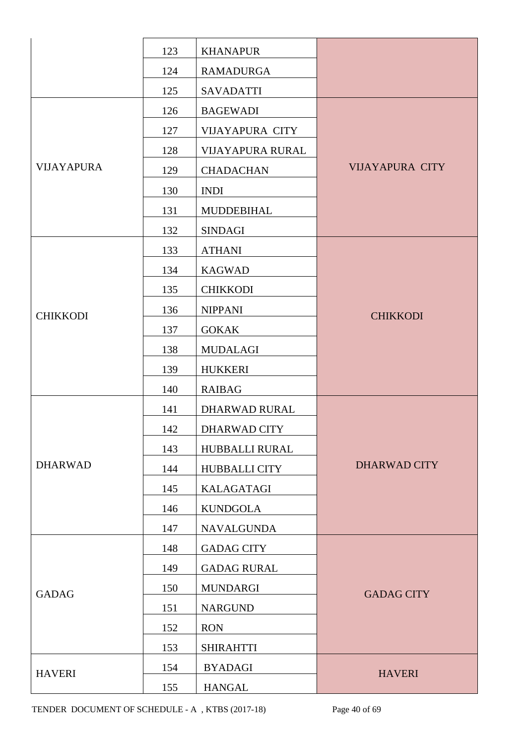| | | | |
|---|---|---|---|
| | 123 | KHANAPUR | |
| | 124 | RAMADURGA | |
| | 125 | SAVADATTI | |
| VIJAYAPURA | 126 | BAGEWADI | VIJAYAPURA CITY |
| | 127 | VIJAYAPURA CITY | |
| | 128 | VIJAYAPURA RURAL | |
| | 129 | CHADACHAN | |
| | 130 | INDI | |
| | 131 | MUDDEBIHAL | |
| | 132 | SINDAGI | |
| CHIKKODI | 133 | ATHANI | CHIKKODI |
| | 134 | KAGWAD | |
| | 135 | CHIKKODI | |
| | 136 | NIPPANI | |
| | 137 | GOKAK | |
| | 138 | MUDALAGI | |
| | 139 | HUKKERI | |
| | 140 | RAIBAG | |
| DHARWAD | 141 | DHARWAD RURAL | DHARWAD CITY |
| | 142 | DHARWAD CITY | |
| | 143 | HUBBALLI RURAL | |
| | 144 | HUBBALLI CITY | |
| | 145 | KALAGATAGI | |
| | 146 | KUNDGOLA | |
| | 147 | NAVALGUNDA | |
| GADAG | 148 | GADAG CITY | GADAG CITY |
| | 149 | GADAG RURAL | |
| | 150 | MUNDARGI | |
| | 151 | NARGUND | |
| | 152 | RON | |
| | 153 | SHIRAHTTI | |
| HAVERI | 154 | BYADAGI | HAVERI |
| | 155 | HANGAL | |

TENDER DOCUMENT OF SCHEDULE - A , KTBS (2017-18)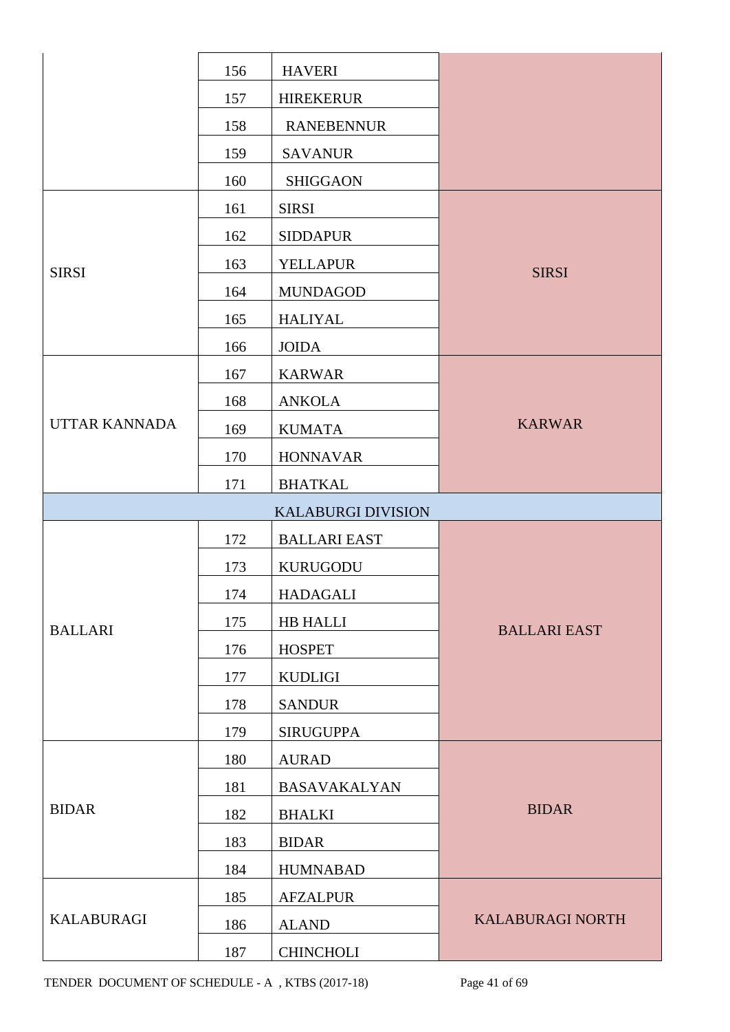|  |  |  |  |
|---|---|---|---|
|  | 156 | HAVERI |  |
|  | 157 | HIREKERUR |  |
|  | 158 | RANEBENNUR |  |
|  | 159 | SAVANUR |  |
|  | 160 | SHIGGAON |  |
| SIRSI | 161 | SIRSI | SIRSI |
|  | 162 | SIDDAPUR |  |
|  | 163 | YELLAPUR |  |
|  | 164 | MUNDAGOD |  |
|  | 165 | HALIYAL |  |
|  | 166 | JOIDA |  |
| UTTAR KANNADA | 167 | KARWAR | KARWAR |
|  | 168 | ANKOLA |  |
|  | 169 | KUMATA |  |
|  | 170 | HONNAVAR |  |
|  | 171 | BHATKAL |  |
| KALABURGI DIVISION | | | |
| BALLARI | 172 | BALLARI EAST | BALLARI EAST |
|  | 173 | KURUGODU |  |
|  | 174 | HADAGALI |  |
|  | 175 | HB HALLI |  |
|  | 176 | HOSPET |  |
|  | 177 | KUDLIGI |  |
|  | 178 | SANDUR |  |
|  | 179 | SIRUGUPPA |  |
| BIDAR | 180 | AURAD | BIDAR |
|  | 181 | BASAVAKALYAN |  |
|  | 182 | BHALKI |  |
|  | 183 | BIDAR |  |
|  | 184 | HUMNABAD |  |
| KALABURAGI | 185 | AFZALPUR | KALABURAGI NORTH |
|  | 186 | ALAND |  |
|  | 187 | CHINCHOLI |  |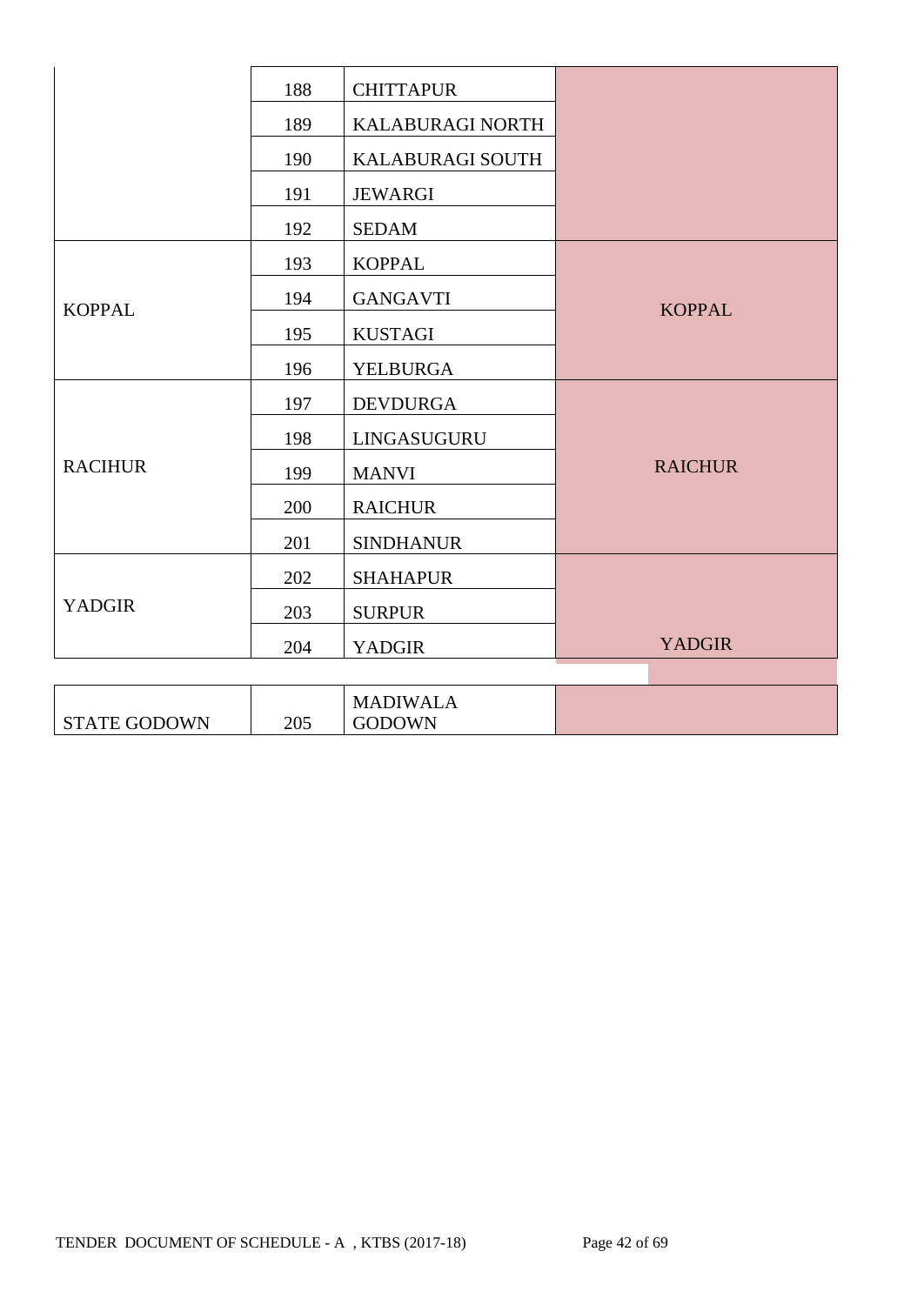| | | | |
|---|---|---|---|
| | 188 | CHITTAPUR | |
| | 189 | KALABURAGI NORTH | |
| | 190 | KALABURAGI SOUTH | |
| | 191 | JEWARGI | |
| | 192 | SEDAM | |
| KOPPAL | 193 | KOPPAL | KOPPAL |
| | 194 | GANGAVTI | |
| | 195 | KUSTAGI | |
| | 196 | YELBURGA | |
| RACIHUR | 197 | DEVDURGA | RAICHUR |
| | 198 | LINGASUGURU | |
| | 199 | MANVI | |
| | 200 | RAICHUR | |
| | 201 | SINDHANUR | |
| YADGIR | 202 | SHAHAPUR | YADGIR |
| | 203 | SURPUR | |
| | 204 | YADGIR | |

| | | | |
|---|---|---|---|
| STATE GODOWN | 205 | MADIWALA GODOWN | |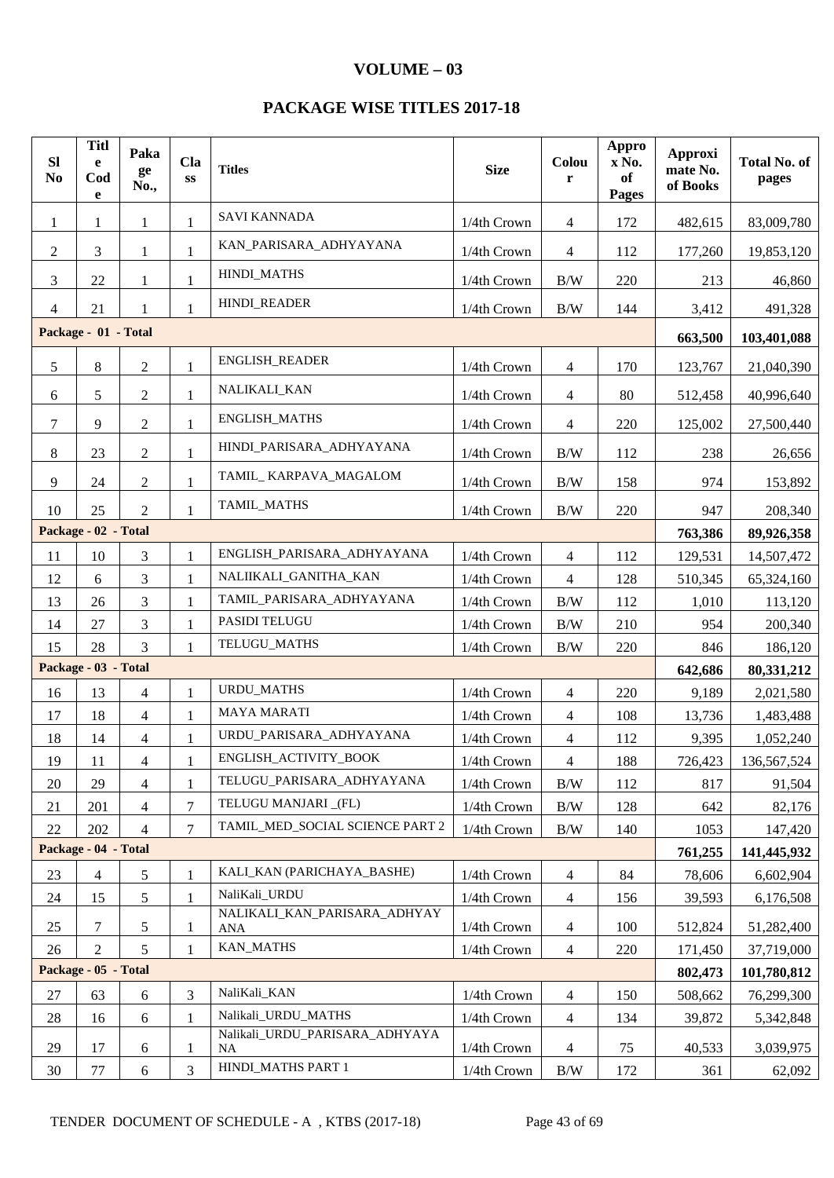# VOLUME – 03

## PACKAGE WISE TITLES 2017-18

| Sl No | Title Code | Package No., | Class | Titles | Size | Colour | Approx No. of Pages | Approximate No. of Books | Total No. of pages |
|---|---|---|---|---|---|---|---|---|---|
| 1 | 1 | 1 | 1 | SAVI KANNADA | 1/4th Crown | 4 | 172 | 482,615 | 83,009,780 |
| 2 | 3 | 1 | 1 | KAN_PARISARA_ADHYAYANA | 1/4th Crown | 4 | 112 | 177,260 | 19,853,120 |
| 3 | 22 | 1 | 1 | HINDI_MATHS | 1/4th Crown | B/W | 220 | 213 | 46,860 |
| 4 | 21 | 1 | 1 | HINDI_READER | 1/4th Crown | B/W | 144 | 3,412 | 491,328 |
| **Package - 01 - Total** | | | | | | | | **663,500** | **103,401,088** |
| 5 | 8 | 2 | 1 | ENGLISH_READER | 1/4th Crown | 4 | 170 | 123,767 | 21,040,390 |
| 6 | 5 | 2 | 1 | NALIKALI_KAN | 1/4th Crown | 4 | 80 | 512,458 | 40,996,640 |
| 7 | 9 | 2 | 1 | ENGLISH_MATHS | 1/4th Crown | 4 | 220 | 125,002 | 27,500,440 |
| 8 | 23 | 2 | 1 | HINDI_PARISARA_ADHYAYANA | 1/4th Crown | B/W | 112 | 238 | 26,656 |
| 9 | 24 | 2 | 1 | TAMIL_ KARPAVA_MAGALOM | 1/4th Crown | B/W | 158 | 974 | 153,892 |
| 10 | 25 | 2 | 1 | TAMIL_MATHS | 1/4th Crown | B/W | 220 | 947 | 208,340 |
| **Package - 02 - Total** | | | | | | | | **763,386** | **89,926,358** |
| 11 | 10 | 3 | 1 | ENGLISH_PARISARA_ADHYAYANA | 1/4th Crown | 4 | 112 | 129,531 | 14,507,472 |
| 12 | 6 | 3 | 1 | NALIIKALI_GANITHA_KAN | 1/4th Crown | 4 | 128 | 510,345 | 65,324,160 |
| 13 | 26 | 3 | 1 | TAMIL_PARISARA_ADHYAYANA | 1/4th Crown | B/W | 112 | 1,010 | 113,120 |
| 14 | 27 | 3 | 1 | PASIDI TELUGU | 1/4th Crown | B/W | 210 | 954 | 200,340 |
| 15 | 28 | 3 | 1 | TELUGU_MATHS | 1/4th Crown | B/W | 220 | 846 | 186,120 |
| **Package - 03 - Total** | | | | | | | | **642,686** | **80,331,212** |
| 16 | 13 | 4 | 1 | URDU_MATHS | 1/4th Crown | 4 | 220 | 9,189 | 2,021,580 |
| 17 | 18 | 4 | 1 | MAYA MARATI | 1/4th Crown | 4 | 108 | 13,736 | 1,483,488 |
| 18 | 14 | 4 | 1 | URDU_PARISARA_ADHYAYANA | 1/4th Crown | 4 | 112 | 9,395 | 1,052,240 |
| 19 | 11 | 4 | 1 | ENGLISH_ACTIVITY_BOOK | 1/4th Crown | 4 | 188 | 726,423 | 136,567,524 |
| 20 | 29 | 4 | 1 | TELUGU_PARISARA_ADHYAYANA | 1/4th Crown | B/W | 112 | 817 | 91,504 |
| 21 | 201 | 4 | 7 | TELUGU MANJARI _(FL) | 1/4th Crown | B/W | 128 | 642 | 82,176 |
| 22 | 202 | 4 | 7 | TAMIL_MED_SOCIAL SCIENCE PART 2 | 1/4th Crown | B/W | 140 | 1053 | 147,420 |
| **Package - 04 - Total** | | | | | | | | **761,255** | **141,445,932** |
| 23 | 4 | 5 | 1 | KALI_KAN (PARICHAYA_BASHE) | 1/4th Crown | 4 | 84 | 78,606 | 6,602,904 |
| 24 | 15 | 5 | 1 | NaliKali_URDU | 1/4th Crown | 4 | 156 | 39,593 | 6,176,508 |
| 25 | 7 | 5 | 1 | NALIKALI_KAN_PARISARA_ADHYAYANA | 1/4th Crown | 4 | 100 | 512,824 | 51,282,400 |
| 26 | 2 | 5 | 1 | KAN_MATHS | 1/4th Crown | 4 | 220 | 171,450 | 37,719,000 |
| **Package - 05 - Total** | | | | | | | | **802,473** | **101,780,812** |
| 27 | 63 | 6 | 3 | NaliKali_KAN | 1/4th Crown | 4 | 150 | 508,662 | 76,299,300 |
| 28 | 16 | 6 | 1 | Nalikali_URDU_MATHS | 1/4th Crown | 4 | 134 | 39,872 | 5,342,848 |
| 29 | 17 | 6 | 1 | Nalikali_URDU_PARISARA_ADHYAYANA | 1/4th Crown | 4 | 75 | 40,533 | 3,039,975 |
| 30 | 77 | 6 | 3 | HINDI_MATHS PART 1 | 1/4th Crown | B/W | 172 | 361 | 62,092 |

TENDER DOCUMENT OF SCHEDULE - A , KTBS (2017-18)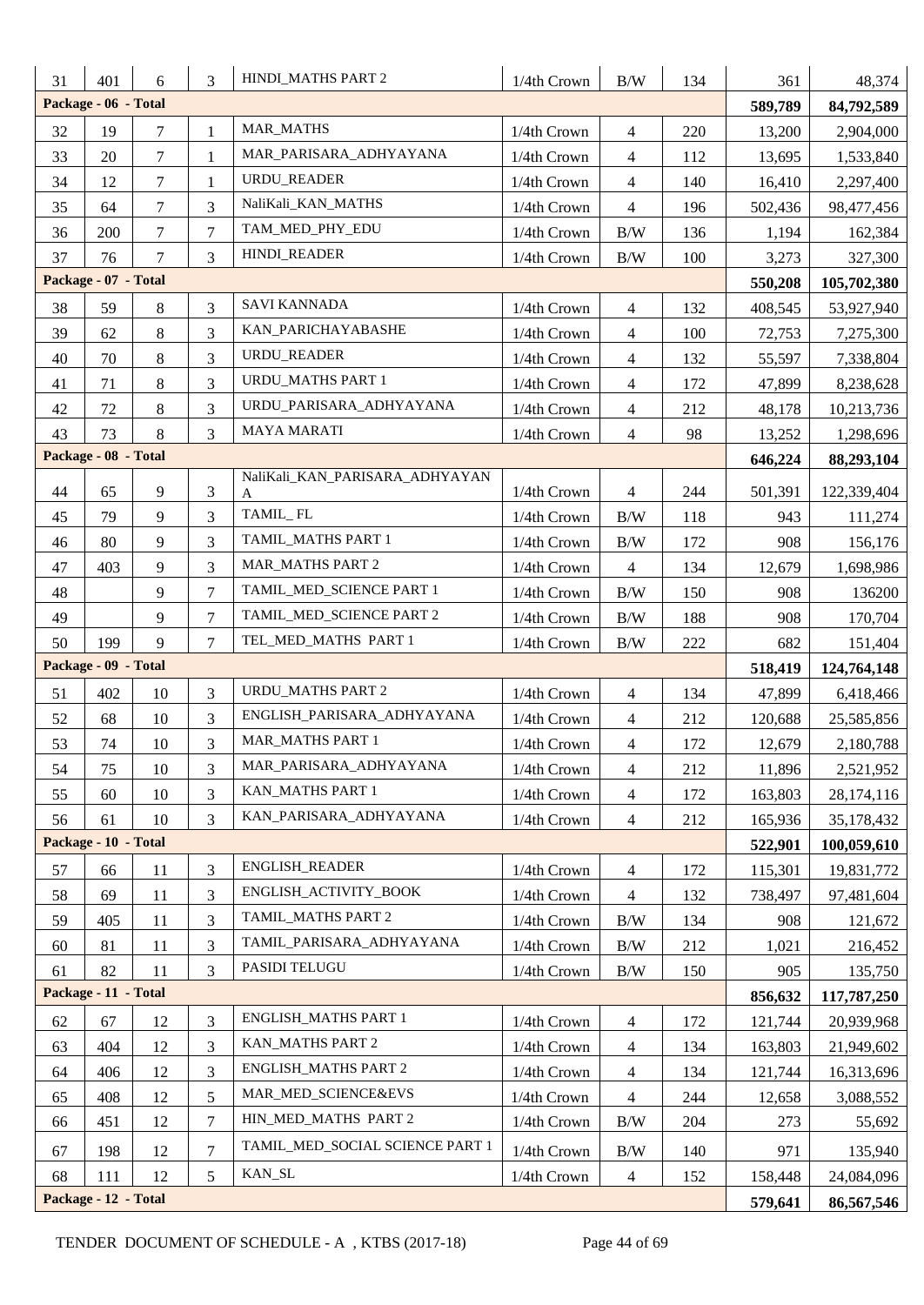| 31 | 401 | 6 | 3 | HINDI_MATHS PART 2 | 1/4th Crown | B/W | 134 | 361 | 48,374 |
|---|---|---|---|---|---|---|---|---|---|
| **Package - 06 - Total** | | | | | | | | **589,789** | **84,792,589** |
| 32 | 19 | 7 | 1 | MAR_MATHS | 1/4th Crown | 4 | 220 | 13,200 | 2,904,000 |
| 33 | 20 | 7 | 1 | MAR_PARISARA_ADHYAYANA | 1/4th Crown | 4 | 112 | 13,695 | 1,533,840 |
| 34 | 12 | 7 | 1 | URDU_READER | 1/4th Crown | 4 | 140 | 16,410 | 2,297,400 |
| 35 | 64 | 7 | 3 | NaliKali_KAN_MATHS | 1/4th Crown | 4 | 196 | 502,436 | 98,477,456 |
| 36 | 200 | 7 | 7 | TAM_MED_PHY_EDU | 1/4th Crown | B/W | 136 | 1,194 | 162,384 |
| 37 | 76 | 7 | 3 | HINDI_READER | 1/4th Crown | B/W | 100 | 3,273 | 327,300 |
| **Package - 07 - Total** | | | | | | | | **550,208** | **105,702,380** |
| 38 | 59 | 8 | 3 | SAVI KANNADA | 1/4th Crown | 4 | 132 | 408,545 | 53,927,940 |
| 39 | 62 | 8 | 3 | KAN_PARICHAYABASHE | 1/4th Crown | 4 | 100 | 72,753 | 7,275,300 |
| 40 | 70 | 8 | 3 | URDU_READER | 1/4th Crown | 4 | 132 | 55,597 | 7,338,804 |
| 41 | 71 | 8 | 3 | URDU_MATHS PART 1 | 1/4th Crown | 4 | 172 | 47,899 | 8,238,628 |
| 42 | 72 | 8 | 3 | URDU_PARISARA_ADHYAYANA | 1/4th Crown | 4 | 212 | 48,178 | 10,213,736 |
| 43 | 73 | 8 | 3 | MAYA MARATI | 1/4th Crown | 4 | 98 | 13,252 | 1,298,696 |
| **Package - 08 - Total** | | | | | | | | **646,224** | **88,293,104** |
| 44 | 65 | 9 | 3 | NaliKali_KAN_PARISARA_ADHYAYANA | 1/4th Crown | 4 | 244 | 501,391 | 122,339,404 |
| 45 | 79 | 9 | 3 | TAMIL_ FL | 1/4th Crown | B/W | 118 | 943 | 111,274 |
| 46 | 80 | 9 | 3 | TAMIL_MATHS PART 1 | 1/4th Crown | B/W | 172 | 908 | 156,176 |
| 47 | 403 | 9 | 3 | MAR_MATHS PART 2 | 1/4th Crown | 4 | 134 | 12,679 | 1,698,986 |
| 48 | | 9 | 7 | TAMIL_MED_SCIENCE PART 1 | 1/4th Crown | B/W | 150 | 908 | 136200 |
| 49 | | 9 | 7 | TAMIL_MED_SCIENCE PART 2 | 1/4th Crown | B/W | 188 | 908 | 170,704 |
| 50 | 199 | 9 | 7 | TEL_MED_MATHS PART 1 | 1/4th Crown | B/W | 222 | 682 | 151,404 |
| **Package - 09 - Total** | | | | | | | | **518,419** | **124,764,148** |
| 51 | 402 | 10 | 3 | URDU_MATHS PART 2 | 1/4th Crown | 4 | 134 | 47,899 | 6,418,466 |
| 52 | 68 | 10 | 3 | ENGLISH_PARISARA_ADHYAYANA | 1/4th Crown | 4 | 212 | 120,688 | 25,585,856 |
| 53 | 74 | 10 | 3 | MAR_MATHS PART 1 | 1/4th Crown | 4 | 172 | 12,679 | 2,180,788 |
| 54 | 75 | 10 | 3 | MAR_PARISARA_ADHYAYANA | 1/4th Crown | 4 | 212 | 11,896 | 2,521,952 |
| 55 | 60 | 10 | 3 | KAN_MATHS PART 1 | 1/4th Crown | 4 | 172 | 163,803 | 28,174,116 |
| 56 | 61 | 10 | 3 | KAN_PARISARA_ADHYAYANA | 1/4th Crown | 4 | 212 | 165,936 | 35,178,432 |
| **Package - 10 - Total** | | | | | | | | **522,901** | **100,059,610** |
| 57 | 66 | 11 | 3 | ENGLISH_READER | 1/4th Crown | 4 | 172 | 115,301 | 19,831,772 |
| 58 | 69 | 11 | 3 | ENGLISH_ACTIVITY_BOOK | 1/4th Crown | 4 | 132 | 738,497 | 97,481,604 |
| 59 | 405 | 11 | 3 | TAMIL_MATHS PART 2 | 1/4th Crown | B/W | 134 | 908 | 121,672 |
| 60 | 81 | 11 | 3 | TAMIL_PARISARA_ADHYAYANA | 1/4th Crown | B/W | 212 | 1,021 | 216,452 |
| 61 | 82 | 11 | 3 | PASIDI TELUGU | 1/4th Crown | B/W | 150 | 905 | 135,750 |
| **Package - 11 - Total** | | | | | | | | **856,632** | **117,787,250** |
| 62 | 67 | 12 | 3 | ENGLISH_MATHS PART 1 | 1/4th Crown | 4 | 172 | 121,744 | 20,939,968 |
| 63 | 404 | 12 | 3 | KAN_MATHS PART 2 | 1/4th Crown | 4 | 134 | 163,803 | 21,949,602 |
| 64 | 406 | 12 | 3 | ENGLISH_MATHS PART 2 | 1/4th Crown | 4 | 134 | 121,744 | 16,313,696 |
| 65 | 408 | 12 | 5 | MAR_MED_SCIENCE&EVS | 1/4th Crown | 4 | 244 | 12,658 | 3,088,552 |
| 66 | 451 | 12 | 7 | HIN_MED_MATHS PART 2 | 1/4th Crown | B/W | 204 | 273 | 55,692 |
| 67 | 198 | 12 | 7 | TAMIL_MED_SOCIAL SCIENCE PART 1 | 1/4th Crown | B/W | 140 | 971 | 135,940 |
| 68 | 111 | 12 | 5 | KAN_SL | 1/4th Crown | 4 | 152 | 158,448 | 24,084,096 |
| **Package - 12 - Total** | | | | | | | | **579,641** | **86,567,546** |

TENDER DOCUMENT OF SCHEDULE - A , KTBS (2017-18)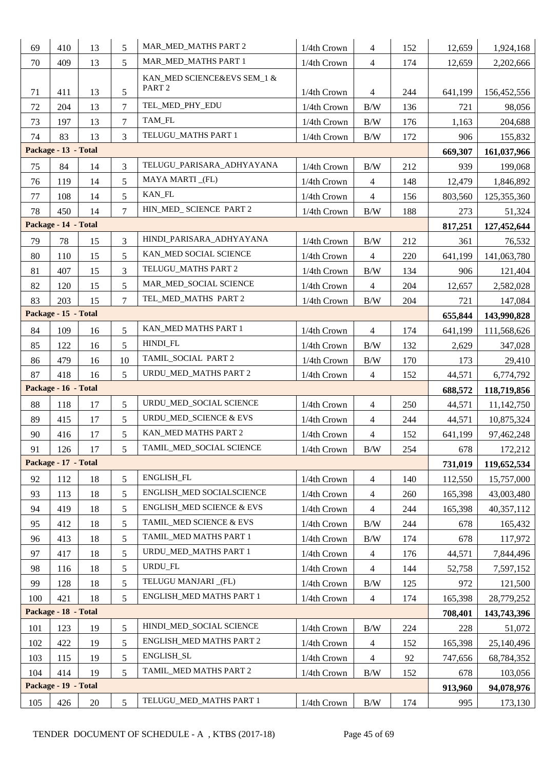| 69 | 410 | 13 | 5 | MAR_MED_MATHS PART 2 | 1/4th Crown | 4 | 152 | 12,659 | 1,924,168 |
|---|---|---|---|---|---|---|---|---|---|
| 70 | 409 | 13 | 5 | MAR_MED_MATHS PART 1 | 1/4th Crown | 4 | 174 | 12,659 | 2,202,666 |
| 71 | 411 | 13 | 5 | KAN_MED SCIENCE&EVS SEM_1 & PART 2 | 1/4th Crown | 4 | 244 | 641,199 | 156,452,556 |
| 72 | 204 | 13 | 7 | TEL_MED_PHY_EDU | 1/4th Crown | B/W | 136 | 721 | 98,056 |
| 73 | 197 | 13 | 7 | TAM_FL | 1/4th Crown | B/W | 176 | 1,163 | 204,688 |
| 74 | 83 | 13 | 3 | TELUGU_MATHS PART 1 | 1/4th Crown | B/W | 172 | 906 | 155,832 |
| **Package - 13 - Total** | | | | | | | | **669,307** | **161,037,966** |
| 75 | 84 | 14 | 3 | TELUGU_PARISARA_ADHYAYANA | 1/4th Crown | B/W | 212 | 939 | 199,068 |
| 76 | 119 | 14 | 5 | MAYA MARTI _(FL) | 1/4th Crown | 4 | 148 | 12,479 | 1,846,892 |
| 77 | 108 | 14 | 5 | KAN_FL | 1/4th Crown | 4 | 156 | 803,560 | 125,355,360 |
| 78 | 450 | 14 | 7 | HIN_MED_ SCIENCE PART 2 | 1/4th Crown | B/W | 188 | 273 | 51,324 |
| **Package - 14 - Total** | | | | | | | | **817,251** | **127,452,644** |
| 79 | 78 | 15 | 3 | HINDI_PARISARA_ADHYAYANA | 1/4th Crown | B/W | 212 | 361 | 76,532 |
| 80 | 110 | 15 | 5 | KAN_MED SOCIAL SCIENCE | 1/4th Crown | 4 | 220 | 641,199 | 141,063,780 |
| 81 | 407 | 15 | 3 | TELUGU_MATHS PART 2 | 1/4th Crown | B/W | 134 | 906 | 121,404 |
| 82 | 120 | 15 | 5 | MAR_MED_SOCIAL SCIENCE | 1/4th Crown | 4 | 204 | 12,657 | 2,582,028 |
| 83 | 203 | 15 | 7 | TEL_MED_MATHS PART 2 | 1/4th Crown | B/W | 204 | 721 | 147,084 |
| **Package - 15 - Total** | | | | | | | | **655,844** | **143,990,828** |
| 84 | 109 | 16 | 5 | KAN_MED MATHS PART 1 | 1/4th Crown | 4 | 174 | 641,199 | 111,568,626 |
| 85 | 122 | 16 | 5 | HINDI_FL | 1/4th Crown | B/W | 132 | 2,629 | 347,028 |
| 86 | 479 | 16 | 10 | TAMIL_SOCIAL PART 2 | 1/4th Crown | B/W | 170 | 173 | 29,410 |
| 87 | 418 | 16 | 5 | URDU_MED_MATHS PART 2 | 1/4th Crown | 4 | 152 | 44,571 | 6,774,792 |
| **Package - 16 - Total** | | | | | | | | **688,572** | **118,719,856** |
| 88 | 118 | 17 | 5 | URDU_MED_SOCIAL SCIENCE | 1/4th Crown | 4 | 250 | 44,571 | 11,142,750 |
| 89 | 415 | 17 | 5 | URDU_MED_SCIENCE & EVS | 1/4th Crown | 4 | 244 | 44,571 | 10,875,324 |
| 90 | 416 | 17 | 5 | KAN_MED MATHS PART 2 | 1/4th Crown | 4 | 152 | 641,199 | 97,462,248 |
| 91 | 126 | 17 | 5 | TAMIL_MED_SOCIAL SCIENCE | 1/4th Crown | B/W | 254 | 678 | 172,212 |
| **Package - 17 - Total** | | | | | | | | **731,019** | **119,652,534** |
| 92 | 112 | 18 | 5 | ENGLISH_FL | 1/4th Crown | 4 | 140 | 112,550 | 15,757,000 |
| 93 | 113 | 18 | 5 | ENGLISH_MED SOCIALSCIENCE | 1/4th Crown | 4 | 260 | 165,398 | 43,003,480 |
| 94 | 419 | 18 | 5 | ENGLISH_MED SCIENCE & EVS | 1/4th Crown | 4 | 244 | 165,398 | 40,357,112 |
| 95 | 412 | 18 | 5 | TAMIL_MED SCIENCE & EVS | 1/4th Crown | B/W | 244 | 678 | 165,432 |
| 96 | 413 | 18 | 5 | TAMIL_MED MATHS PART 1 | 1/4th Crown | B/W | 174 | 678 | 117,972 |
| 97 | 417 | 18 | 5 | URDU_MED_MATHS PART 1 | 1/4th Crown | 4 | 176 | 44,571 | 7,844,496 |
| 98 | 116 | 18 | 5 | URDU_FL | 1/4th Crown | 4 | 144 | 52,758 | 7,597,152 |
| 99 | 128 | 18 | 5 | TELUGU MANJARI _(FL) | 1/4th Crown | B/W | 125 | 972 | 121,500 |
| 100 | 421 | 18 | 5 | ENGLISH_MED MATHS PART 1 | 1/4th Crown | 4 | 174 | 165,398 | 28,779,252 |
| **Package - 18 - Total** | | | | | | | | **708,401** | **143,743,396** |
| 101 | 123 | 19 | 5 | HINDI_MED_SOCIAL SCIENCE | 1/4th Crown | B/W | 224 | 228 | 51,072 |
| 102 | 422 | 19 | 5 | ENGLISH_MED MATHS PART 2 | 1/4th Crown | 4 | 152 | 165,398 | 25,140,496 |
| 103 | 115 | 19 | 5 | ENGLISH_SL | 1/4th Crown | 4 | 92 | 747,656 | 68,784,352 |
| 104 | 414 | 19 | 5 | TAMIL_MED MATHS PART 2 | 1/4th Crown | B/W | 152 | 678 | 103,056 |
| **Package - 19 - Total** | | | | | | | | **913,960** | **94,078,976** |
| 105 | 426 | 20 | 5 | TELUGU_MED_MATHS PART 1 | 1/4th Crown | B/W | 174 | 995 | 173,130 |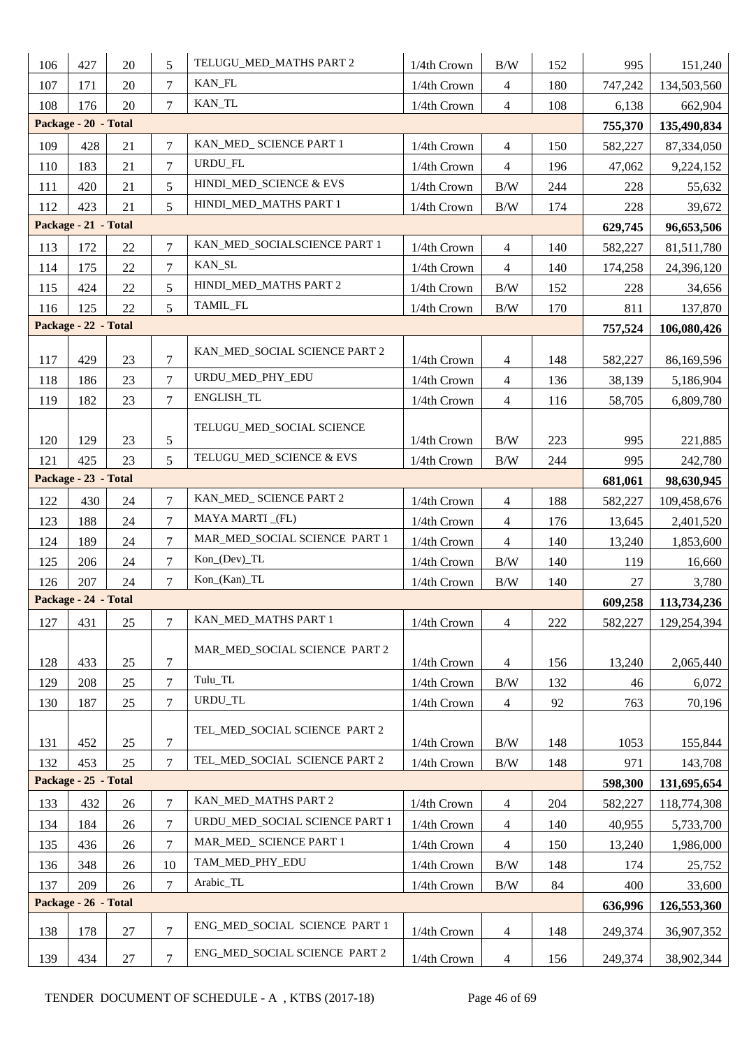| | | | | | | | | | |
|---|---|---|---|---|---|---|---|---|---|
| 106 | 427 | 20 | 5 | TELUGU_MED_MATHS PART 2 | 1/4th Crown | B/W | 152 | 995 | 151,240 |
| 107 | 171 | 20 | 7 | KAN_FL | 1/4th Crown | 4 | 180 | 747,242 | 134,503,560 |
| 108 | 176 | 20 | 7 | KAN_TL | 1/4th Crown | 4 | 108 | 6,138 | 662,904 |
| **Package - 20 - Total** | | | | | | | | **755,370** | **135,490,834** |
| 109 | 428 | 21 | 7 | KAN_MED_ SCIENCE PART 1 | 1/4th Crown | 4 | 150 | 582,227 | 87,334,050 |
| 110 | 183 | 21 | 7 | URDU_FL | 1/4th Crown | 4 | 196 | 47,062 | 9,224,152 |
| 111 | 420 | 21 | 5 | HINDI_MED_SCIENCE & EVS | 1/4th Crown | B/W | 244 | 228 | 55,632 |
| 112 | 423 | 21 | 5 | HINDI_MED_MATHS PART 1 | 1/4th Crown | B/W | 174 | 228 | 39,672 |
| **Package - 21 - Total** | | | | | | | | **629,745** | **96,653,506** |
| 113 | 172 | 22 | 7 | KAN_MED_SOCIALSCIENCE PART 1 | 1/4th Crown | 4 | 140 | 582,227 | 81,511,780 |
| 114 | 175 | 22 | 7 | KAN_SL | 1/4th Crown | 4 | 140 | 174,258 | 24,396,120 |
| 115 | 424 | 22 | 5 | HINDI_MED_MATHS PART 2 | 1/4th Crown | B/W | 152 | 228 | 34,656 |
| 116 | 125 | 22 | 5 | TAMIL_FL | 1/4th Crown | B/W | 170 | 811 | 137,870 |
| **Package - 22 - Total** | | | | | | | | **757,524** | **106,080,426** |
| 117 | 429 | 23 | 7 | KAN_MED_SOCIAL SCIENCE PART 2 | 1/4th Crown | 4 | 148 | 582,227 | 86,169,596 |
| 118 | 186 | 23 | 7 | URDU_MED_PHY_EDU | 1/4th Crown | 4 | 136 | 38,139 | 5,186,904 |
| 119 | 182 | 23 | 7 | ENGLISH_TL | 1/4th Crown | 4 | 116 | 58,705 | 6,809,780 |
| 120 | 129 | 23 | 5 | TELUGU_MED_SOCIAL SCIENCE | 1/4th Crown | B/W | 223 | 995 | 221,885 |
| 121 | 425 | 23 | 5 | TELUGU_MED_SCIENCE & EVS | 1/4th Crown | B/W | 244 | 995 | 242,780 |
| **Package - 23 - Total** | | | | | | | | **681,061** | **98,630,945** |
| 122 | 430 | 24 | 7 | KAN_MED_ SCIENCE PART 2 | 1/4th Crown | 4 | 188 | 582,227 | 109,458,676 |
| 123 | 188 | 24 | 7 | MAYA MARTI _(FL) | 1/4th Crown | 4 | 176 | 13,645 | 2,401,520 |
| 124 | 189 | 24 | 7 | MAR_MED_SOCIAL SCIENCE PART 1 | 1/4th Crown | 4 | 140 | 13,240 | 1,853,600 |
| 125 | 206 | 24 | 7 | Kon_(Dev)_TL | 1/4th Crown | B/W | 140 | 119 | 16,660 |
| 126 | 207 | 24 | 7 | Kon_(Kan)_TL | 1/4th Crown | B/W | 140 | 27 | 3,780 |
| **Package - 24 - Total** | | | | | | | | **609,258** | **113,734,236** |
| 127 | 431 | 25 | 7 | KAN_MED_MATHS PART 1 | 1/4th Crown | 4 | 222 | 582,227 | 129,254,394 |
| 128 | 433 | 25 | 7 | MAR_MED_SOCIAL SCIENCE PART 2 | 1/4th Crown | 4 | 156 | 13,240 | 2,065,440 |
| 129 | 208 | 25 | 7 | Tulu_TL | 1/4th Crown | B/W | 132 | 46 | 6,072 |
| 130 | 187 | 25 | 7 | URDU_TL | 1/4th Crown | 4 | 92 | 763 | 70,196 |
| 131 | 452 | 25 | 7 | TEL_MED_SOCIAL SCIENCE PART 2 | 1/4th Crown | B/W | 148 | 1053 | 155,844 |
| 132 | 453 | 25 | 7 | TEL_MED_SOCIAL SCIENCE PART 2 | 1/4th Crown | B/W | 148 | 971 | 143,708 |
| **Package - 25 - Total** | | | | | | | | **598,300** | **131,695,654** |
| 133 | 432 | 26 | 7 | KAN_MED_MATHS PART 2 | 1/4th Crown | 4 | 204 | 582,227 | 118,774,308 |
| 134 | 184 | 26 | 7 | URDU_MED_SOCIAL SCIENCE PART 1 | 1/4th Crown | 4 | 140 | 40,955 | 5,733,700 |
| 135 | 436 | 26 | 7 | MAR_MED_ SCIENCE PART 1 | 1/4th Crown | 4 | 150 | 13,240 | 1,986,000 |
| 136 | 348 | 26 | 10 | TAM_MED_PHY_EDU | 1/4th Crown | B/W | 148 | 174 | 25,752 |
| 137 | 209 | 26 | 7 | Arabic_TL | 1/4th Crown | B/W | 84 | 400 | 33,600 |
| **Package - 26 - Total** | | | | | | | | **636,996** | **126,553,360** |
| 138 | 178 | 27 | 7 | ENG_MED_SOCIAL SCIENCE PART 1 | 1/4th Crown | 4 | 148 | 249,374 | 36,907,352 |
| 139 | 434 | 27 | 7 | ENG_MED_SOCIAL SCIENCE PART 2 | 1/4th Crown | 4 | 156 | 249,374 | 38,902,344 |

TENDER DOCUMENT OF SCHEDULE - A , KTBS (2017-18)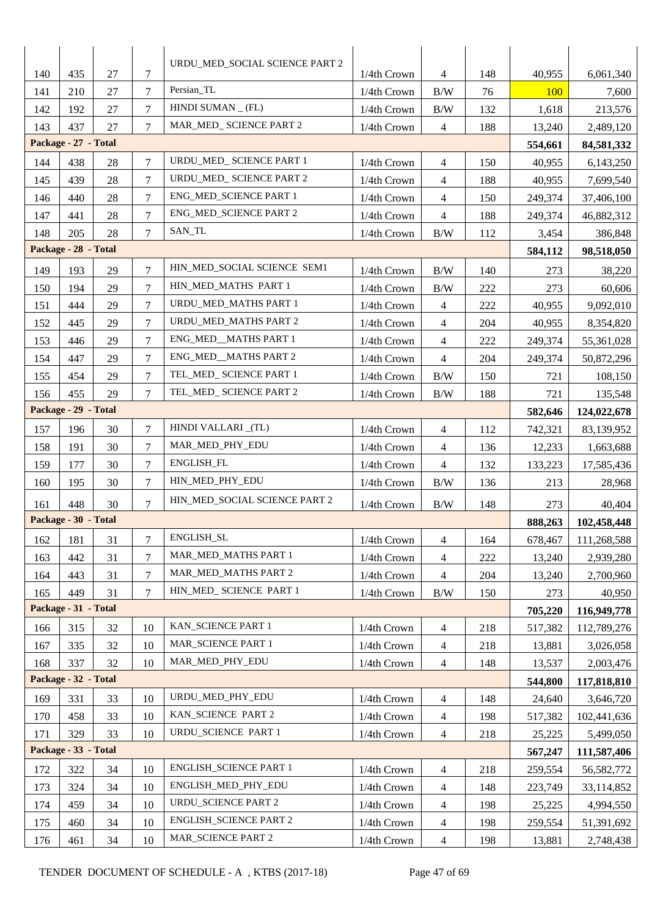| | | | | | | | | | |
|---|---|---|---|---|---|---|---|---|---|
| 140 | 435 | 27 | 7 | URDU_MED_SOCIAL SCIENCE PART 2 | 1/4th Crown | 4 | 148 | 40,955 | 6,061,340 |
| 141 | 210 | 27 | 7 | Persian_TL | 1/4th Crown | B/W | 76 | 100 | 7,600 |
| 142 | 192 | 27 | 7 | HINDI SUMAN _ (FL) | 1/4th Crown | B/W | 132 | 1,618 | 213,576 |
| 143 | 437 | 27 | 7 | MAR_MED_ SCIENCE PART 2 | 1/4th Crown | 4 | 188 | 13,240 | 2,489,120 |
| **Package - 27 - Total** | | | | | | | | **554,661** | **84,581,332** |
| 144 | 438 | 28 | 7 | URDU_MED_ SCIENCE PART 1 | 1/4th Crown | 4 | 150 | 40,955 | 6,143,250 |
| 145 | 439 | 28 | 7 | URDU_MED_ SCIENCE PART 2 | 1/4th Crown | 4 | 188 | 40,955 | 7,699,540 |
| 146 | 440 | 28 | 7 | ENG_MED_SCIENCE PART 1 | 1/4th Crown | 4 | 150 | 249,374 | 37,406,100 |
| 147 | 441 | 28 | 7 | ENG_MED_SCIENCE PART 2 | 1/4th Crown | 4 | 188 | 249,374 | 46,882,312 |
| 148 | 205 | 28 | 7 | SAN_TL | 1/4th Crown | B/W | 112 | 3,454 | 386,848 |
| **Package - 28 - Total** | | | | | | | | **584,112** | **98,518,050** |
| 149 | 193 | 29 | 7 | HIN_MED_SOCIAL SCIENCE SEM1 | 1/4th Crown | B/W | 140 | 273 | 38,220 |
| 150 | 194 | 29 | 7 | HIN_MED_MATHS PART 1 | 1/4th Crown | B/W | 222 | 273 | 60,606 |
| 151 | 444 | 29 | 7 | URDU_MED_MATHS PART 1 | 1/4th Crown | 4 | 222 | 40,955 | 9,092,010 |
| 152 | 445 | 29 | 7 | URDU_MED_MATHS PART 2 | 1/4th Crown | 4 | 204 | 40,955 | 8,354,820 |
| 153 | 446 | 29 | 7 | ENG_MED__MATHS PART 1 | 1/4th Crown | 4 | 222 | 249,374 | 55,361,028 |
| 154 | 447 | 29 | 7 | ENG_MED__MATHS PART 2 | 1/4th Crown | 4 | 204 | 249,374 | 50,872,296 |
| 155 | 454 | 29 | 7 | TEL_MED_ SCIENCE PART 1 | 1/4th Crown | B/W | 150 | 721 | 108,150 |
| 156 | 455 | 29 | 7 | TEL_MED_ SCIENCE PART 2 | 1/4th Crown | B/W | 188 | 721 | 135,548 |
| **Package - 29 - Total** | | | | | | | | **582,646** | **124,022,678** |
| 157 | 196 | 30 | 7 | HINDI VALLARI _(TL) | 1/4th Crown | 4 | 112 | 742,321 | 83,139,952 |
| 158 | 191 | 30 | 7 | MAR_MED_PHY_EDU | 1/4th Crown | 4 | 136 | 12,233 | 1,663,688 |
| 159 | 177 | 30 | 7 | ENGLISH_FL | 1/4th Crown | 4 | 132 | 133,223 | 17,585,436 |
| 160 | 195 | 30 | 7 | HIN_MED_PHY_EDU | 1/4th Crown | B/W | 136 | 213 | 28,968 |
| 161 | 448 | 30 | 7 | HIN_MED_SOCIAL SCIENCE PART 2 | 1/4th Crown | B/W | 148 | 273 | 40,404 |
| **Package - 30 - Total** | | | | | | | | **888,263** | **102,458,448** |
| 162 | 181 | 31 | 7 | ENGLISH_SL | 1/4th Crown | 4 | 164 | 678,467 | 111,268,588 |
| 163 | 442 | 31 | 7 | MAR_MED_MATHS PART 1 | 1/4th Crown | 4 | 222 | 13,240 | 2,939,280 |
| 164 | 443 | 31 | 7 | MAR_MED_MATHS PART 2 | 1/4th Crown | 4 | 204 | 13,240 | 2,700,960 |
| 165 | 449 | 31 | 7 | HIN_MED_ SCIENCE PART 1 | 1/4th Crown | B/W | 150 | 273 | 40,950 |
| **Package - 31 - Total** | | | | | | | | **705,220** | **116,949,778** |
| 166 | 315 | 32 | 10 | KAN_SCIENCE PART 1 | 1/4th Crown | 4 | 218 | 517,382 | 112,789,276 |
| 167 | 335 | 32 | 10 | MAR_SCIENCE PART 1 | 1/4th Crown | 4 | 218 | 13,881 | 3,026,058 |
| 168 | 337 | 32 | 10 | MAR_MED_PHY_EDU | 1/4th Crown | 4 | 148 | 13,537 | 2,003,476 |
| **Package - 32 - Total** | | | | | | | | **544,800** | **117,818,810** |
| 169 | 331 | 33 | 10 | URDU_MED_PHY_EDU | 1/4th Crown | 4 | 148 | 24,640 | 3,646,720 |
| 170 | 458 | 33 | 10 | KAN_SCIENCE PART 2 | 1/4th Crown | 4 | 198 | 517,382 | 102,441,636 |
| 171 | 329 | 33 | 10 | URDU_SCIENCE PART 1 | 1/4th Crown | 4 | 218 | 25,225 | 5,499,050 |
| **Package - 33 - Total** | | | | | | | | **567,247** | **111,587,406** |
| 172 | 322 | 34 | 10 | ENGLISH_SCIENCE PART 1 | 1/4th Crown | 4 | 218 | 259,554 | 56,582,772 |
| 173 | 324 | 34 | 10 | ENGLISH_MED_PHY_EDU | 1/4th Crown | 4 | 148 | 223,749 | 33,114,852 |
| 174 | 459 | 34 | 10 | URDU_SCIENCE PART 2 | 1/4th Crown | 4 | 198 | 25,225 | 4,994,550 |
| 175 | 460 | 34 | 10 | ENGLISH_SCIENCE PART 2 | 1/4th Crown | 4 | 198 | 259,554 | 51,391,692 |
| 176 | 461 | 34 | 10 | MAR_SCIENCE PART 2 | 1/4th Crown | 4 | 198 | 13,881 | 2,748,438 |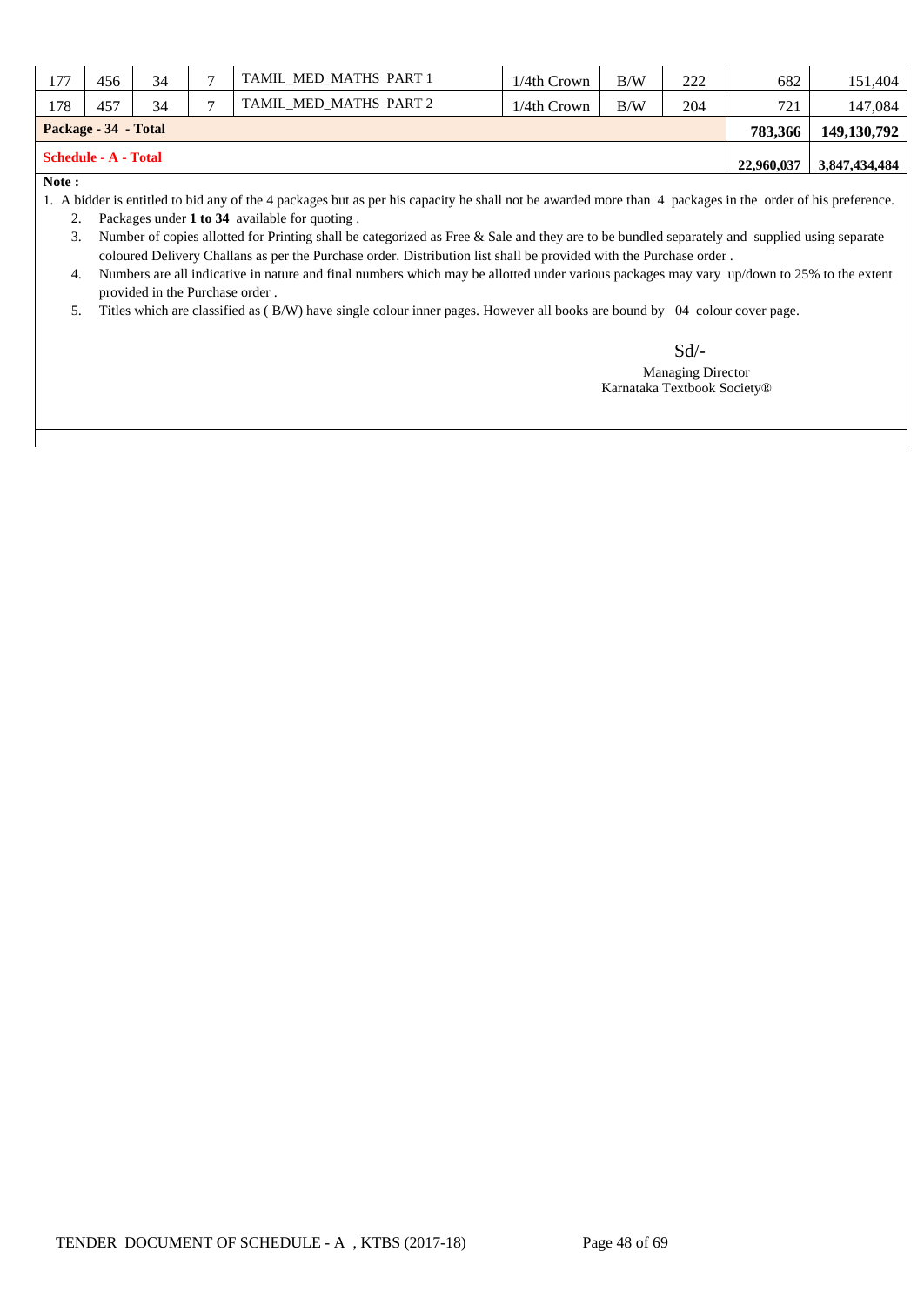| | | | | | | | | | |
|---|---|---|---|---|---|---|---|---|---|
| 177 | 456 | 34 | 7 | TAMIL_MED_MATHS PART 1 | 1/4th Crown | B/W | 222 | 682 | 151,404 |
| 178 | 457 | 34 | 7 | TAMIL_MED_MATHS PART 2 | 1/4th Crown | B/W | 204 | 721 | 147,084 |
| **Package - 34 - Total** | | | | | | | | **783,366** | **149,130,792** |
| **Schedule - A - Total** | | | | | | | | **22,960,037** | **3,847,434,484** |

**Note :**

1. A bidder is entitled to bid any of the 4 packages but as per his capacity he shall not be awarded more than 4 packages in the order of his preference.
2. Packages under **1 to 34** available for quoting .
3. Number of copies allotted for Printing shall be categorized as Free & Sale and they are to be bundled separately and supplied using separate coloured Delivery Challans as per the Purchase order. Distribution list shall be provided with the Purchase order .
4. Numbers are all indicative in nature and final numbers which may be allotted under various packages may vary up/down to 25% to the extent provided in the Purchase order .
5. Titles which are classified as ( B/W) have single colour inner pages. However all books are bound by 04 colour cover page.

Sd/-

Managing Director
Karnataka Textbook Society®

TENDER DOCUMENT OF SCHEDULE - A , KTBS (2017-18)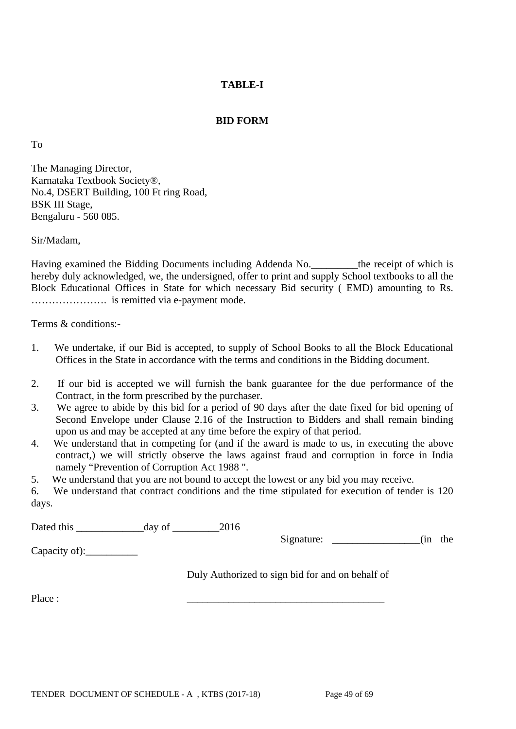**TABLE-I**

**BID FORM**

To

The Managing Director,
Karnataka Textbook Society®,
No.4, DSERT Building, 100 Ft ring Road,
BSK III Stage,
Bengaluru - 560 085.

Sir/Madam,

Having examined the Bidding Documents including Addenda No._________the receipt of which is hereby duly acknowledged, we, the undersigned, offer to print and supply School textbooks to all the Block Educational Offices in State for which necessary Bid security ( EMD) amounting to Rs. …………………. is remitted via e-payment mode.

Terms & conditions:-

1. We undertake, if our Bid is accepted, to supply of School Books to all the Block Educational Offices in the State in accordance with the terms and conditions in the Bidding document.

2. If our bid is accepted we will furnish the bank guarantee for the due performance of the Contract, in the form prescribed by the purchaser.
3. We agree to abide by this bid for a period of 90 days after the date fixed for bid opening of Second Envelope under Clause 2.16 of the Instruction to Bidders and shall remain binding upon us and may be accepted at any time before the expiry of that period.
4. We understand that in competing for (and if the award is made to us, in executing the above contract,) we will strictly observe the laws against fraud and corruption in force in India namely “Prevention of Corruption Act 1988 ".
5. We understand that you are not bound to accept the lowest or any bid you may receive.
6. We understand that contract conditions and the time stipulated for execution of tender is 120 days.

Dated this _____________day of _________2016

Signature: _________________(in the Capacity of):__________

Duly Authorized to sign bid for and on behalf of

Place : ______________________________________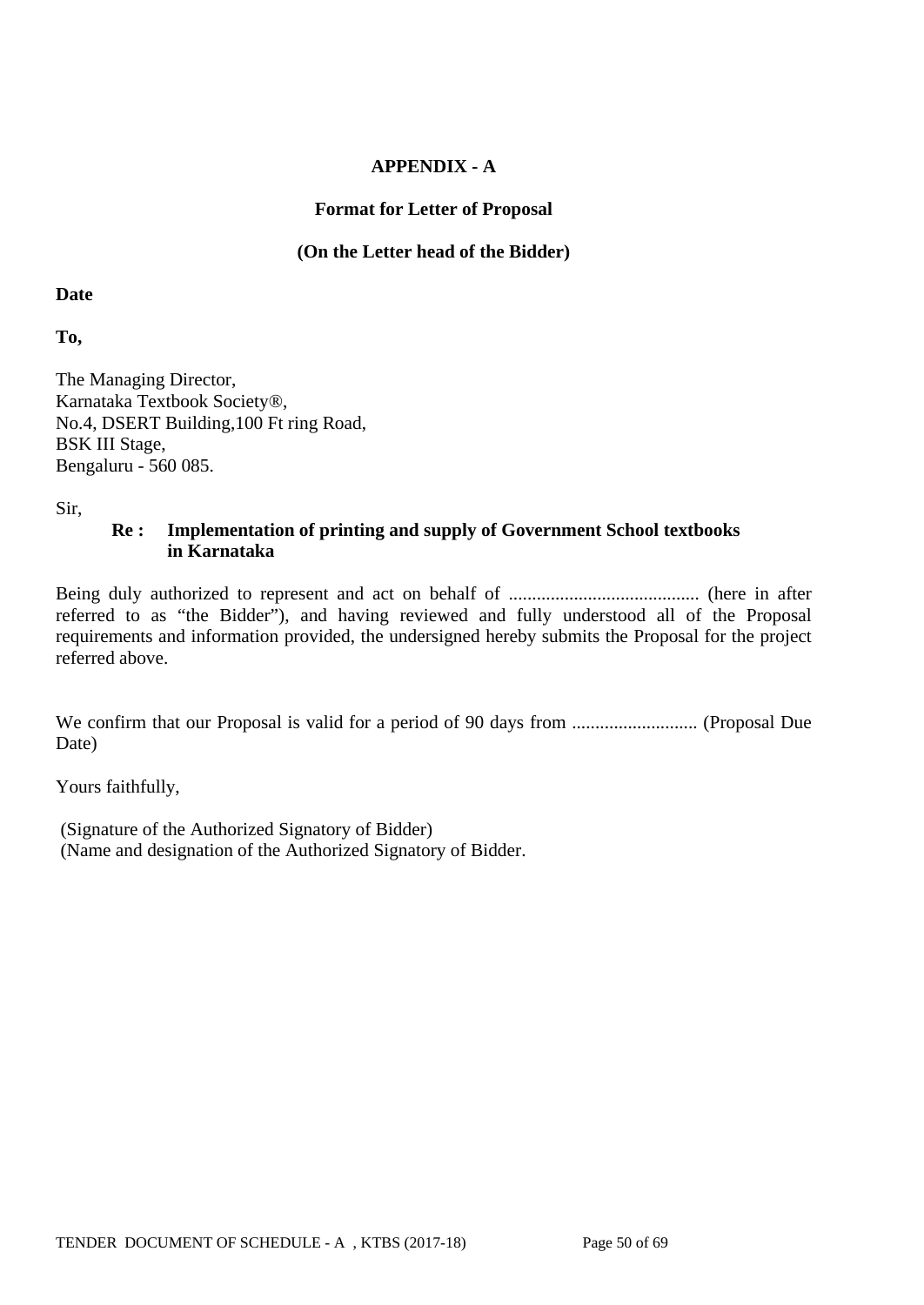**APPENDIX - A**

**Format for Letter of Proposal**

**(On the Letter head of the Bidder)**

**Date**

**To,**

The Managing Director,
Karnataka Textbook Society®,
No.4, DSERT Building,100 Ft ring Road,
BSK III Stage,
Bengaluru - 560 085.

Sir,

**Re : Implementation of printing and supply of Government School textbooks in Karnataka**

Being duly authorized to represent and act on behalf of ......................................... (here in after referred to as "the Bidder"), and having reviewed and fully understood all of the Proposal requirements and information provided, the undersigned hereby submits the Proposal for the project referred above.

We confirm that our Proposal is valid for a period of 90 days from ........................... (Proposal Due Date)

Yours faithfully,

(Signature of the Authorized Signatory of Bidder)
(Name and designation of the Authorized Signatory of Bidder.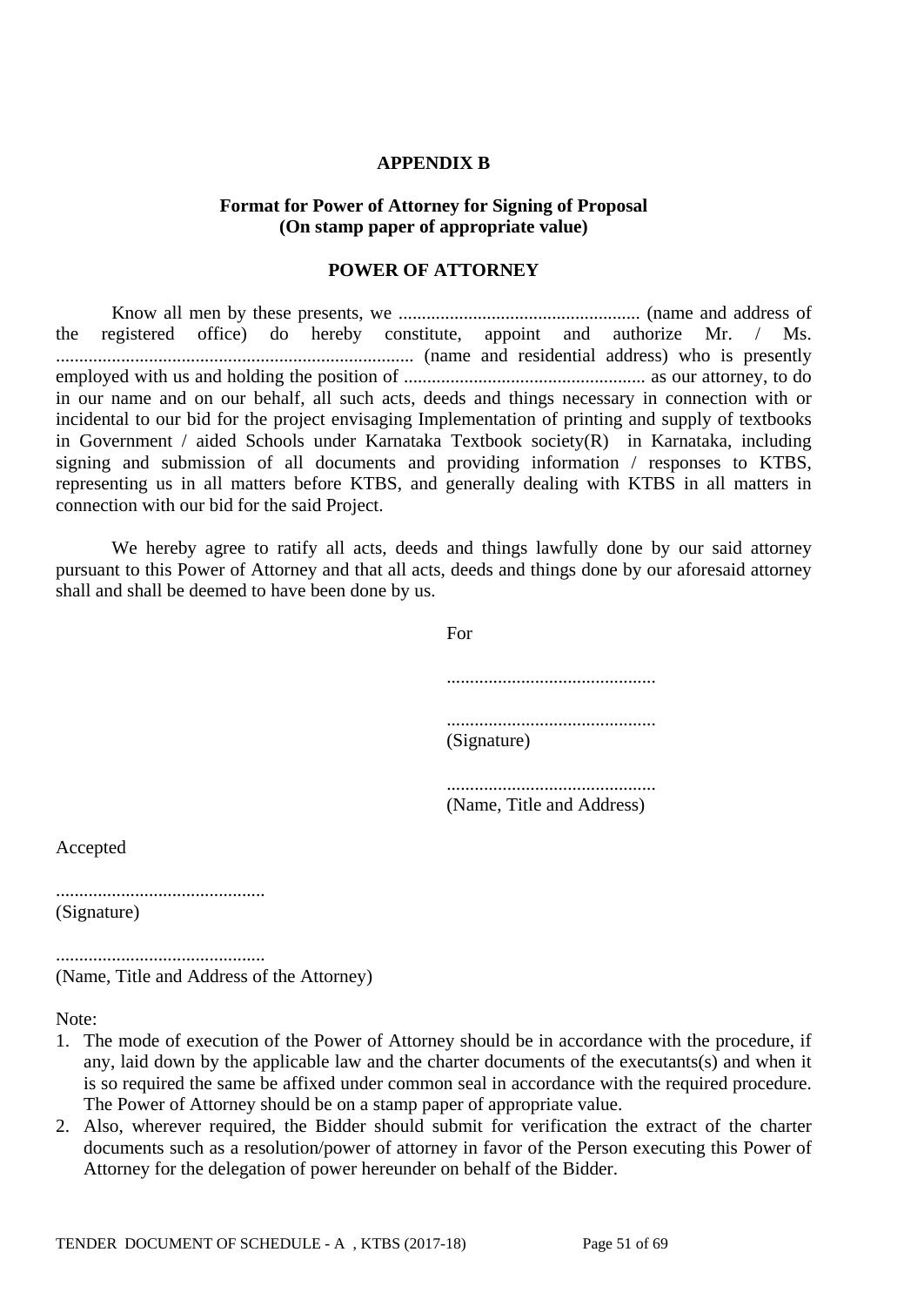**APPENDIX B**

**Format for Power of Attorney for Signing of Proposal**
**(On stamp paper of appropriate value)**

**POWER OF ATTORNEY**

Know all men by these presents, we .................................................... (name and address of the registered office) do hereby constitute, appoint and authorize Mr. / Ms. ............................................................................ (name and residential address) who is presently employed with us and holding the position of .................................................... as our attorney, to do in our name and on our behalf, all such acts, deeds and things necessary in connection with or incidental to our bid for the project envisaging Implementation of printing and supply of textbooks in Government / aided Schools under Karnataka Textbook society(R) in Karnataka, including signing and submission of all documents and providing information / responses to KTBS, representing us in all matters before KTBS, and generally dealing with KTBS in all matters in connection with our bid for the said Project.

We hereby agree to ratify all acts, deeds and things lawfully done by our said attorney pursuant to this Power of Attorney and that all acts, deeds and things done by our aforesaid attorney shall and shall be deemed to have been done by us.

For

.............................................

.............................................
(Signature)

.............................................
(Name, Title and Address)

Accepted

.............................................
(Signature)

.............................................
(Name, Title and Address of the Attorney)

Note:

1. The mode of execution of the Power of Attorney should be in accordance with the procedure, if any, laid down by the applicable law and the charter documents of the executants(s) and when it is so required the same be affixed under common seal in accordance with the required procedure. The Power of Attorney should be on a stamp paper of appropriate value.
2. Also, wherever required, the Bidder should submit for verification the extract of the charter documents such as a resolution/power of attorney in favor of the Person executing this Power of Attorney for the delegation of power hereunder on behalf of the Bidder.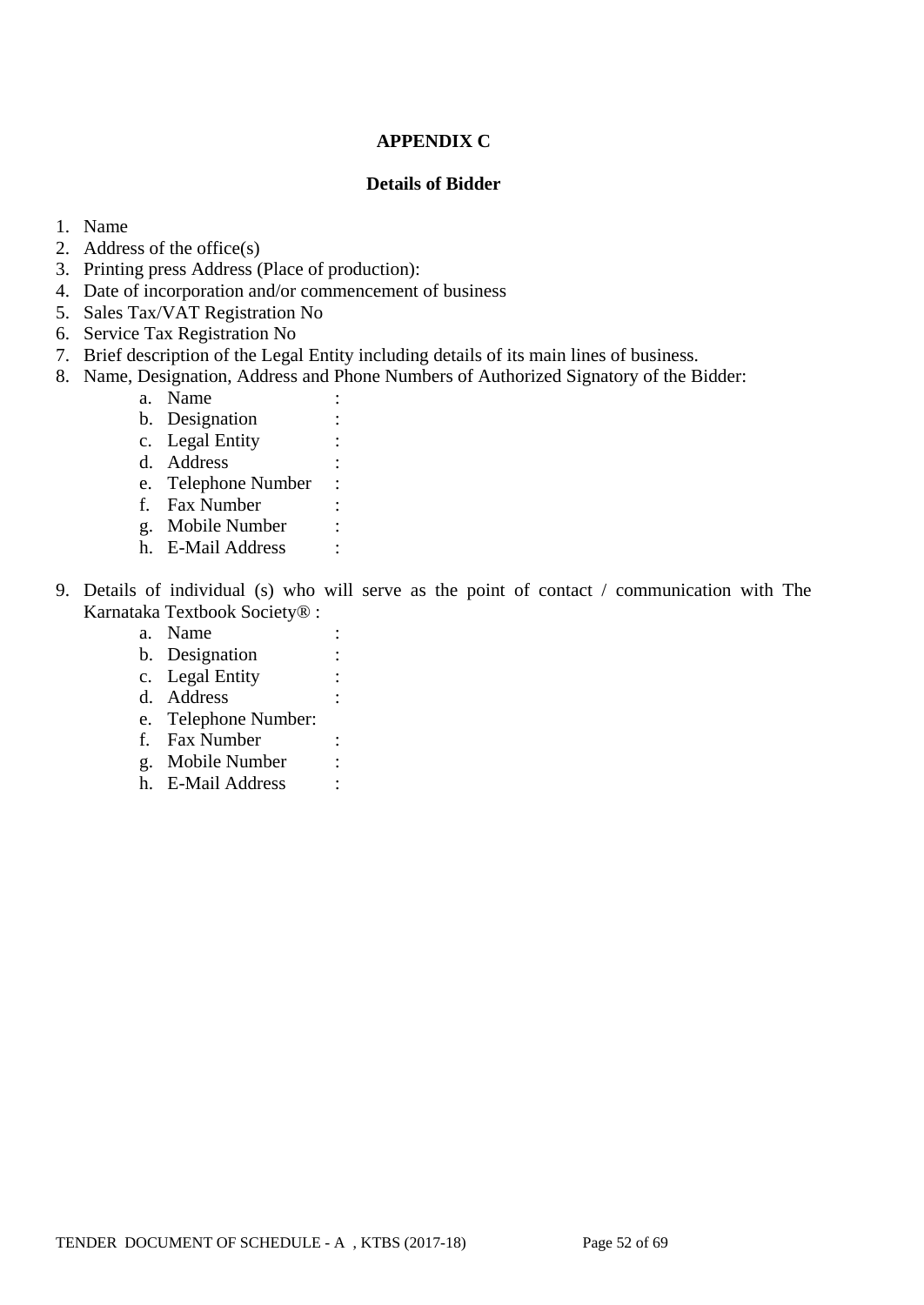## APPENDIX C

### Details of Bidder

1. Name
2. Address of the office(s)
3. Printing press Address (Place of production):
4. Date of incorporation and/or commencement of business
5. Sales Tax/VAT Registration No
6. Service Tax Registration No
7. Brief description of the Legal Entity including details of its main lines of business.
8. Name, Designation, Address and Phone Numbers of Authorized Signatory of the Bidder:
    a. Name :
    b. Designation :
    c. Legal Entity :
    d. Address :
    e. Telephone Number :
    f. Fax Number :
    g. Mobile Number :
    h. E-Mail Address :
9. Details of individual (s) who will serve as the point of contact / communication with The Karnataka Textbook Society® :
    a. Name :
    b. Designation :
    c. Legal Entity :
    d. Address :
    e. Telephone Number:
    f. Fax Number :
    g. Mobile Number :
    h. E-Mail Address :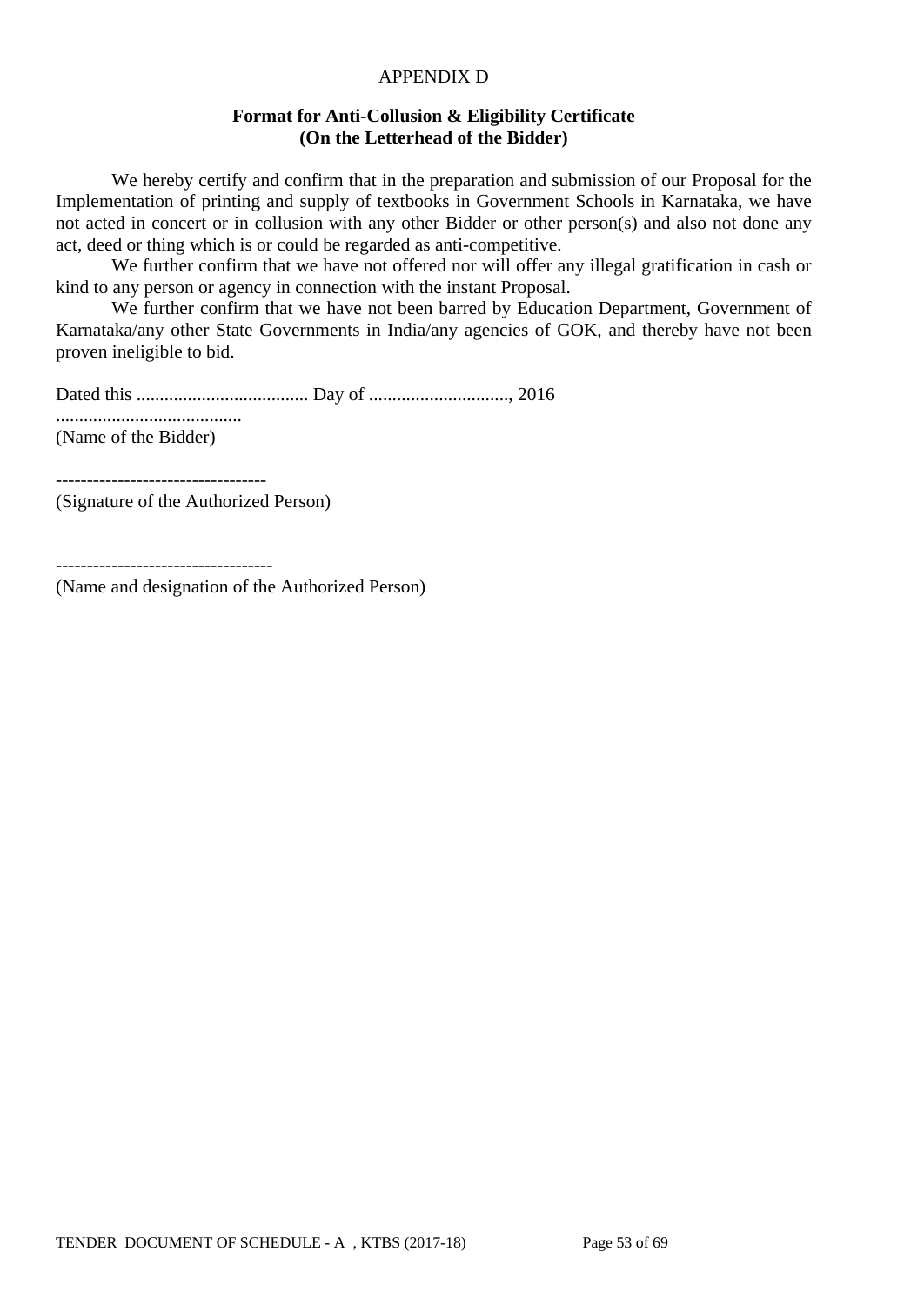APPENDIX D

**Format for Anti-Collusion & Eligibility Certificate**
**(On the Letterhead of the Bidder)**

We hereby certify and confirm that in the preparation and submission of our Proposal for the Implementation of printing and supply of textbooks in Government Schools in Karnataka, we have not acted in concert or in collusion with any other Bidder or other person(s) and also not done any act, deed or thing which is or could be regarded as anti-competitive.

We further confirm that we have not offered nor will offer any illegal gratification in cash or kind to any person or agency in connection with the instant Proposal.

We further confirm that we have not been barred by Education Department, Government of Karnataka/any other State Governments in India/any agencies of GOK, and thereby have not been proven ineligible to bid.

Dated this ..................................... Day of .............................., 2016

........................................
(Name of the Bidder)

----------------------------------
(Signature of the Authorized Person)

-----------------------------------
(Name and designation of the Authorized Person)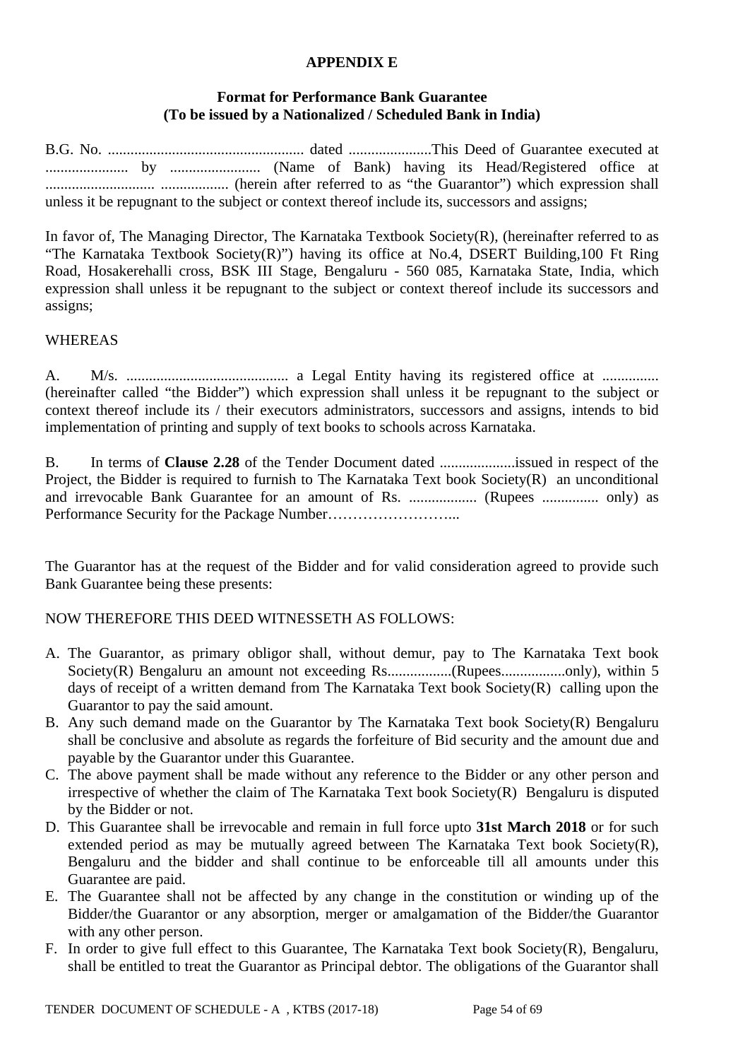**APPENDIX E**

**Format for Performance Bank Guarantee**
**(To be issued by a Nationalized / Scheduled Bank in India)**

B.G. No. .................................................... dated ......................This Deed of Guarantee executed at ...................... by ........................ (Name of Bank) having its Head/Registered office at ............................. .................. (herein after referred to as "the Guarantor") which expression shall unless it be repugnant to the subject or context thereof include its, successors and assigns;

In favor of, The Managing Director, The Karnataka Textbook Society(R), (hereinafter referred to as "The Karnataka Textbook Society(R)") having its office at No.4, DSERT Building,100 Ft Ring Road, Hosakerehalli cross, BSK III Stage, Bengaluru - 560 085, Karnataka State, India, which expression shall unless it be repugnant to the subject or context thereof include its successors and assigns;

WHEREAS

A. M/s. ........................................... a Legal Entity having its registered office at ............... (hereinafter called "the Bidder") which expression shall unless it be repugnant to the subject or context thereof include its / their executors administrators, successors and assigns, intends to bid implementation of printing and supply of text books to schools across Karnataka.

B. In terms of **Clause 2.28** of the Tender Document dated ....................issued in respect of the Project, the Bidder is required to furnish to The Karnataka Text book Society(R) an unconditional and irrevocable Bank Guarantee for an amount of Rs. .................. (Rupees ............... only) as Performance Security for the Package Number……………………...

The Guarantor has at the request of the Bidder and for valid consideration agreed to provide such Bank Guarantee being these presents:

NOW THEREFORE THIS DEED WITNESSETH AS FOLLOWS:

A. The Guarantor, as primary obligor shall, without demur, pay to The Karnataka Text book Society(R) Bengaluru an amount not exceeding Rs.................(Rupees.................only), within 5 days of receipt of a written demand from The Karnataka Text book Society(R) calling upon the Guarantor to pay the said amount.
B. Any such demand made on the Guarantor by The Karnataka Text book Society(R) Bengaluru shall be conclusive and absolute as regards the forfeiture of Bid security and the amount due and payable by the Guarantor under this Guarantee.
C. The above payment shall be made without any reference to the Bidder or any other person and irrespective of whether the claim of The Karnataka Text book Society(R) Bengaluru is disputed by the Bidder or not.
D. This Guarantee shall be irrevocable and remain in full force upto **31st March 2018** or for such extended period as may be mutually agreed between The Karnataka Text book Society(R), Bengaluru and the bidder and shall continue to be enforceable till all amounts under this Guarantee are paid.
E. The Guarantee shall not be affected by any change in the constitution or winding up of the Bidder/the Guarantor or any absorption, merger or amalgamation of the Bidder/the Guarantor with any other person.
F. In order to give full effect to this Guarantee, The Karnataka Text book Society(R), Bengaluru, shall be entitled to treat the Guarantor as Principal debtor. The obligations of the Guarantor shall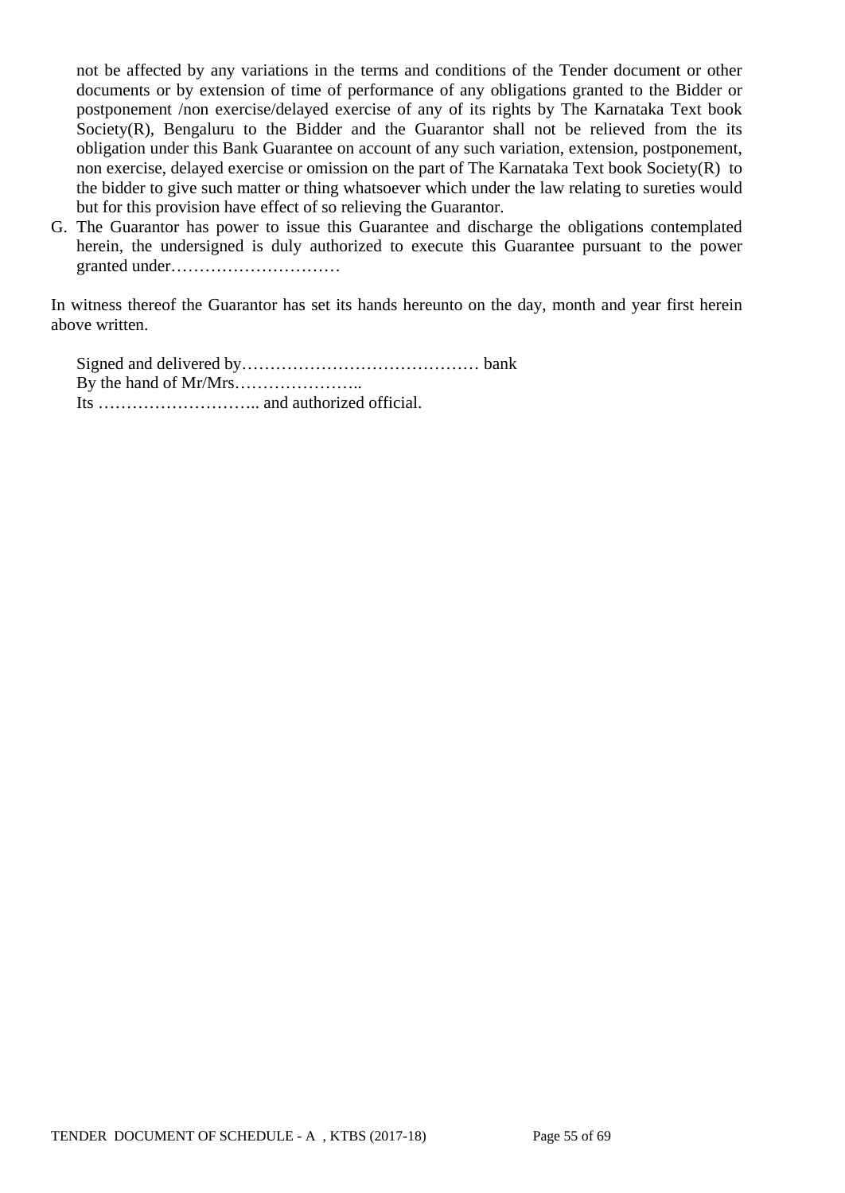not be affected by any variations in the terms and conditions of the Tender document or other documents or by extension of time of performance of any obligations granted to the Bidder or postponement /non exercise/delayed exercise of any of its rights by The Karnataka Text book Society(R), Bengaluru to the Bidder and the Guarantor shall not be relieved from the its obligation under this Bank Guarantee on account of any such variation, extension, postponement, non exercise, delayed exercise or omission on the part of The Karnataka Text book Society(R) to the bidder to give such matter or thing whatsoever which under the law relating to sureties would but for this provision have effect of so relieving the Guarantor.

G. The Guarantor has power to issue this Guarantee and discharge the obligations contemplated herein, the undersigned is duly authorized to execute this Guarantee pursuant to the power granted under…………………………

In witness thereof the Guarantor has set its hands hereunto on the day, month and year first herein above written.

Signed and delivered by…………………………………… bank
By the hand of Mr/Mrs…………………..
Its ……………………….. and authorized official.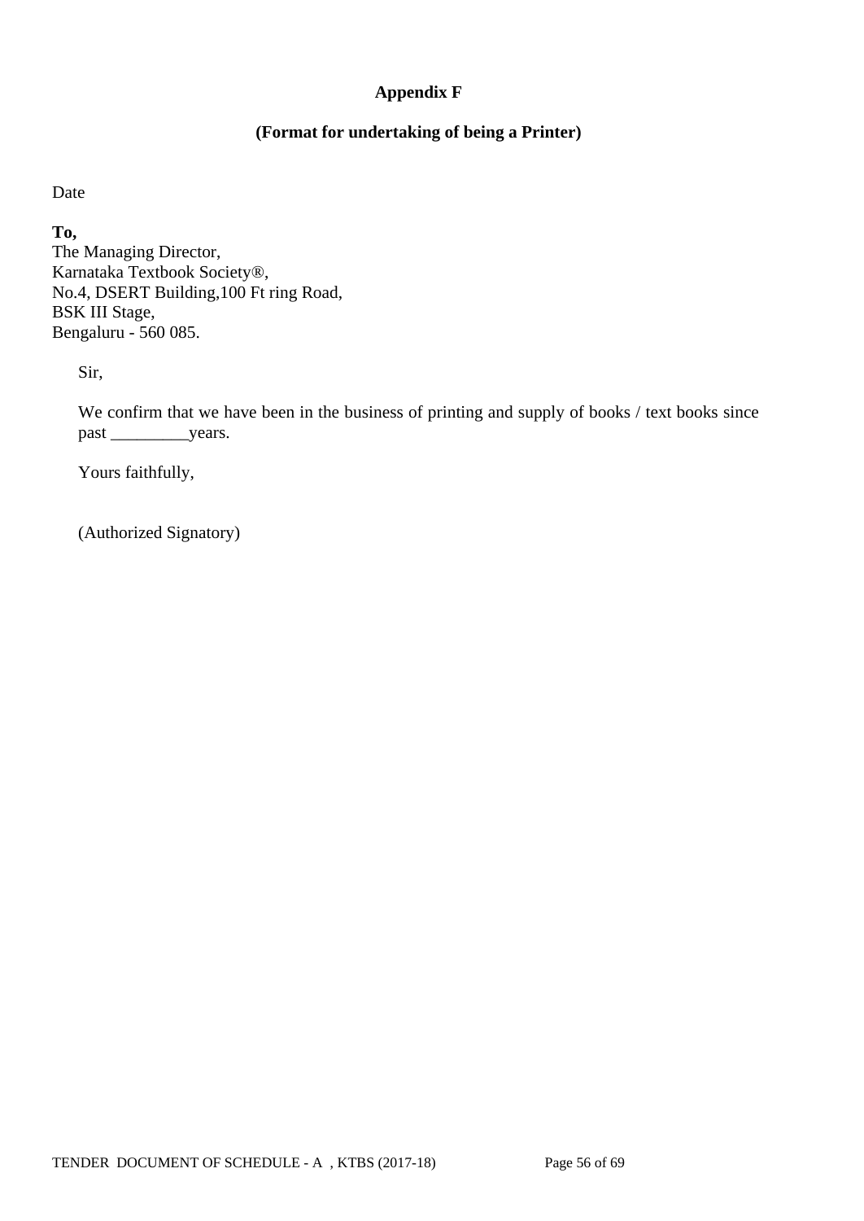**Appendix F**

**(Format for undertaking of being a Printer)**

Date

**To,**
The Managing Director,
Karnataka Textbook Society®,
No.4, DSERT Building,100 Ft ring Road,
BSK III Stage,
Bengaluru - 560 085.

Sir,

We confirm that we have been in the business of printing and supply of books / text books since past _________years.

Yours faithfully,

(Authorized Signatory)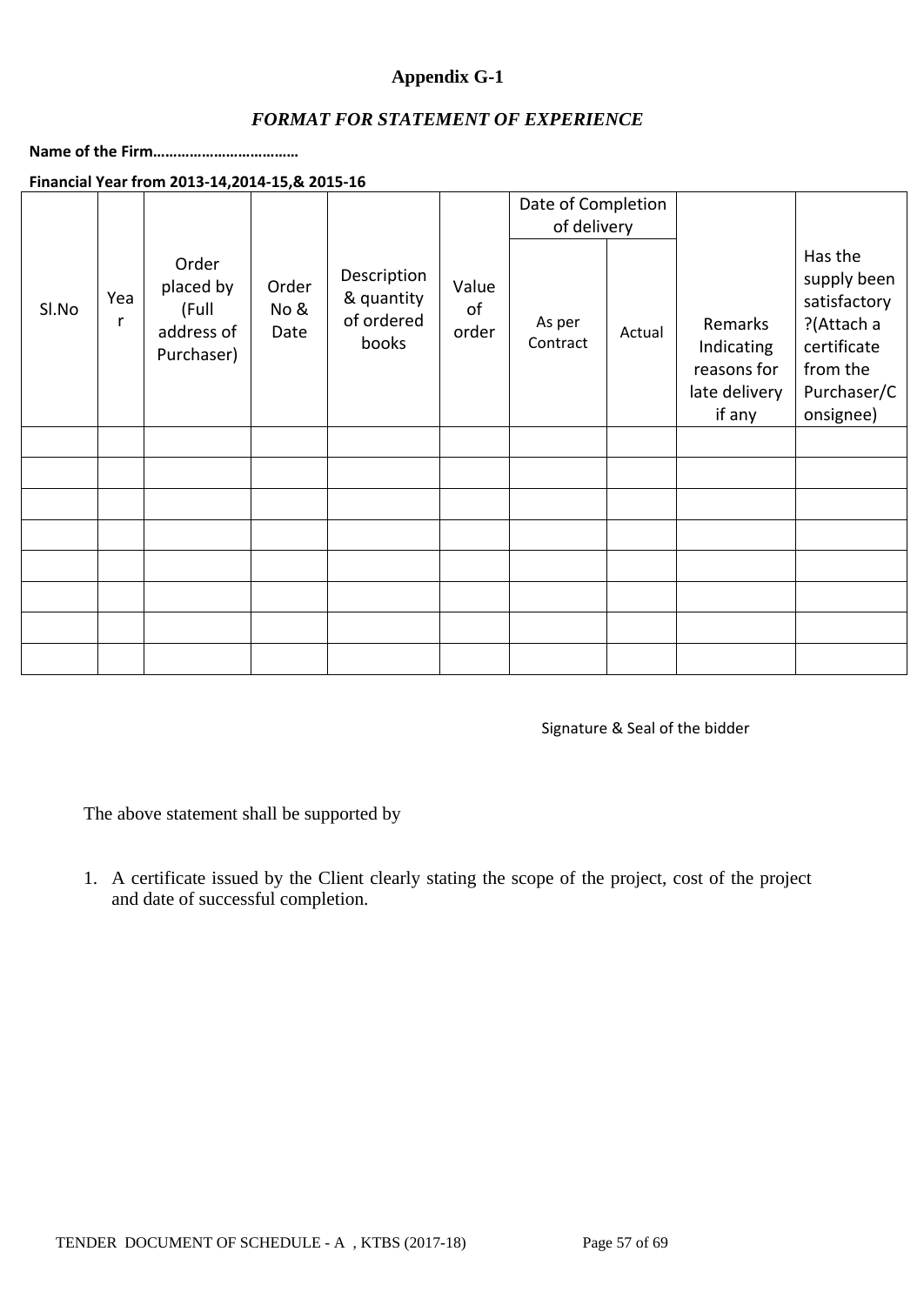# Appendix G-1

## *FORMAT FOR STATEMENT OF EXPERIENCE*

**Name of the Firm………………………………**

**Financial Year from 2013-14,2014-15,& 2015-16**

| Sl.No | Year | Order placed by (Full address of Purchaser) | Order No & Date | Description & quantity of ordered books | Value of order | Date of Completion of delivery | | Remarks Indicating reasons for late delivery if any | Has the supply been satisfactory ?(Attach a certificate from the Purchaser/Consignee) |
|---|---|---|---|---|---|---|---|---|---|
| | | | | | | As per Contract | Actual | | |
| | | | | | | | | | |
| | | | | | | | | | |
| | | | | | | | | | |
| | | | | | | | | | |
| | | | | | | | | | |
| | | | | | | | | | |
| | | | | | | | | | |
| | | | | | | | | | |

Signature & Seal of the bidder

The above statement shall be supported by

1. A certificate issued by the Client clearly stating the scope of the project, cost of the project and date of successful completion.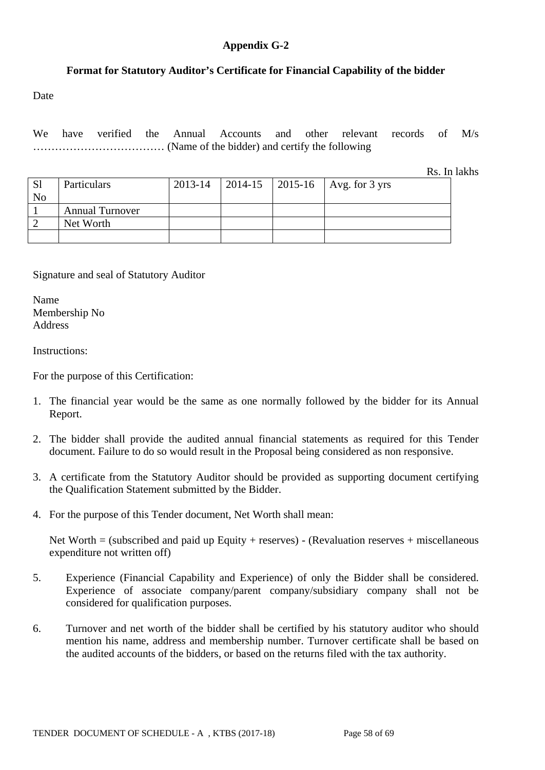## Appendix G-2

### Format for Statutory Auditor's Certificate for Financial Capability of the bidder

Date

We have verified the Annual Accounts and other relevant records of M/s ……………………………… (Name of the bidder) and certify the following

Rs. In lakhs

| Sl No | Particulars | 2013-14 | 2014-15 | 2015-16 | Avg. for 3 yrs |
|---|---|---|---|---|---|
| 1 | Annual Turnover | | | | |
| 2 | Net Worth | | | | |
| | | | | | |

Signature and seal of Statutory Auditor

Name
Membership No
Address

Instructions:

For the purpose of this Certification:

1. The financial year would be the same as one normally followed by the bidder for its Annual Report.
2. The bidder shall provide the audited annual financial statements as required for this Tender document. Failure to do so would result in the Proposal being considered as non responsive.
3. A certificate from the Statutory Auditor should be provided as supporting document certifying the Qualification Statement submitted by the Bidder.
4. For the purpose of this Tender document, Net Worth shall mean:

   Net Worth = (subscribed and paid up Equity + reserves) - (Revaluation reserves + miscellaneous expenditure not written off)

5. Experience (Financial Capability and Experience) of only the Bidder shall be considered. Experience of associate company/parent company/subsidiary company shall not be considered for qualification purposes.
6. Turnover and net worth of the bidder shall be certified by his statutory auditor who should mention his name, address and membership number. Turnover certificate shall be based on the audited accounts of the bidders, or based on the returns filed with the tax authority.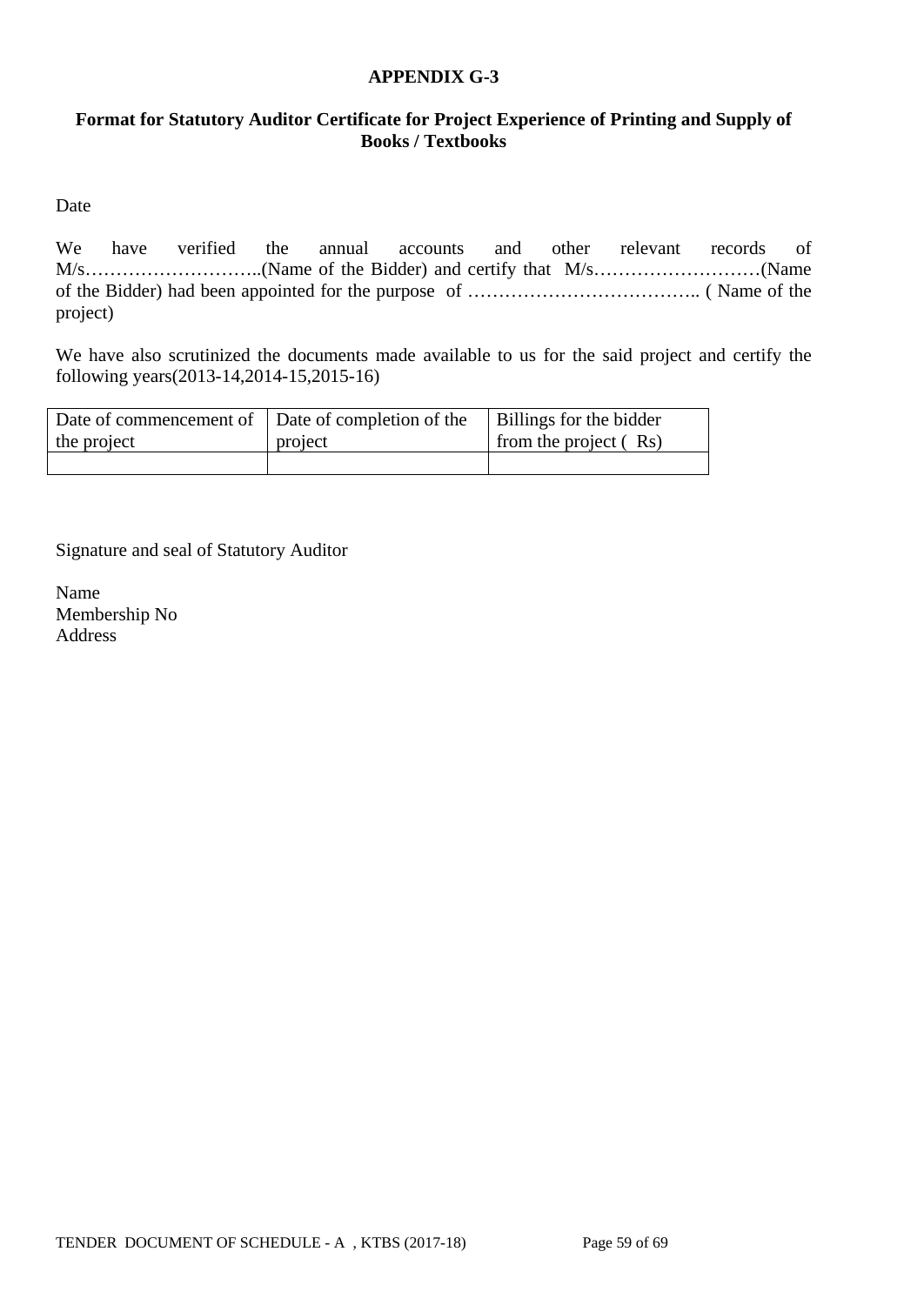**APPENDIX G-3**

**Format for Statutory Auditor Certificate for Project Experience of Printing and Supply of Books / Textbooks**

Date

We have verified the annual accounts and other relevant records of M/s………………………..(Name of the Bidder) and certify that M/s………………………(Name of the Bidder) had been appointed for the purpose of ……………………………….. ( Name of the project)

We have also scrutinized the documents made available to us for the said project and certify the following years(2013-14,2014-15,2015-16)

| Date of commencement of the project | Date of completion of the project | Billings for the bidder from the project ( Rs) |
|---|---|---|
| | | |

Signature and seal of Statutory Auditor

Name
Membership No
Address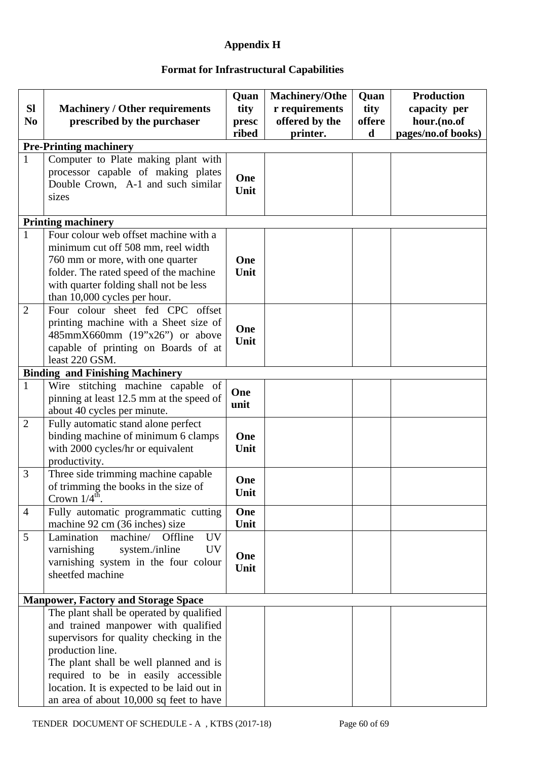## Appendix H

## Format for Infrastructural Capabilities

| Sl No | Machinery / Other requirements prescribed by the purchaser | Quantity prescribed | Machinery/Other requirements offered by the printer. | Quantity offered | Production capacity per hour.(no.of pages/no.of books) |
|---|---|---|---|---|---|
| **Pre-Printing machinery** | | | | | |
| 1 | Computer to Plate making plant with processor capable of making plates Double Crown, A-1 and such similar sizes | **One Unit** | | | |
| **Printing machinery** | | | | | |
| 1 | Four colour web offset machine with a minimum cut off 508 mm, reel width 760 mm or more, with one quarter folder. The rated speed of the machine with quarter folding shall not be less than 10,000 cycles per hour. | **One Unit** | | | |
| 2 | Four colour sheet fed CPC offset printing machine with a Sheet size of 485mmX660mm (19"x26") or above capable of printing on Boards of at least 220 GSM. | **One Unit** | | | |
| **Binding and Finishing Machinery** | | | | | |
| 1 | Wire stitching machine capable of pinning at least 12.5 mm at the speed of about 40 cycles per minute. | **One unit** | | | |
| 2 | Fully automatic stand alone perfect binding machine of minimum 6 clamps with 2000 cycles/hr or equivalent productivity. | **One Unit** | | | |
| 3 | Three side trimming machine capable of trimming the books in the size of Crown 1/4th. | **One Unit** | | | |
| 4 | Fully automatic programmatic cutting machine 92 cm (36 inches) size | **One Unit** | | | |
| 5 | Lamination machine/ Offline UV varnishing system./inline UV varnishing system in the four colour sheetfed machine | **One Unit** | | | |
| **Manpower, Factory and Storage Space** | | | | | |
| | The plant shall be operated by qualified and trained manpower with qualified supervisors for quality checking in the production line. The plant shall be well planned and is required to be in easily accessible location. It is expected to be laid out in an area of about 10,000 sq feet to have | | | | |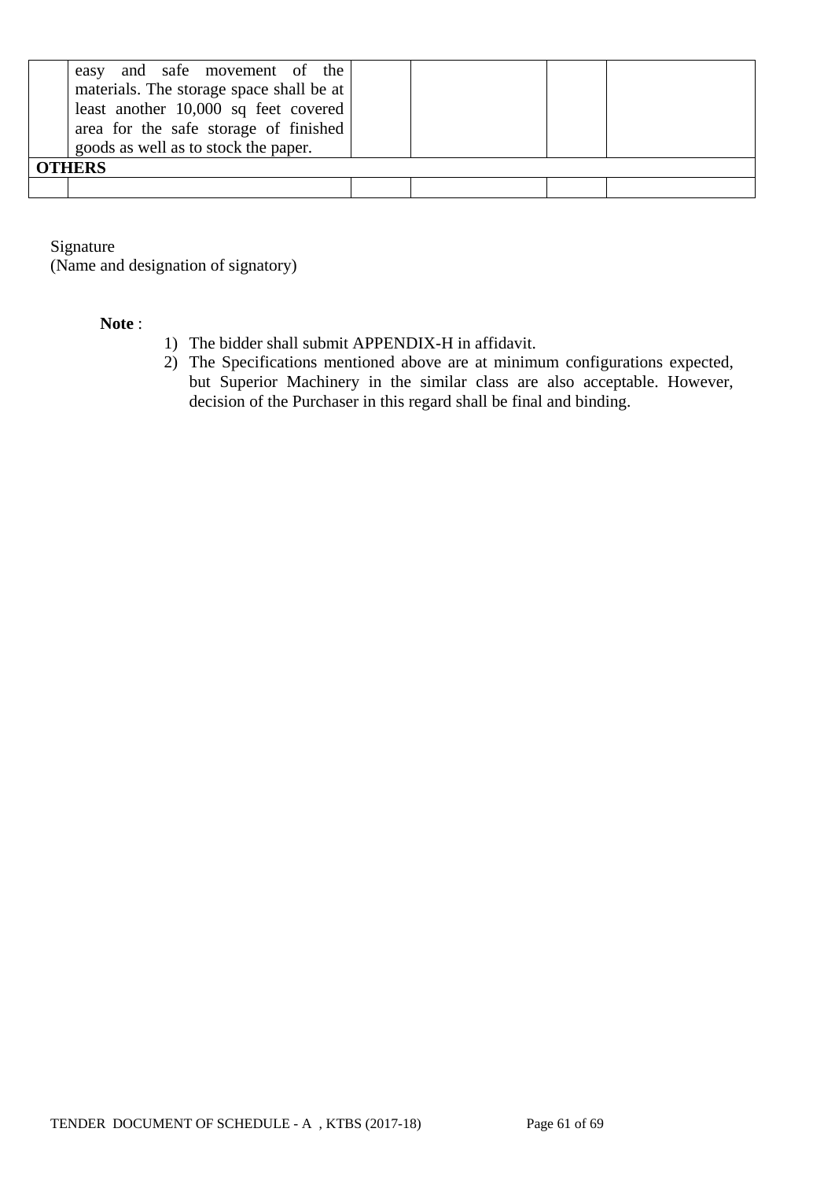| | | | | | |
|---|---|---|---|---|---|
| | easy and safe movement of the materials. The storage space shall be at least another 10,000 sq feet covered area for the safe storage of finished goods as well as to stock the paper. | | | | |
| **OTHERS** | | | | | |
| | | | | | |

Signature
(Name and designation of signatory)

**Note** :

1) The bidder shall submit APPENDIX-H in affidavit.
2) The Specifications mentioned above are at minimum configurations expected, but Superior Machinery in the similar class are also acceptable. However, decision of the Purchaser in this regard shall be final and binding.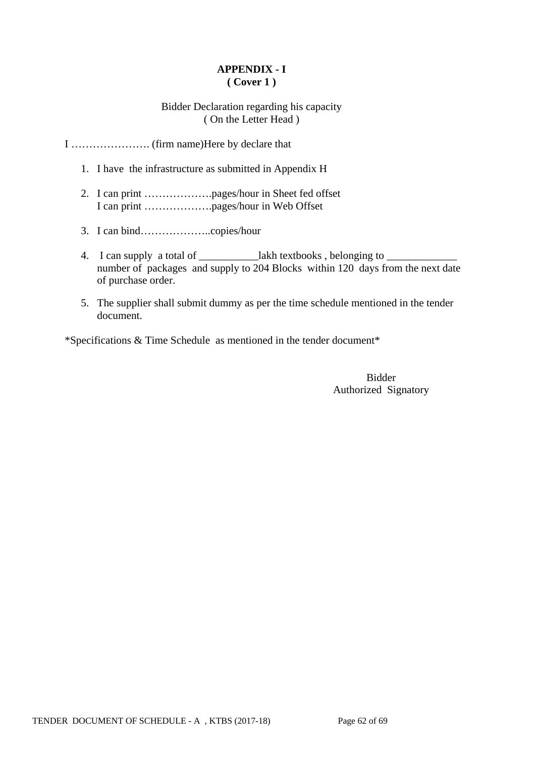**APPENDIX - I**
**( Cover 1 )**

Bidder Declaration regarding his capacity
( On the Letter Head )

I …………………. (firm name)Here by declare that

1. I have the infrastructure as submitted in Appendix H
2. I can print ……………….pages/hour in Sheet fed offset
   I can print ……………….pages/hour in Web Offset
3. I can bind………………..copies/hour
4. I can supply a total of ___________lakh textbooks , belonging to _____________ number of packages and supply to 204 Blocks within 120 days from the next date of purchase order.
5. The supplier shall submit dummy as per the time schedule mentioned in the tender document.

*Specifications & Time Schedule as mentioned in the tender document*

Bidder
Authorized Signatory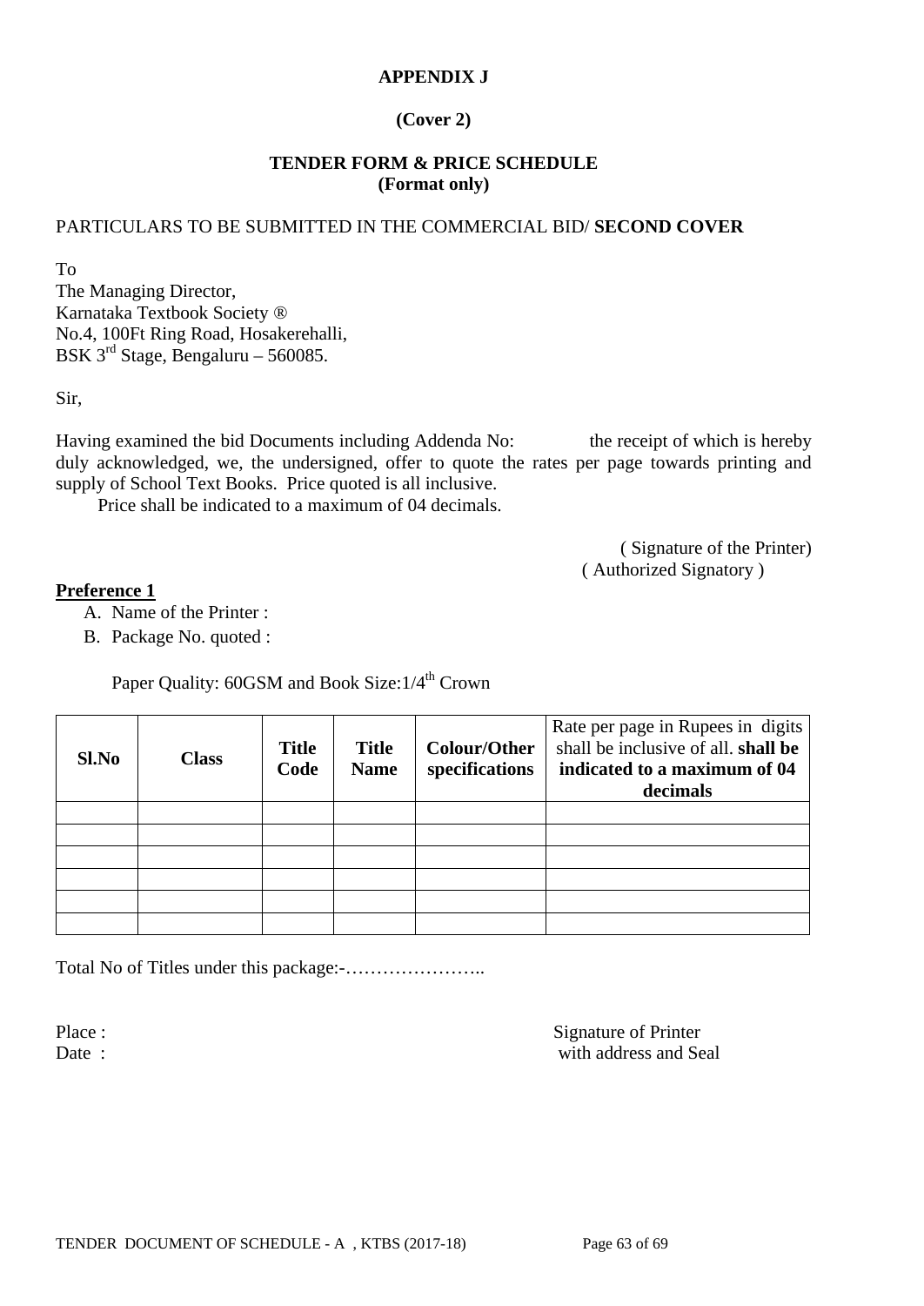**APPENDIX J**

**(Cover 2)**

**TENDER FORM & PRICE SCHEDULE**
**(Format only)**

PARTICULARS TO BE SUBMITTED IN THE COMMERCIAL BID/ **SECOND COVER**

To
The Managing Director,
Karnataka Textbook Society ®
No.4, 100Ft Ring Road, Hosakerehalli,
BSK 3rd Stage, Bengaluru – 560085.

Sir,

Having examined the bid Documents including Addenda No: the receipt of which is hereby duly acknowledged, we, the undersigned, offer to quote the rates per page towards printing and supply of School Text Books. Price quoted is all inclusive.

Price shall be indicated to a maximum of 04 decimals.

( Signature of the Printer)
( Authorized Signatory )

**Preference 1**

A. Name of the Printer :
B. Package No. quoted :

Paper Quality: 60GSM and Book Size:1/4th Crown

| Sl.No | Class | Title Code | Title Name | Colour/Other specifications | Rate per page in Rupees in digits shall be inclusive of all. **shall be indicated to a maximum of 04 decimals** |
|---|---|---|---|---|---|
| | | | | | |
| | | | | | |
| | | | | | |
| | | | | | |
| | | | | | |
| | | | | | |

Total No of Titles under this package:-…………………..

Place :
Date :

Signature of Printer
with address and Seal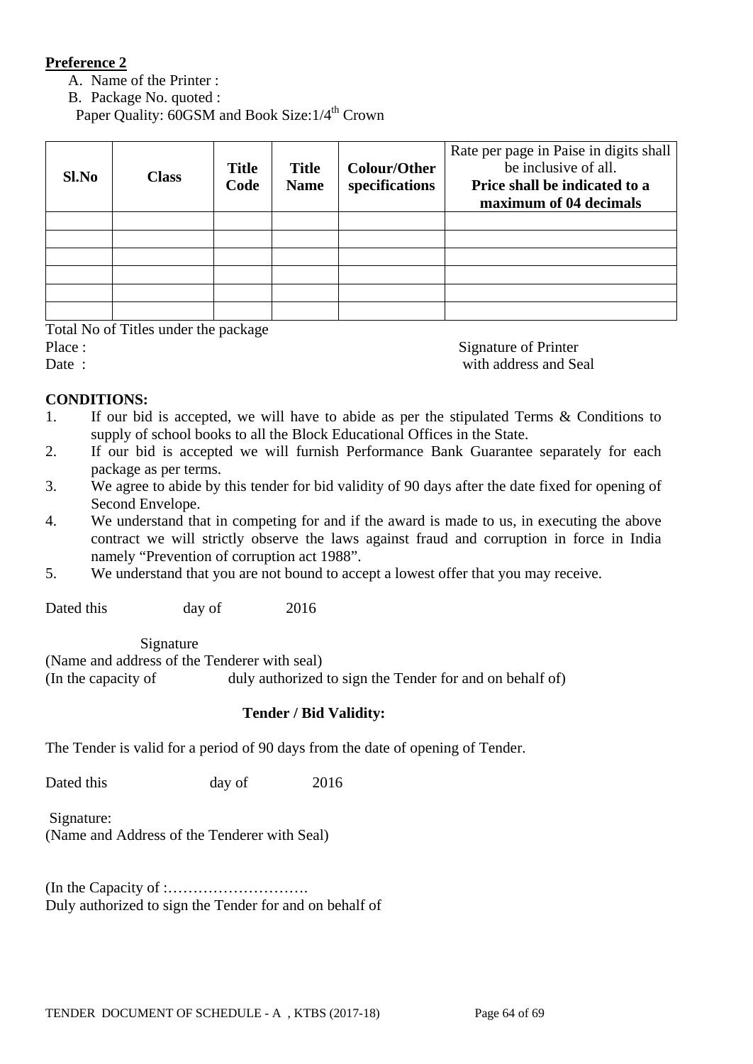**Preference 2**

A. Name of the Printer :
B. Package No. quoted :

Paper Quality: 60GSM and Book Size:1/4th Crown

| Sl.No | Class | Title Code | Title Name | Colour/Other specifications | Rate per page in Paise in digits shall be inclusive of all. **Price shall be indicated to a maximum of 04 decimals** |
|---|---|---|---|---|---|
| | | | | | |
| | | | | | |
| | | | | | |
| | | | | | |
| | | | | | |
| | | | | | |

Total No of Titles under the package

Place :

Date :

Signature of Printer
with address and Seal

**CONDITIONS:**

1. If our bid is accepted, we will have to abide as per the stipulated Terms & Conditions to supply of school books to all the Block Educational Offices in the State.
2. If our bid is accepted we will furnish Performance Bank Guarantee separately for each package as per terms.
3. We agree to abide by this tender for bid validity of 90 days after the date fixed for opening of Second Envelope.
4. We understand that in competing for and if the award is made to us, in executing the above contract we will strictly observe the laws against fraud and corruption in force in India namely "Prevention of corruption act 1988".
5. We understand that you are not bound to accept a lowest offer that you may receive.

Dated this day of 2016

Signature
(Name and address of the Tenderer with seal)
(In the capacity of duly authorized to sign the Tender for and on behalf of)

**Tender / Bid Validity:**

The Tender is valid for a period of 90 days from the date of opening of Tender.

Dated this day of 2016

Signature:
(Name and Address of the Tenderer with Seal)

(In the Capacity of :……………………….
Duly authorized to sign the Tender for and on behalf of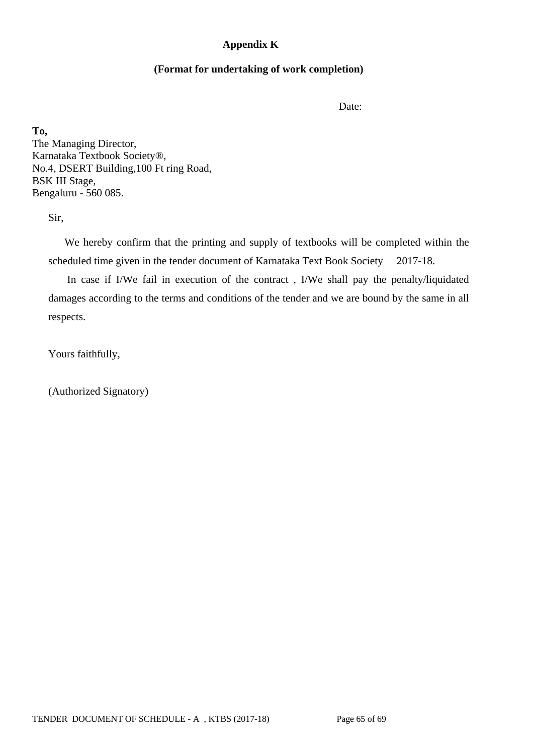**Appendix K**

**(Format for undertaking of work completion)**

Date:

**To,**
The Managing Director,
Karnataka Textbook Society®,
No.4, DSERT Building,100 Ft ring Road,
BSK III Stage,
Bengaluru - 560 085.

Sir,

We hereby confirm that the printing and supply of textbooks will be completed within the scheduled time given in the tender document of Karnataka Text Book Society 2017-18.

In case if I/We fail in execution of the contract , I/We shall pay the penalty/liquidated damages according to the terms and conditions of the tender and we are bound by the same in all respects.

Yours faithfully,

(Authorized Signatory)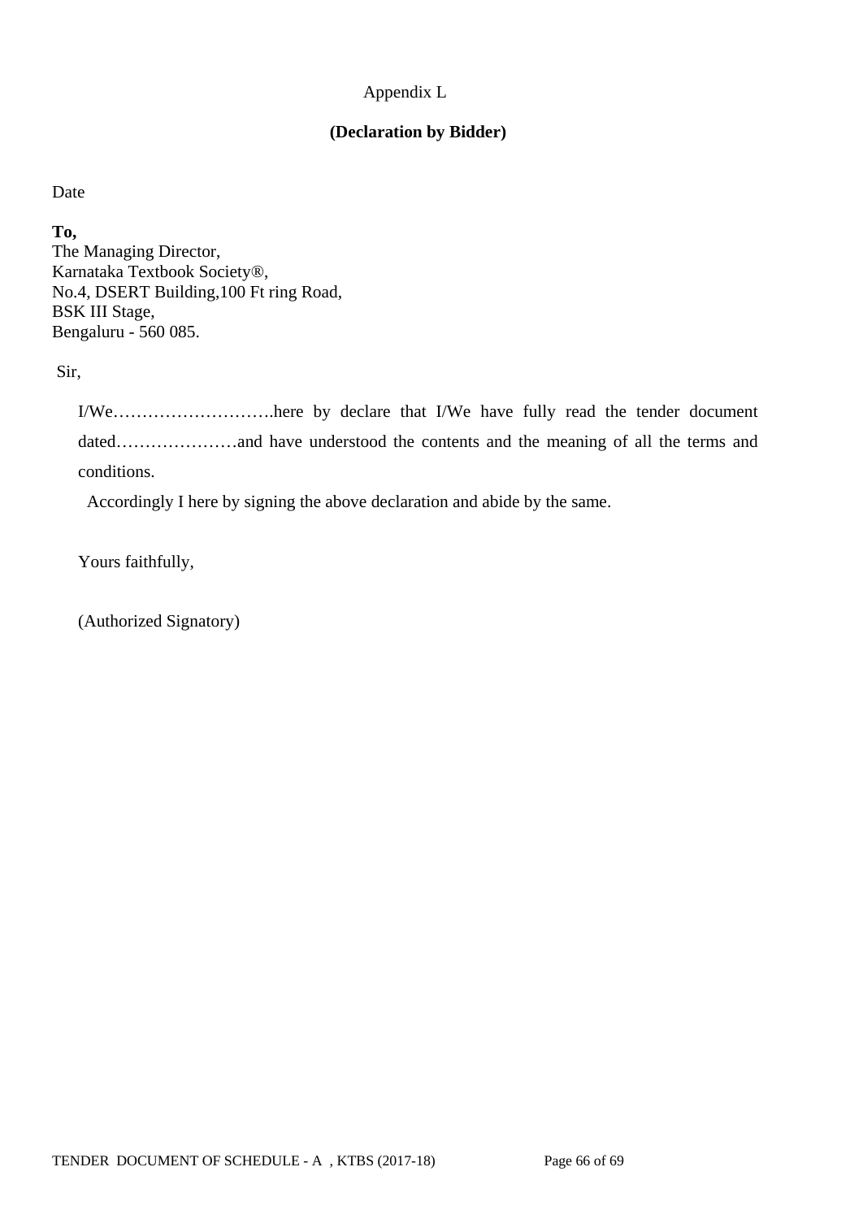Appendix L

**(Declaration by Bidder)**

Date

**To,**
The Managing Director,
Karnataka Textbook Society®,
No.4, DSERT Building,100 Ft ring Road,
BSK III Stage,
Bengaluru - 560 085.

Sir,

I/We……………………….here by declare that I/We have fully read the tender document dated…………………and have understood the contents and the meaning of all the terms and conditions.

Accordingly I here by signing the above declaration and abide by the same.

Yours faithfully,

(Authorized Signatory)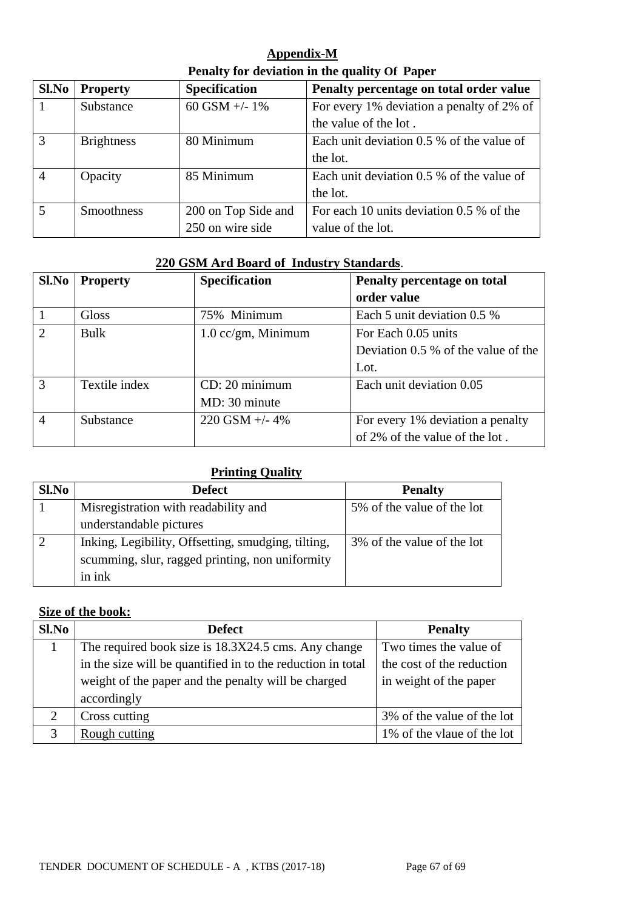## Appendix-M

**Penalty for deviation in the quality Of Paper**

| Sl.No | Property | Specification | Penalty percentage on total order value |
|---|---|---|---|
| 1 | Substance | 60 GSM +/- 1% | For every 1% deviation a penalty of 2% of the value of the lot . |
| 3 | Brightness | 80 Minimum | Each unit deviation 0.5 % of the value of the lot. |
| 4 | Opacity | 85 Minimum | Each unit deviation 0.5 % of the value of the lot. |
| 5 | Smoothness | 200 on Top Side and 250 on wire side | For each 10 units deviation 0.5 % of the value of the lot. |

**220 GSM Ard Board of Industry Standards**.

| Sl.No | Property | Specification | Penalty percentage on total order value |
|---|---|---|---|
| 1 | Gloss | 75% Minimum | Each 5 unit deviation 0.5 % |
| 2 | Bulk | 1.0 cc/gm, Minimum | For Each 0.05 units Deviation 0.5 % of the value of the Lot. |
| 3 | Textile index | CD: 20 minimum MD: 30 minute | Each unit deviation 0.05 |
| 4 | Substance | 220 GSM +/- 4% | For every 1% deviation a penalty of 2% of the value of the lot . |

**Printing Quality**

| Sl.No | Defect | Penalty |
|---|---|---|
| 1 | Misregistration with readability and understandable pictures | 5% of the value of the lot |
| 2 | Inking, Legibility, Offsetting, smudging, tilting, scumming, slur, ragged printing, non uniformity in ink | 3% of the value of the lot |

**Size of the book:**

| Sl.No | Defect | Penalty |
|---|---|---|
| 1 | The required book size is 18.3X24.5 cms. Any change in the size will be quantified in to the reduction in total weight of the paper and the penalty will be charged accordingly | Two times the value of the cost of the reduction in weight of the paper |
| 2 | Cross cutting | 3% of the value of the lot |
| 3 | Rough cutting | 1% of the vlaue of the lot |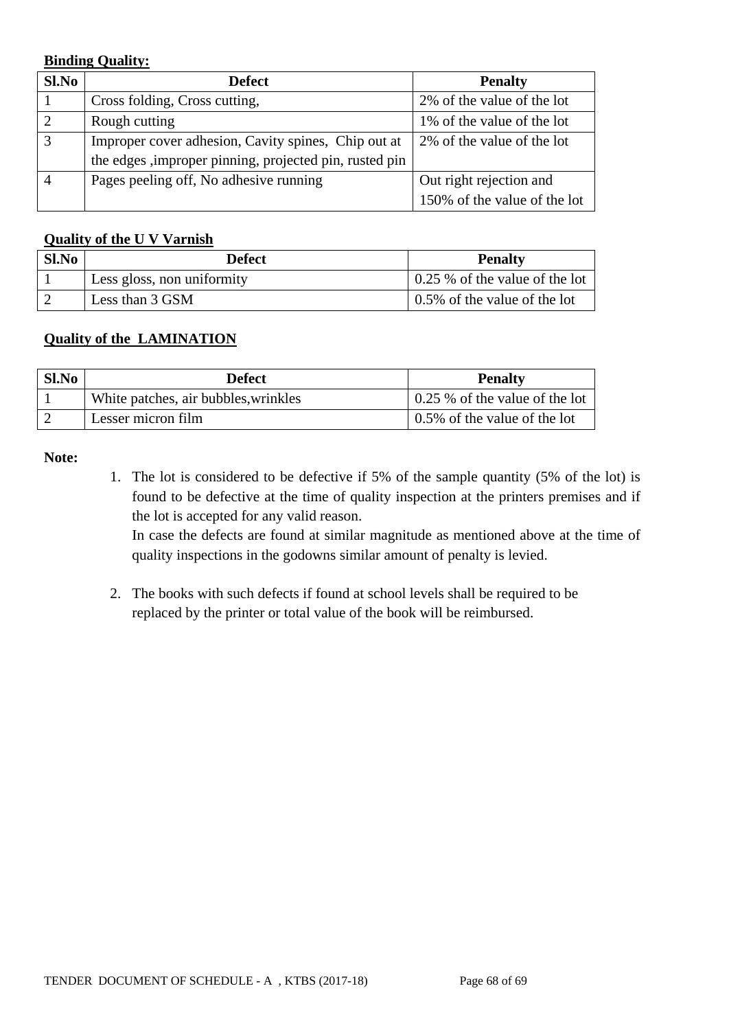**Binding Quality:**

| Sl.No | Defect | Penalty |
|---|---|---|
| 1 | Cross folding, Cross cutting, | 2% of the value of the lot |
| 2 | Rough cutting | 1% of the value of the lot |
| 3 | Improper cover adhesion, Cavity spines, Chip out at the edges ,improper pinning, projected pin, rusted pin | 2% of the value of the lot |
| 4 | Pages peeling off, No adhesive running | Out right rejection and 150% of the value of the lot |

**Quality of the U V Varnish**

| Sl.No | Defect | Penalty |
|---|---|---|
| 1 | Less gloss, non uniformity | 0.25 % of the value of the lot |
| 2 | Less than 3 GSM | 0.5% of the value of the lot |

**Quality of the LAMINATION**

| Sl.No | Defect | Penalty |
|---|---|---|
| 1 | White patches, air bubbles,wrinkles | 0.25 % of the value of the lot |
| 2 | Lesser micron film | 0.5% of the value of the lot |

**Note:**

1. The lot is considered to be defective if 5% of the sample quantity (5% of the lot) is found to be defective at the time of quality inspection at the printers premises and if the lot is accepted for any valid reason.
   In case the defects are found at similar magnitude as mentioned above at the time of quality inspections in the godowns similar amount of penalty is levied.

2. The books with such defects if found at school levels shall be required to be replaced by the printer or total value of the book will be reimbursed.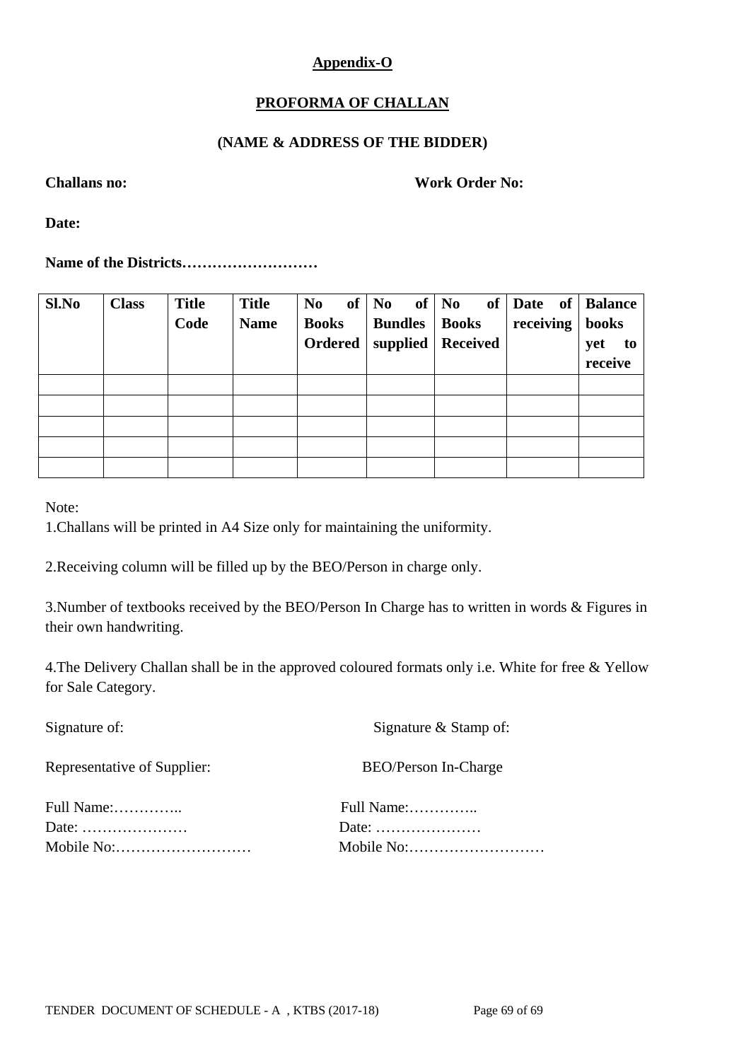**Appendix-O**

**PROFORMA OF CHALLAN**

**(NAME & ADDRESS OF THE BIDDER)**

**Challans no:** **Work Order No:**

**Date:**

**Name of the Districts………………………**

| Sl.No | Class | Title Code | Title Name | No of Books Ordered | No of Bundles supplied | No of Books Received | Date of receiving | Balance books yet to receive |
|---|---|---|---|---|---|---|---|---|
| | | | | | | | | |
| | | | | | | | | |
| | | | | | | | | |
| | | | | | | | | |
| | | | | | | | | |

Note:

1.Challans will be printed in A4 Size only for maintaining the uniformity.

2.Receiving column will be filled up by the BEO/Person in charge only.

3.Number of textbooks received by the BEO/Person In Charge has to written in words & Figures in their own handwriting.

4.The Delivery Challan shall be in the approved coloured formats only i.e. White for free & Yellow for Sale Category.

Signature of:

Representative of Supplier:

Full Name:…………..
Date: …………………
Mobile No:………………………

Signature & Stamp of:

BEO/Person In-Charge

Full Name:…………..
Date: …………………
Mobile No:………………………